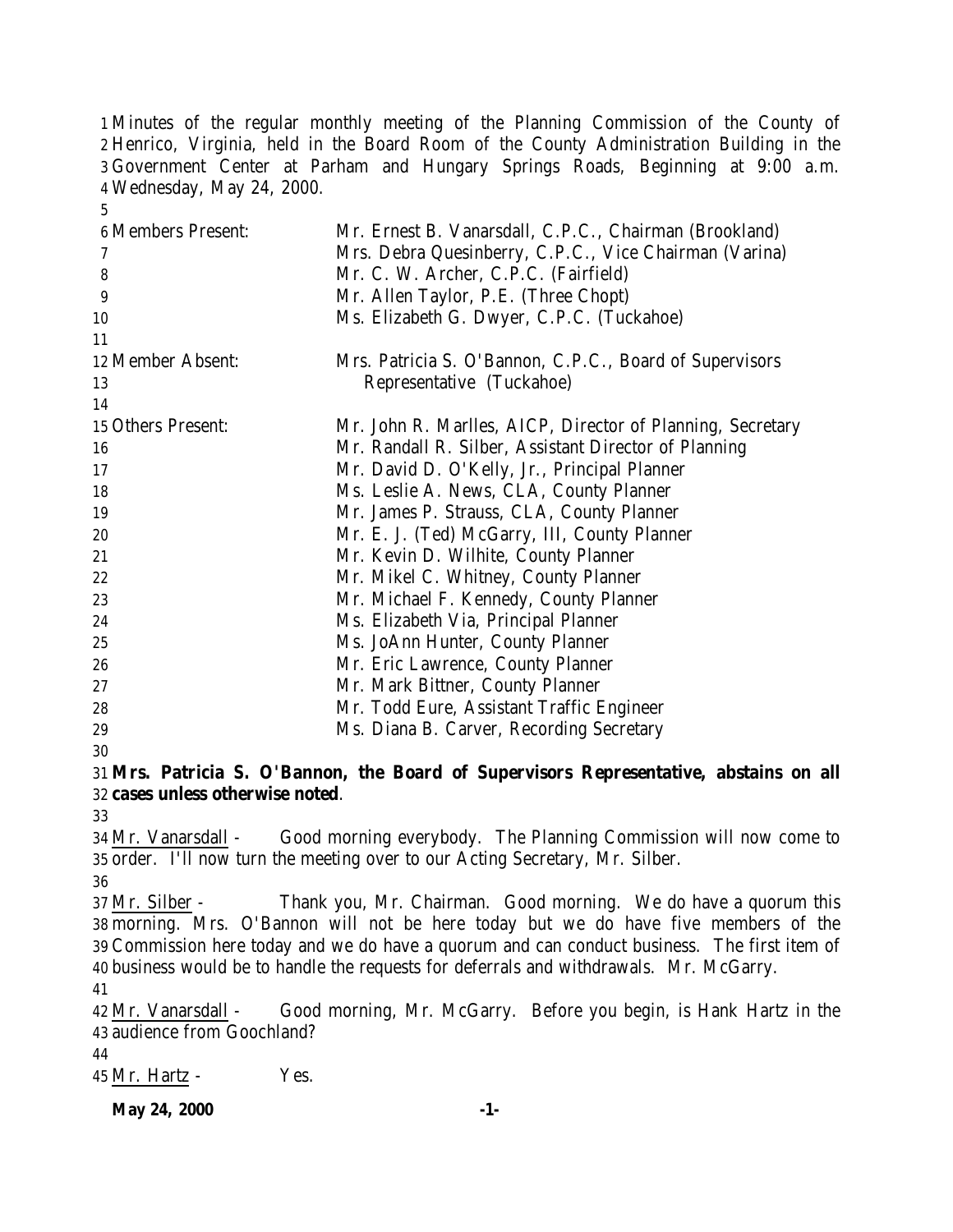Minutes of the regular monthly meeting of the Planning Commission of the County of Henrico, Virginia, held in the Board Room of the County Administration Building in the Government Center at Parham and Hungary Springs Roads, Beginning at 9:00 a.m. Wednesday, May 24, 2000.

| | |
|---|---|
| Members Present: | Mr. Ernest B. Vanarsdall, C.P.C., Chairman (Brookland) |
| | Mrs. Debra Quesinberry, C.P.C., Vice Chairman (Varina) |
| | Mr. C. W. Archer, C.P.C. (Fairfield) |
| | Mr. Allen Taylor, P.E. (Three Chopt) |
| | Ms. Elizabeth G. Dwyer, C.P.C. (Tuckahoe) |
| Member Absent: | Mrs. Patricia S. O'Bannon, C.P.C., Board of Supervisors Representative (Tuckahoe) |
| Others Present: | Mr. John R. Marlles, AICP, Director of Planning, Secretary |
| | Mr. Randall R. Silber, Assistant Director of Planning |
| | Mr. David D. O'Kelly, Jr., Principal Planner |
| | Ms. Leslie A. News, CLA, County Planner |
| | Mr. James P. Strauss, CLA, County Planner |
| | Mr. E. J. (Ted) McGarry, III, County Planner |
| | Mr. Kevin D. Wilhite, County Planner |
| | Mr. Mikel C. Whitney, County Planner |
| | Mr. Michael F. Kennedy, County Planner |
| | Ms. Elizabeth Via, Principal Planner |
| | Ms. JoAnn Hunter, County Planner |
| | Mr. Eric Lawrence, County Planner |
| | Mr. Mark Bittner, County Planner |
| | Mr. Todd Eure, Assistant Traffic Engineer |
| | Ms. Diana B. Carver, Recording Secretary |

**Mrs. Patricia S. O'Bannon, the Board of Supervisors Representative, abstains on all cases unless otherwise noted**.

Mr. Vanarsdall - Good morning everybody. The Planning Commission will now come to order. I'll now turn the meeting over to our Acting Secretary, Mr. Silber.

Mr. Silber - Thank you, Mr. Chairman. Good morning. We do have a quorum this morning. Mrs. O'Bannon will not be here today but we do have five members of the Commission here today and we do have a quorum and can conduct business. The first item of business would be to handle the requests for deferrals and withdrawals. Mr. McGarry.

Mr. Vanarsdall - Good morning, Mr. McGarry. Before you begin, is Hank Hartz in the audience from Goochland?

Mr. Hartz - Yes.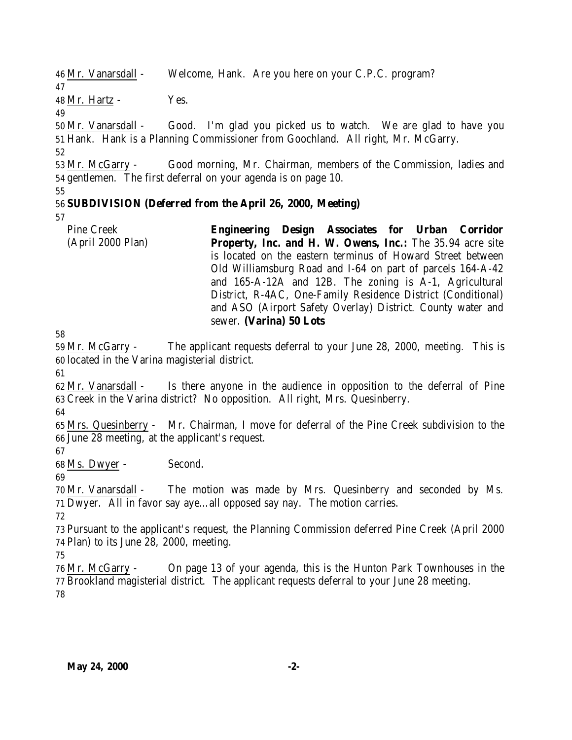Mr. Vanarsdall - Welcome, Hank. Are you here on your C.P.C. program?

Mr. Hartz - Yes.

Mr. Vanarsdall - Good. I'm glad you picked us to watch. We are glad to have you Hank. Hank is a Planning Commissioner from Goochland. All right, Mr. McGarry.

Mr. McGarry - Good morning, Mr. Chairman, members of the Commission, ladies and gentlemen. The first deferral on your agenda is on page 10.

**SUBDIVISION (Deferred from the April 26, 2000, Meeting)**

| | |
|---|---|
| Pine Creek (April 2000 Plan) | **Engineering Design Associates for Urban Corridor Property, Inc. and H. W. Owens, Inc.:** The 35.94 acre site is located on the eastern terminus of Howard Street between Old Williamsburg Road and I-64 on part of parcels 164-A-42 and 165-A-12A and 12B. The zoning is A-1, Agricultural District, R-4AC, One-Family Residence District (Conditional) and ASO (Airport Safety Overlay) District. County water and sewer. **(Varina) 50 Lots** |

Mr. McGarry - The applicant requests deferral to your June 28, 2000, meeting. This is located in the Varina magisterial district.

Mr. Vanarsdall - Is there anyone in the audience in opposition to the deferral of Pine Creek in the Varina district? No opposition. All right, Mrs. Quesinberry.

Mrs. Quesinberry - Mr. Chairman, I move for deferral of the Pine Creek subdivision to the June 28 meeting, at the applicant's request.

Ms. Dwyer - Second.

Mr. Vanarsdall - The motion was made by Mrs. Quesinberry and seconded by Ms. Dwyer. All in favor say aye…all opposed say nay. The motion carries.

Pursuant to the applicant's request, the Planning Commission deferred Pine Creek (April 2000 Plan) to its June 28, 2000, meeting.

Mr. McGarry - On page 13 of your agenda, this is the Hunton Park Townhouses in the Brookland magisterial district. The applicant requests deferral to your June 28 meeting.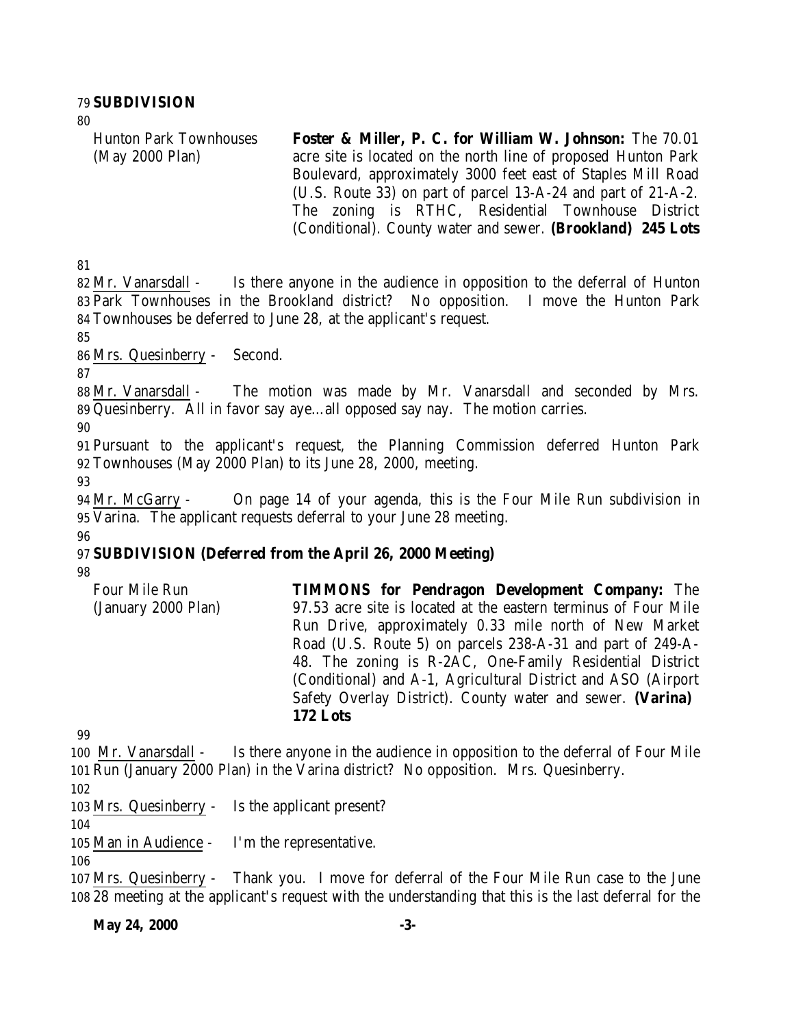**SUBDIVISION**

| | |
|---|---|
| Hunton Park Townhouses (May 2000 Plan) | **Foster & Miller, P. C. for William W. Johnson:** The 70.01 acre site is located on the north line of proposed Hunton Park Boulevard, approximately 3000 feet east of Staples Mill Road (U.S. Route 33) on part of parcel 13-A-24 and part of 21-A-2. The zoning is RTHC, Residential Townhouse District (Conditional). County water and sewer. **(Brookland) 245 Lots** |

Mr. Vanarsdall - Is there anyone in the audience in opposition to the deferral of Hunton Park Townhouses in the Brookland district? No opposition. I move the Hunton Park Townhouses be deferred to June 28, at the applicant's request.

Mrs. Quesinberry - Second.

Mr. Vanarsdall - The motion was made by Mr. Vanarsdall and seconded by Mrs. Quesinberry. All in favor say aye…all opposed say nay. The motion carries.

Pursuant to the applicant's request, the Planning Commission deferred Hunton Park Townhouses (May 2000 Plan) to its June 28, 2000, meeting.

Mr. McGarry - On page 14 of your agenda, this is the Four Mile Run subdivision in Varina. The applicant requests deferral to your June 28 meeting.

**SUBDIVISION (Deferred from the April 26, 2000 Meeting)**

| | |
|---|---|
| Four Mile Run (January 2000 Plan) | **TIMMONS for Pendragon Development Company:** The 97.53 acre site is located at the eastern terminus of Four Mile Run Drive, approximately 0.33 mile north of New Market Road (U.S. Route 5) on parcels 238-A-31 and part of 249-A-48. The zoning is R-2AC, One-Family Residential District (Conditional) and A-1, Agricultural District and ASO (Airport Safety Overlay District). County water and sewer. **(Varina) 172 Lots** |

Mr. Vanarsdall - Is there anyone in the audience in opposition to the deferral of Four Mile Run (January 2000 Plan) in the Varina district? No opposition. Mrs. Quesinberry.

Mrs. Quesinberry - Is the applicant present?

Man in Audience - I'm the representative.

Mrs. Quesinberry - Thank you. I move for deferral of the Four Mile Run case to the June 28 meeting at the applicant's request with the understanding that this is the last deferral for the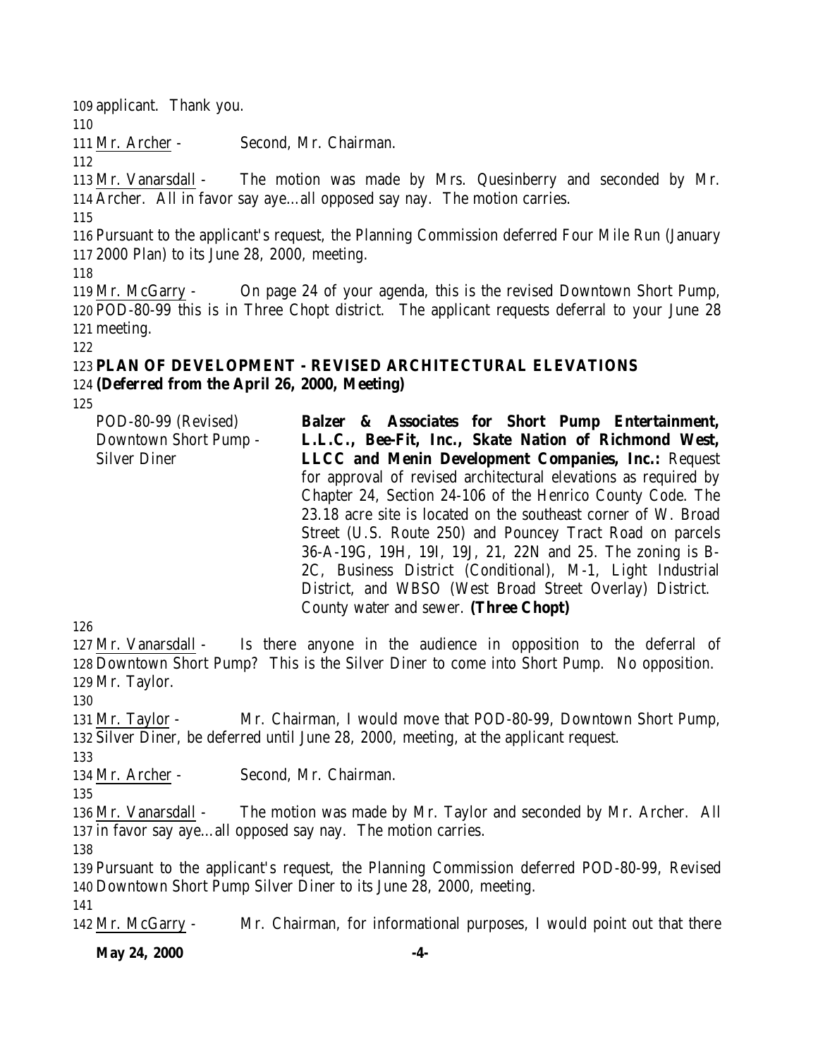applicant. Thank you.

Mr. Archer - Second, Mr. Chairman.

Mr. Vanarsdall - The motion was made by Mrs. Quesinberry and seconded by Mr. Archer. All in favor say aye…all opposed say nay. The motion carries.

Pursuant to the applicant's request, the Planning Commission deferred Four Mile Run (January 2000 Plan) to its June 28, 2000, meeting.

Mr. McGarry - On page 24 of your agenda, this is the revised Downtown Short Pump, POD-80-99 this is in Three Chopt district. The applicant requests deferral to your June 28 meeting.

**PLAN OF DEVELOPMENT - REVISED ARCHITECTURAL ELEVATIONS**
**(Deferred from the April 26, 2000, Meeting)**

POD-80-99 (Revised)
Downtown Short Pump - Silver Diner

**Balzer & Associates for Short Pump Entertainment, L.L.C., Bee-Fit, Inc., Skate Nation of Richmond West, LLCC and Menin Development Companies, Inc.:** Request for approval of revised architectural elevations as required by Chapter 24, Section 24-106 of the Henrico County Code. The 23.18 acre site is located on the southeast corner of W. Broad Street (U.S. Route 250) and Pouncey Tract Road on parcels 36-A-19G, 19H, 19I, 19J, 21, 22N and 25. The zoning is B-2C, Business District (Conditional), M-1, Light Industrial District, and WBSO (West Broad Street Overlay) District. County water and sewer. **(Three Chopt)**

Mr. Vanarsdall - Is there anyone in the audience in opposition to the deferral of Downtown Short Pump? This is the Silver Diner to come into Short Pump. No opposition. Mr. Taylor.

Mr. Taylor - Mr. Chairman, I would move that POD-80-99, Downtown Short Pump, Silver Diner, be deferred until June 28, 2000, meeting, at the applicant request.

Mr. Archer - Second, Mr. Chairman.

Mr. Vanarsdall - The motion was made by Mr. Taylor and seconded by Mr. Archer. All in favor say aye…all opposed say nay. The motion carries.

Pursuant to the applicant's request, the Planning Commission deferred POD-80-99, Revised Downtown Short Pump Silver Diner to its June 28, 2000, meeting.

Mr. McGarry - Mr. Chairman, for informational purposes, I would point out that there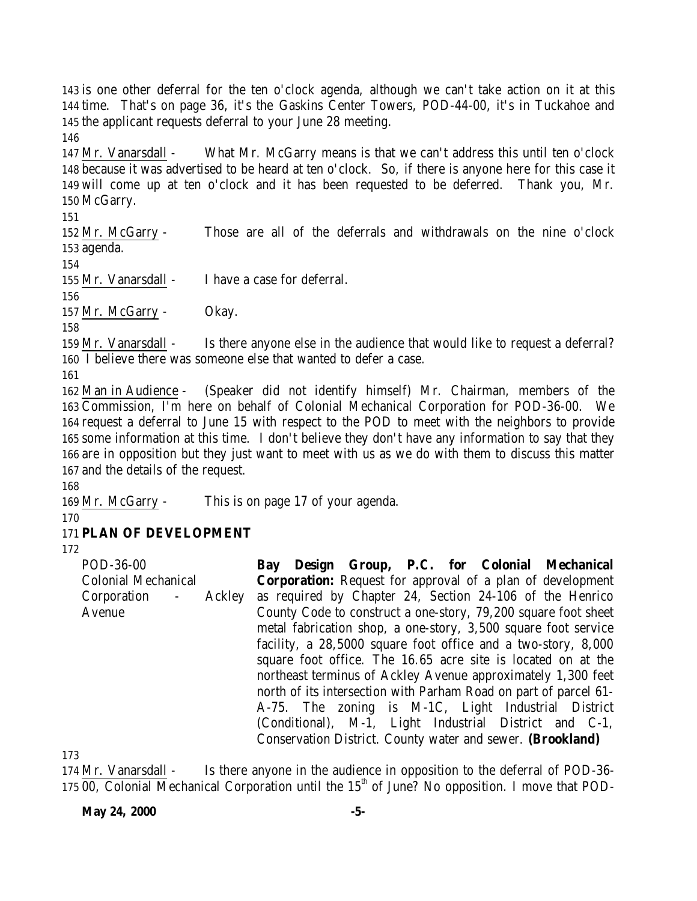143 is one other deferral for the ten o'clock agenda, although we can't take action on it at this
144 time. That's on page 36, it's the Gaskins Center Towers, POD-44-00, it's in Tuckahoe and
145 the applicant requests deferral to your June 28 meeting.

146

147 Mr. Vanarsdall - What Mr. McGarry means is that we can't address this until ten o'clock
148 because it was advertised to be heard at ten o'clock. So, if there is anyone here for this case it
149 will come up at ten o'clock and it has been requested to be deferred. Thank you, Mr.
150 McGarry.

151

152 Mr. McGarry - Those are all of the deferrals and withdrawals on the nine o'clock
153 agenda.

154

155 Mr. Vanarsdall - I have a case for deferral.

156

157 Mr. McGarry - Okay.

158

159 Mr. Vanarsdall - Is there anyone else in the audience that would like to request a deferral?
160 I believe there was someone else that wanted to defer a case.

161

162 Man in Audience - (Speaker did not identify himself) Mr. Chairman, members of the
163 Commission, I'm here on behalf of Colonial Mechanical Corporation for POD-36-00. We
164 request a deferral to June 15 with respect to the POD to meet with the neighbors to provide
165 some information at this time. I don't believe they don't have any information to say that they
166 are in opposition but they just want to meet with us as we do with them to discuss this matter
167 and the details of the request.

168

169 Mr. McGarry - This is on page 17 of your agenda.

170

171 **PLAN OF DEVELOPMENT**

172

POD-36-00
Colonial Mechanical Corporation - Ackley Avenue

**Bay Design Group, P.C. for Colonial Mechanical Corporation:** Request for approval of a plan of development as required by Chapter 24, Section 24-106 of the Henrico County Code to construct a one-story, 79,200 square foot sheet metal fabrication shop, a one-story, 3,500 square foot service facility, a 28,5000 square foot office and a two-story, 8,000 square foot office. The 16.65 acre site is located on at the northeast terminus of Ackley Avenue approximately 1,300 feet north of its intersection with Parham Road on part of parcel 61-A-75. The zoning is M-1C, Light Industrial District (Conditional), M-1, Light Industrial District and C-1, Conservation District. County water and sewer. **(Brookland)**

173

174 Mr. Vanarsdall - Is there anyone in the audience in opposition to the deferral of POD-36-
175 00, Colonial Mechanical Corporation until the 15th of June? No opposition. I move that POD-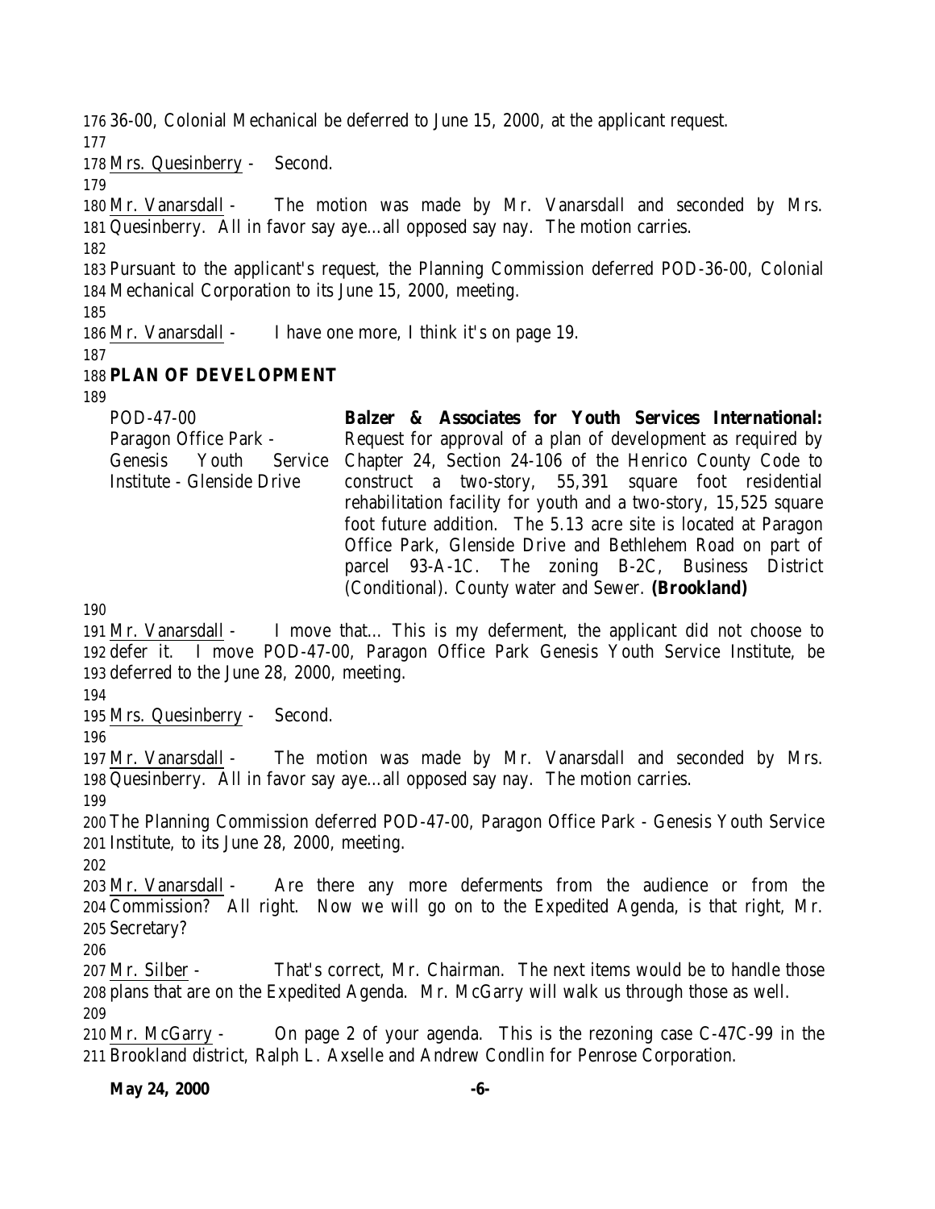36-00, Colonial Mechanical be deferred to June 15, 2000, at the applicant request.

Mrs. Quesinberry - Second.

Mr. Vanarsdall - The motion was made by Mr. Vanarsdall and seconded by Mrs. Quesinberry. All in favor say aye…all opposed say nay. The motion carries.

Pursuant to the applicant's request, the Planning Commission deferred POD-36-00, Colonial Mechanical Corporation to its June 15, 2000, meeting.

Mr. Vanarsdall - I have one more, I think it's on page 19.

**PLAN OF DEVELOPMENT**

| | |
|---|---|
| POD-47-00<br>Paragon Office Park - Genesis Youth Service Institute - Glenside Drive | **Balzer & Associates for Youth Services International:** Request for approval of a plan of development as required by Chapter 24, Section 24-106 of the Henrico County Code to construct a two-story, 55,391 square foot residential rehabilitation facility for youth and a two-story, 15,525 square foot future addition. The 5.13 acre site is located at Paragon Office Park, Glenside Drive and Bethlehem Road on part of parcel 93-A-1C. The zoning B-2C, Business District (Conditional). County water and Sewer. **(Brookland)** |

Mr. Vanarsdall - I move that… This is my deferment, the applicant did not choose to defer it. I move POD-47-00, Paragon Office Park Genesis Youth Service Institute, be deferred to the June 28, 2000, meeting.

Mrs. Quesinberry - Second.

Mr. Vanarsdall - The motion was made by Mr. Vanarsdall and seconded by Mrs. Quesinberry. All in favor say aye…all opposed say nay. The motion carries.

The Planning Commission deferred POD-47-00, Paragon Office Park - Genesis Youth Service Institute, to its June 28, 2000, meeting.

Mr. Vanarsdall - Are there any more deferments from the audience or from the Commission? All right. Now we will go on to the Expedited Agenda, is that right, Mr. Secretary?

Mr. Silber - That's correct, Mr. Chairman. The next items would be to handle those plans that are on the Expedited Agenda. Mr. McGarry will walk us through those as well.

Mr. McGarry - On page 2 of your agenda. This is the rezoning case C-47C-99 in the Brookland district, Ralph L. Axselle and Andrew Condlin for Penrose Corporation.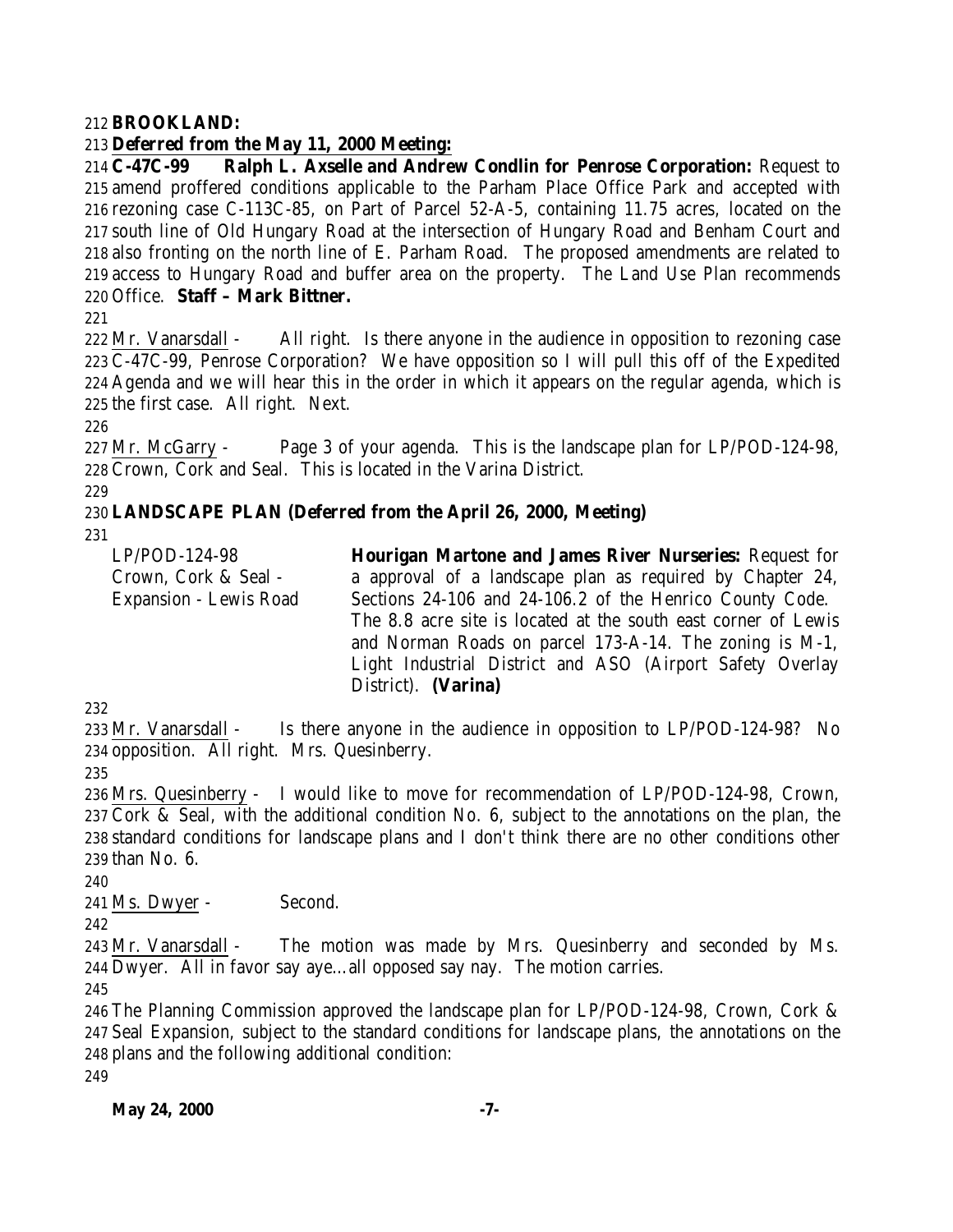**BROOKLAND:**

**Deferred from the May 11, 2000 Meeting:**

**C-47C-99 Ralph L. Axselle and Andrew Condlin for Penrose Corporation:** Request to amend proffered conditions applicable to the Parham Place Office Park and accepted with rezoning case C-113C-85, on Part of Parcel 52-A-5, containing 11.75 acres, located on the south line of Old Hungary Road at the intersection of Hungary Road and Benham Court and also fronting on the north line of E. Parham Road. The proposed amendments are related to access to Hungary Road and buffer area on the property. The Land Use Plan recommends Office. **Staff – Mark Bittner.**

Mr. Vanarsdall - All right. Is there anyone in the audience in opposition to rezoning case C-47C-99, Penrose Corporation? We have opposition so I will pull this off of the Expedited Agenda and we will hear this in the order in which it appears on the regular agenda, which is the first case. All right. Next.

Mr. McGarry - Page 3 of your agenda. This is the landscape plan for LP/POD-124-98, Crown, Cork and Seal. This is located in the Varina District.

**LANDSCAPE PLAN (Deferred from the April 26, 2000, Meeting)**

| | |
|---|---|
| LP/POD-124-98<br>Crown, Cork & Seal -<br>Expansion - Lewis Road | **Hourigan Martone and James River Nurseries:** Request for a approval of a landscape plan as required by Chapter 24, Sections 24-106 and 24-106.2 of the Henrico County Code. The 8.8 acre site is located at the south east corner of Lewis and Norman Roads on parcel 173-A-14. The zoning is M-1, Light Industrial District and ASO (Airport Safety Overlay District). **(Varina)** |

Mr. Vanarsdall - Is there anyone in the audience in opposition to LP/POD-124-98? No opposition. All right. Mrs. Quesinberry.

Mrs. Quesinberry - I would like to move for recommendation of LP/POD-124-98, Crown, Cork & Seal, with the additional condition No. 6, subject to the annotations on the plan, the standard conditions for landscape plans and I don't think there are no other conditions other than No. 6.

Ms. Dwyer - Second.

Mr. Vanarsdall - The motion was made by Mrs. Quesinberry and seconded by Ms. Dwyer. All in favor say aye…all opposed say nay. The motion carries.

The Planning Commission approved the landscape plan for LP/POD-124-98, Crown, Cork & Seal Expansion, subject to the standard conditions for landscape plans, the annotations on the plans and the following additional condition: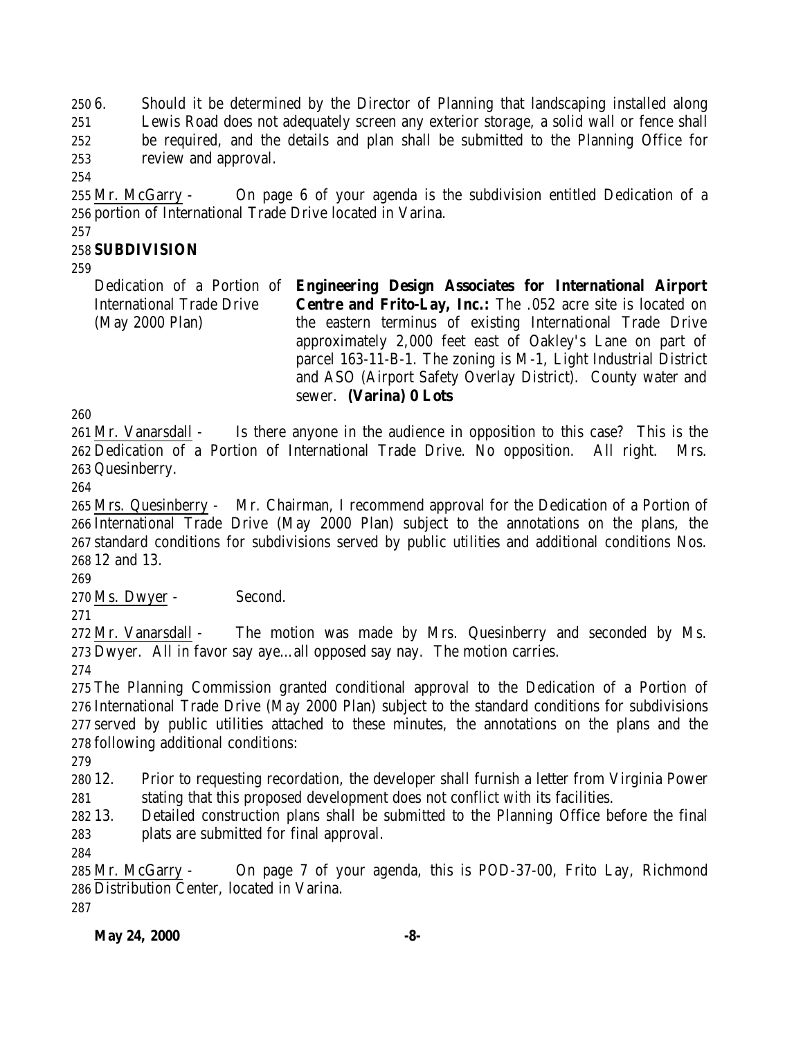6. Should it be determined by the Director of Planning that landscaping installed along Lewis Road does not adequately screen any exterior storage, a solid wall or fence shall be required, and the details and plan shall be submitted to the Planning Office for review and approval.

Mr. McGarry - On page 6 of your agenda is the subdivision entitled Dedication of a portion of International Trade Drive located in Varina.

**SUBDIVISION**

| | |
|---|---|
| Dedication of a Portion of International Trade Drive (May 2000 Plan) | **Engineering Design Associates for International Airport Centre and Frito-Lay, Inc.:** The .052 acre site is located on the eastern terminus of existing International Trade Drive approximately 2,000 feet east of Oakley's Lane on part of parcel 163-11-B-1. The zoning is M-1, Light Industrial District and ASO (Airport Safety Overlay District). County water and sewer. **(Varina) 0 Lots** |

Mr. Vanarsdall - Is there anyone in the audience in opposition to this case? This is the Dedication of a Portion of International Trade Drive. No opposition. All right. Mrs. Quesinberry.

Mrs. Quesinberry - Mr. Chairman, I recommend approval for the Dedication of a Portion of International Trade Drive (May 2000 Plan) subject to the annotations on the plans, the standard conditions for subdivisions served by public utilities and additional conditions Nos. 12 and 13.

Ms. Dwyer - Second.

Mr. Vanarsdall - The motion was made by Mrs. Quesinberry and seconded by Ms. Dwyer. All in favor say aye…all opposed say nay. The motion carries.

The Planning Commission granted conditional approval to the Dedication of a Portion of International Trade Drive (May 2000 Plan) subject to the standard conditions for subdivisions served by public utilities attached to these minutes, the annotations on the plans and the following additional conditions:

12. Prior to requesting recordation, the developer shall furnish a letter from Virginia Power stating that this proposed development does not conflict with its facilities.
13. Detailed construction plans shall be submitted to the Planning Office before the final plats are submitted for final approval.

Mr. McGarry - On page 7 of your agenda, this is POD-37-00, Frito Lay, Richmond Distribution Center, located in Varina.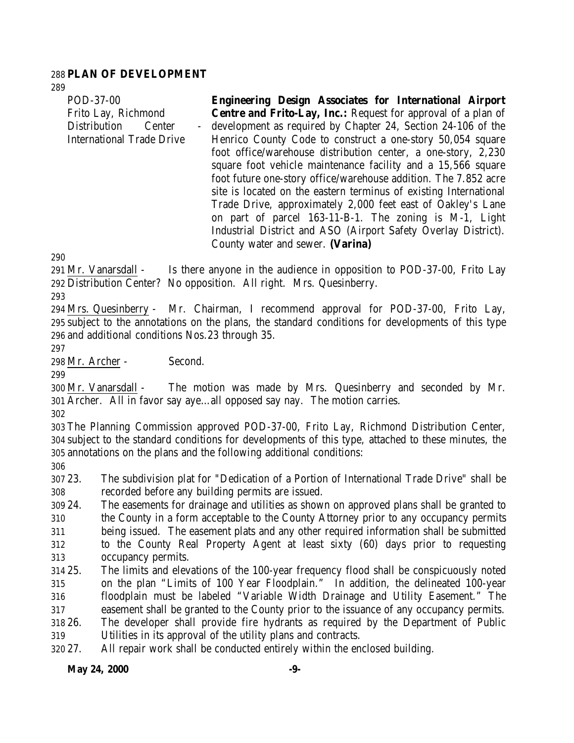**PLAN OF DEVELOPMENT**

| | |
|---|---|
| POD-37-00<br>Frito Lay, Richmond Distribution Center - International Trade Drive | **Engineering Design Associates for International Airport Centre and Frito-Lay, Inc.:** Request for approval of a plan of development as required by Chapter 24, Section 24-106 of the Henrico County Code to construct a one-story 50,054 square foot office/warehouse distribution center, a one-story, 2,230 square foot vehicle maintenance facility and a 15,566 square foot future one-story office/warehouse addition. The 7.852 acre site is located on the eastern terminus of existing International Trade Drive, approximately 2,000 feet east of Oakley's Lane on part of parcel 163-11-B-1. The zoning is M-1, Light Industrial District and ASO (Airport Safety Overlay District). County water and sewer. **(Varina)** |

Mr. Vanarsdall - Is there anyone in the audience in opposition to POD-37-00, Frito Lay Distribution Center? No opposition. All right. Mrs. Quesinberry.

Mrs. Quesinberry - Mr. Chairman, I recommend approval for POD-37-00, Frito Lay, subject to the annotations on the plans, the standard conditions for developments of this type and additional conditions Nos.23 through 35.

Mr. Archer - Second.

Mr. Vanarsdall - The motion was made by Mrs. Quesinberry and seconded by Mr. Archer. All in favor say aye…all opposed say nay. The motion carries.

The Planning Commission approved POD-37-00, Frito Lay, Richmond Distribution Center, subject to the standard conditions for developments of this type, attached to these minutes, the annotations on the plans and the following additional conditions:

23. The subdivision plat for "Dedication of a Portion of International Trade Drive" shall be recorded before any building permits are issued.
24. The easements for drainage and utilities as shown on approved plans shall be granted to the County in a form acceptable to the County Attorney prior to any occupancy permits being issued. The easement plats and any other required information shall be submitted to the County Real Property Agent at least sixty (60) days prior to requesting occupancy permits.
25. The limits and elevations of the 100-year frequency flood shall be conspicuously noted on the plan "Limits of 100 Year Floodplain." In addition, the delineated 100-year floodplain must be labeled "Variable Width Drainage and Utility Easement." The easement shall be granted to the County prior to the issuance of any occupancy permits.
26. The developer shall provide fire hydrants as required by the Department of Public Utilities in its approval of the utility plans and contracts.
27. All repair work shall be conducted entirely within the enclosed building.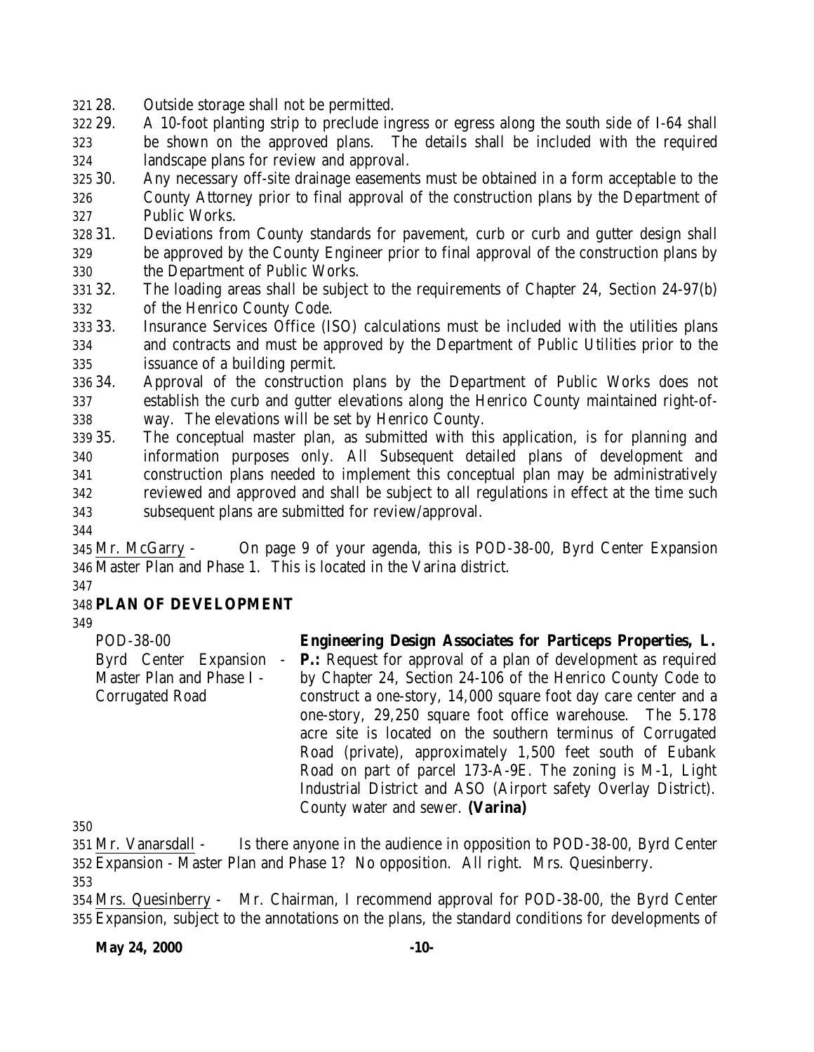28. Outside storage shall not be permitted.
29. A 10-foot planting strip to preclude ingress or egress along the south side of I-64 shall be shown on the approved plans. The details shall be included with the required landscape plans for review and approval.
30. Any necessary off-site drainage easements must be obtained in a form acceptable to the County Attorney prior to final approval of the construction plans by the Department of Public Works.
31. Deviations from County standards for pavement, curb or curb and gutter design shall be approved by the County Engineer prior to final approval of the construction plans by the Department of Public Works.
32. The loading areas shall be subject to the requirements of Chapter 24, Section 24-97(b) of the Henrico County Code.
33. Insurance Services Office (ISO) calculations must be included with the utilities plans and contracts and must be approved by the Department of Public Utilities prior to the issuance of a building permit.
34. Approval of the construction plans by the Department of Public Works does not establish the curb and gutter elevations along the Henrico County maintained right-of-way. The elevations will be set by Henrico County.
35. The conceptual master plan, as submitted with this application, is for planning and information purposes only. All Subsequent detailed plans of development and construction plans needed to implement this conceptual plan may be administratively reviewed and approved and shall be subject to all regulations in effect at the time such subsequent plans are submitted for review/approval.

Mr. McGarry - On page 9 of your agenda, this is POD-38-00, Byrd Center Expansion Master Plan and Phase 1. This is located in the Varina district.

**PLAN OF DEVELOPMENT**

POD-38-00
Byrd Center Expansion - Master Plan and Phase I - Corrugated Road

**Engineering Design Associates for Particeps Properties, L. P.:** Request for approval of a plan of development as required by Chapter 24, Section 24-106 of the Henrico County Code to construct a one-story, 14,000 square foot day care center and a one-story, 29,250 square foot office warehouse. The 5.178 acre site is located on the southern terminus of Corrugated Road (private), approximately 1,500 feet south of Eubank Road on part of parcel 173-A-9E. The zoning is M-1, Light Industrial District and ASO (Airport safety Overlay District). County water and sewer. **(Varina)**

Mr. Vanarsdall - Is there anyone in the audience in opposition to POD-38-00, Byrd Center Expansion - Master Plan and Phase 1? No opposition. All right. Mrs. Quesinberry.

Mrs. Quesinberry - Mr. Chairman, I recommend approval for POD-38-00, the Byrd Center Expansion, subject to the annotations on the plans, the standard conditions for developments of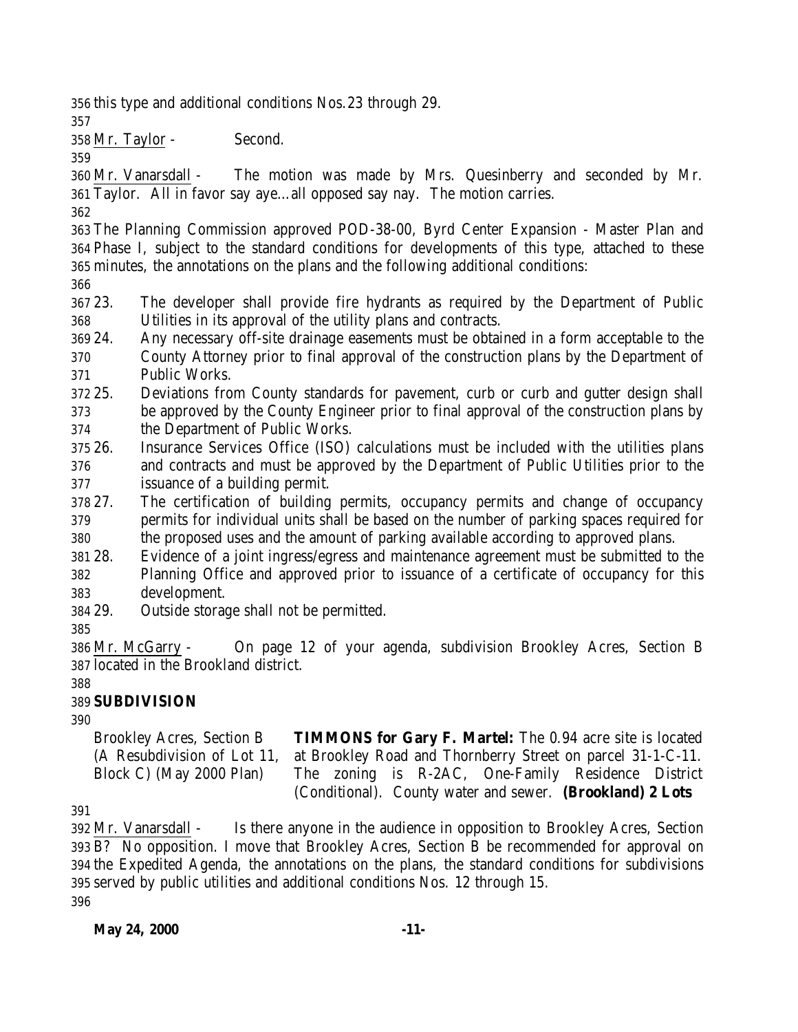this type and additional conditions Nos.23 through 29.

Mr. Taylor - Second.

Mr. Vanarsdall - The motion was made by Mrs. Quesinberry and seconded by Mr. Taylor. All in favor say aye…all opposed say nay. The motion carries.

The Planning Commission approved POD-38-00, Byrd Center Expansion - Master Plan and Phase I, subject to the standard conditions for developments of this type, attached to these minutes, the annotations on the plans and the following additional conditions:

23. The developer shall provide fire hydrants as required by the Department of Public Utilities in its approval of the utility plans and contracts.
24. Any necessary off-site drainage easements must be obtained in a form acceptable to the County Attorney prior to final approval of the construction plans by the Department of Public Works.
25. Deviations from County standards for pavement, curb or curb and gutter design shall be approved by the County Engineer prior to final approval of the construction plans by the Department of Public Works.
26. Insurance Services Office (ISO) calculations must be included with the utilities plans and contracts and must be approved by the Department of Public Utilities prior to the issuance of a building permit.
27. The certification of building permits, occupancy permits and change of occupancy permits for individual units shall be based on the number of parking spaces required for the proposed uses and the amount of parking available according to approved plans.
28. Evidence of a joint ingress/egress and maintenance agreement must be submitted to the Planning Office and approved prior to issuance of a certificate of occupancy for this development.
29. Outside storage shall not be permitted.

Mr. McGarry - On page 12 of your agenda, subdivision Brookley Acres, Section B located in the Brookland district.

**SUBDIVISION**

Brookley Acres, Section B (A Resubdivision of Lot 11, Block C) (May 2000 Plan)

**TIMMONS for Gary F. Martel:** The 0.94 acre site is located at Brookley Road and Thornberry Street on parcel 31-1-C-11. The zoning is R-2AC, One-Family Residence District (Conditional). County water and sewer. **(Brookland) 2 Lots**

Mr. Vanarsdall - Is there anyone in the audience in opposition to Brookley Acres, Section B? No opposition. I move that Brookley Acres, Section B be recommended for approval on the Expedited Agenda, the annotations on the plans, the standard conditions for subdivisions served by public utilities and additional conditions Nos. 12 through 15.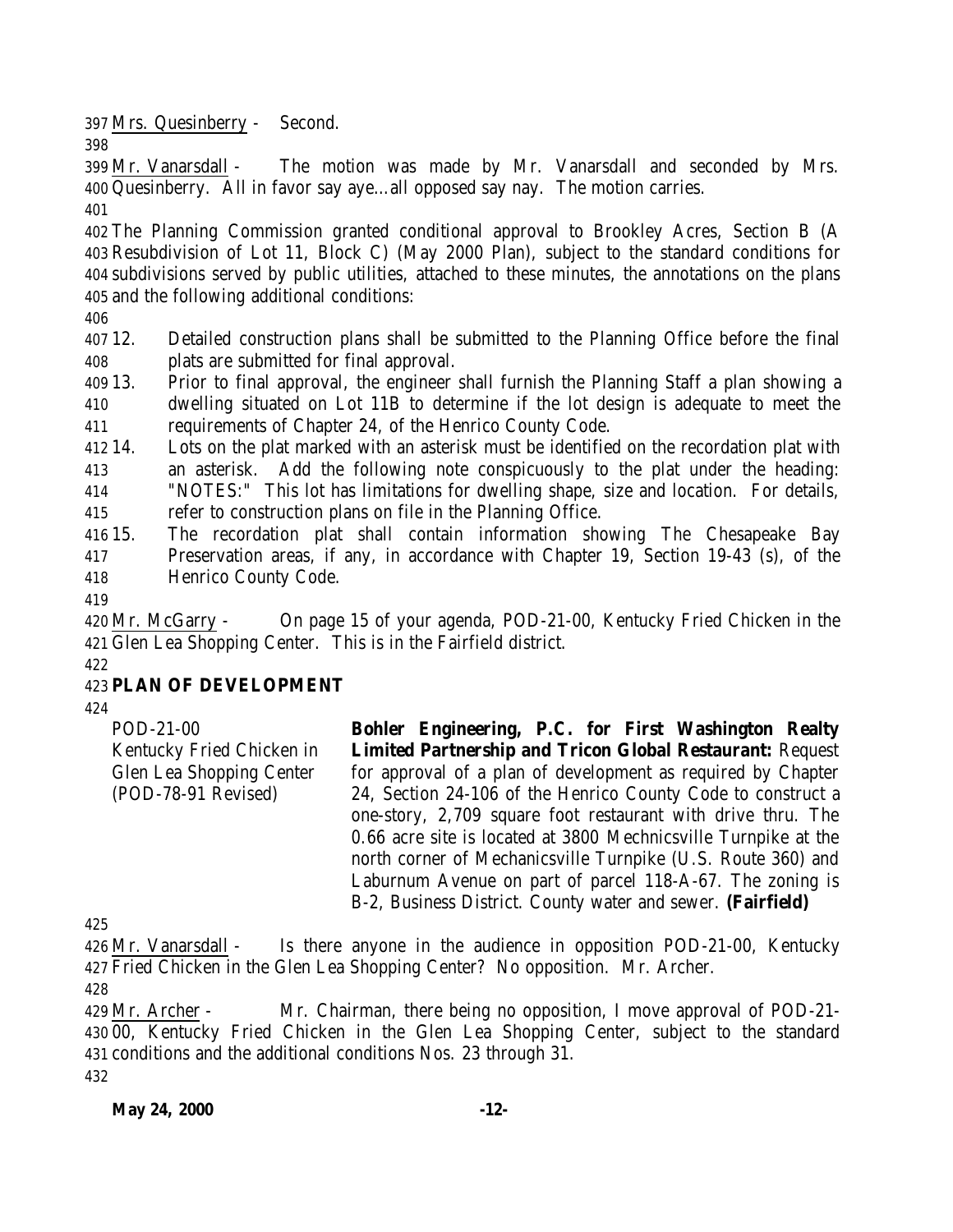Mrs. Quesinberry - Second.

Mr. Vanarsdall - The motion was made by Mr. Vanarsdall and seconded by Mrs. Quesinberry. All in favor say aye…all opposed say nay. The motion carries.

The Planning Commission granted conditional approval to Brookley Acres, Section B (A Resubdivision of Lot 11, Block C) (May 2000 Plan), subject to the standard conditions for subdivisions served by public utilities, attached to these minutes, the annotations on the plans and the following additional conditions:

12. Detailed construction plans shall be submitted to the Planning Office before the final plats are submitted for final approval.
13. Prior to final approval, the engineer shall furnish the Planning Staff a plan showing a dwelling situated on Lot 11B to determine if the lot design is adequate to meet the requirements of Chapter 24, of the Henrico County Code.
14. Lots on the plat marked with an asterisk must be identified on the recordation plat with an asterisk. Add the following note conspicuously to the plat under the heading: "NOTES:" This lot has limitations for dwelling shape, size and location. For details, refer to construction plans on file in the Planning Office.
15. The recordation plat shall contain information showing The Chesapeake Bay Preservation areas, if any, in accordance with Chapter 19, Section 19-43 (s), of the Henrico County Code.

Mr. McGarry - On page 15 of your agenda, POD-21-00, Kentucky Fried Chicken in the Glen Lea Shopping Center. This is in the Fairfield district.

## PLAN OF DEVELOPMENT

POD-21-00
Kentucky Fried Chicken in Glen Lea Shopping Center
(POD-78-91 Revised)

**Bohler Engineering, P.C. for First Washington Realty Limited Partnership and Tricon Global Restaurant:** Request for approval of a plan of development as required by Chapter 24, Section 24-106 of the Henrico County Code to construct a one-story, 2,709 square foot restaurant with drive thru. The 0.66 acre site is located at 3800 Mechnicsville Turnpike at the north corner of Mechanicsville Turnpike (U.S. Route 360) and Laburnum Avenue on part of parcel 118-A-67. The zoning is B-2, Business District. County water and sewer. **(Fairfield)**

Mr. Vanarsdall - Is there anyone in the audience in opposition POD-21-00, Kentucky Fried Chicken in the Glen Lea Shopping Center? No opposition. Mr. Archer.

Mr. Archer - Mr. Chairman, there being no opposition, I move approval of POD-21-00, Kentucky Fried Chicken in the Glen Lea Shopping Center, subject to the standard conditions and the additional conditions Nos. 23 through 31.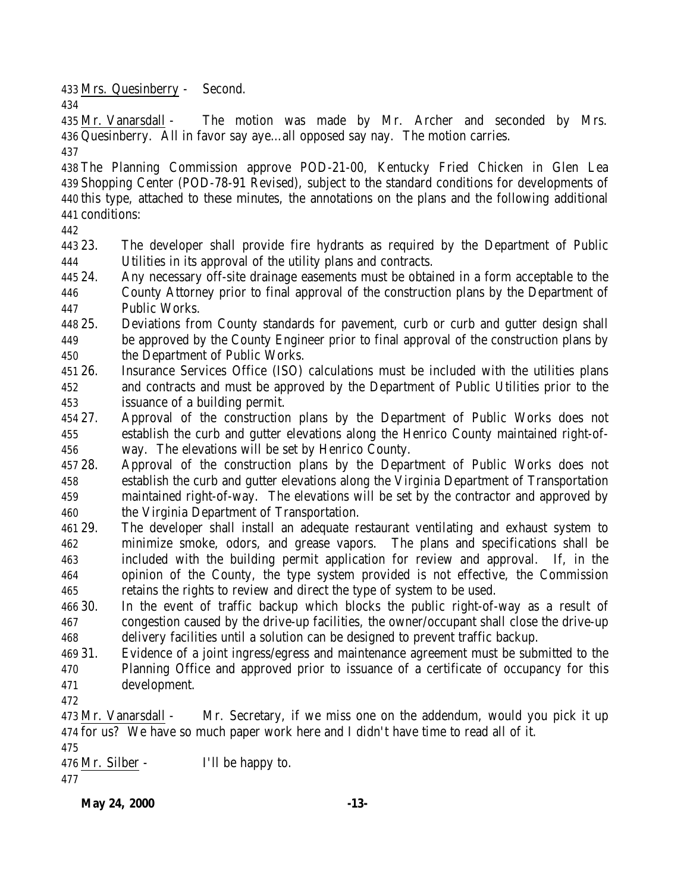Mrs. Quesinberry - Second.

Mr. Vanarsdall - The motion was made by Mr. Archer and seconded by Mrs. Quesinberry. All in favor say aye…all opposed say nay. The motion carries.

The Planning Commission approve POD-21-00, Kentucky Fried Chicken in Glen Lea Shopping Center (POD-78-91 Revised), subject to the standard conditions for developments of this type, attached to these minutes, the annotations on the plans and the following additional conditions:

23. The developer shall provide fire hydrants as required by the Department of Public Utilities in its approval of the utility plans and contracts.
24. Any necessary off-site drainage easements must be obtained in a form acceptable to the County Attorney prior to final approval of the construction plans by the Department of Public Works.
25. Deviations from County standards for pavement, curb or curb and gutter design shall be approved by the County Engineer prior to final approval of the construction plans by the Department of Public Works.
26. Insurance Services Office (ISO) calculations must be included with the utilities plans and contracts and must be approved by the Department of Public Utilities prior to the issuance of a building permit.
27. Approval of the construction plans by the Department of Public Works does not establish the curb and gutter elevations along the Henrico County maintained right-of-way. The elevations will be set by Henrico County.
28. Approval of the construction plans by the Department of Public Works does not establish the curb and gutter elevations along the Virginia Department of Transportation maintained right-of-way. The elevations will be set by the contractor and approved by the Virginia Department of Transportation.
29. The developer shall install an adequate restaurant ventilating and exhaust system to minimize smoke, odors, and grease vapors. The plans and specifications shall be included with the building permit application for review and approval. If, in the opinion of the County, the type system provided is not effective, the Commission retains the rights to review and direct the type of system to be used.
30. In the event of traffic backup which blocks the public right-of-way as a result of congestion caused by the drive-up facilities, the owner/occupant shall close the drive-up delivery facilities until a solution can be designed to prevent traffic backup.
31. Evidence of a joint ingress/egress and maintenance agreement must be submitted to the Planning Office and approved prior to issuance of a certificate of occupancy for this development.

Mr. Vanarsdall - Mr. Secretary, if we miss one on the addendum, would you pick it up for us? We have so much paper work here and I didn't have time to read all of it.

Mr. Silber - I'll be happy to.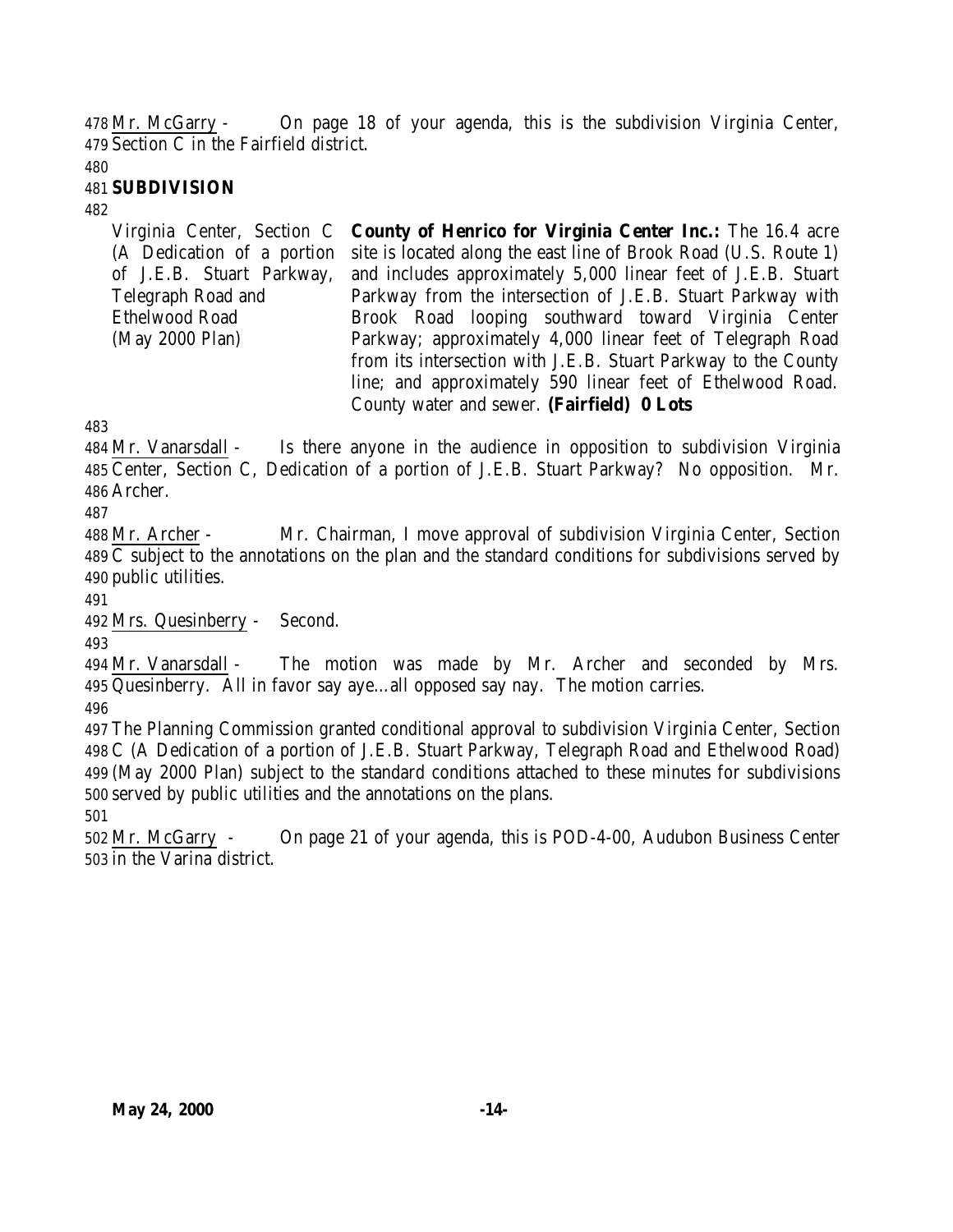478 Mr. McGarry - On page 18 of your agenda, this is the subdivision Virginia Center, 479 Section C in the Fairfield district.

480

481 **SUBDIVISION**

482

| Virginia Center, Section C (A Dedication of a portion of J.E.B. Stuart Parkway, Telegraph Road and Ethelwood Road (May 2000 Plan) | **County of Henrico for Virginia Center Inc.:** The 16.4 acre site is located along the east line of Brook Road (U.S. Route 1) and includes approximately 5,000 linear feet of J.E.B. Stuart Parkway from the intersection of J.E.B. Stuart Parkway with Brook Road looping southward toward Virginia Center Parkway; approximately 4,000 linear feet of Telegraph Road from its intersection with J.E.B. Stuart Parkway to the County line; and approximately 590 linear feet of Ethelwood Road. County water and sewer. **(Fairfield) 0 Lots** |
|---|---|

483

484 Mr. Vanarsdall - Is there anyone in the audience in opposition to subdivision Virginia 485 Center, Section C, Dedication of a portion of J.E.B. Stuart Parkway? No opposition. Mr. 486 Archer.

487

488 Mr. Archer - Mr. Chairman, I move approval of subdivision Virginia Center, Section 489 C subject to the annotations on the plan and the standard conditions for subdivisions served by 490 public utilities.

491

492 Mrs. Quesinberry - Second.

493

494 Mr. Vanarsdall - The motion was made by Mr. Archer and seconded by Mrs. 495 Quesinberry. All in favor say aye…all opposed say nay. The motion carries.

496

497 The Planning Commission granted conditional approval to subdivision Virginia Center, Section 498 C (A Dedication of a portion of J.E.B. Stuart Parkway, Telegraph Road and Ethelwood Road) 499 (May 2000 Plan) subject to the standard conditions attached to these minutes for subdivisions 500 served by public utilities and the annotations on the plans.

501

502 Mr. McGarry - On page 21 of your agenda, this is POD-4-00, Audubon Business Center 503 in the Varina district.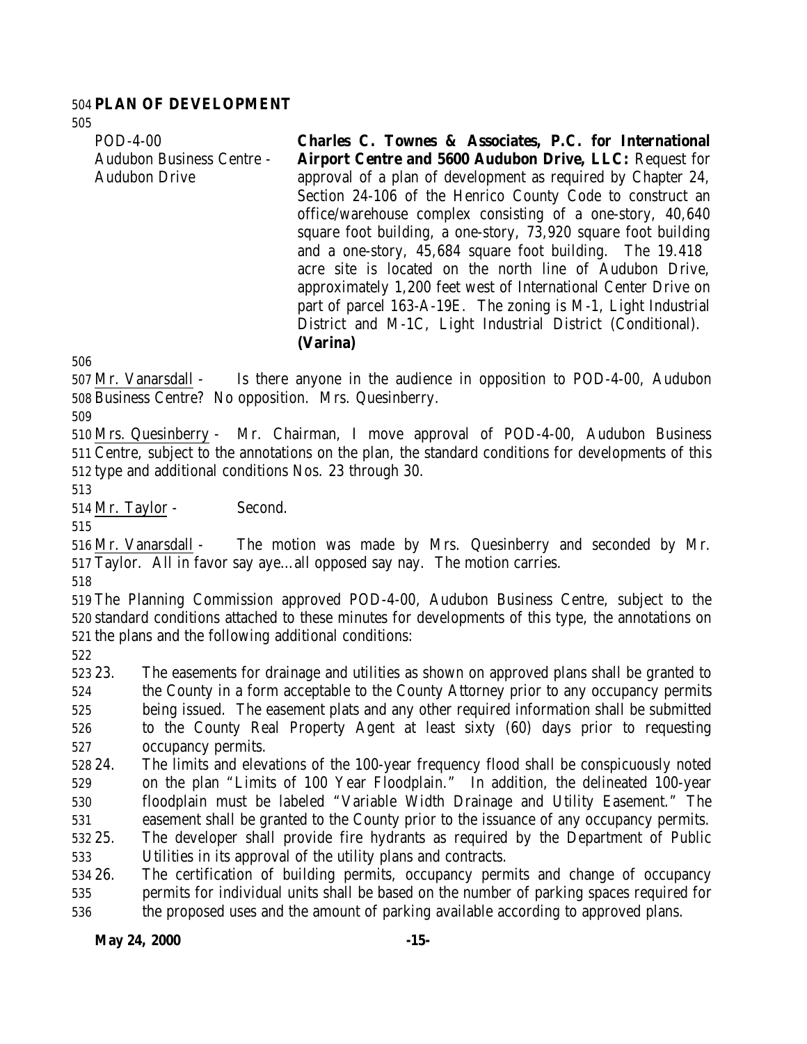**PLAN OF DEVELOPMENT**

POD-4-00
Audubon Business Centre - Audubon Drive

**Charles C. Townes & Associates, P.C. for International Airport Centre and 5600 Audubon Drive, LLC:** Request for approval of a plan of development as required by Chapter 24, Section 24-106 of the Henrico County Code to construct an office/warehouse complex consisting of a one-story, 40,640 square foot building, a one-story, 73,920 square foot building and a one-story, 45,684 square foot building. The 19.418 acre site is located on the north line of Audubon Drive, approximately 1,200 feet west of International Center Drive on part of parcel 163-A-19E. The zoning is M-1, Light Industrial District and M-1C, Light Industrial District (Conditional). **(Varina)**

Mr. Vanarsdall - Is there anyone in the audience in opposition to POD-4-00, Audubon Business Centre? No opposition. Mrs. Quesinberry.

Mrs. Quesinberry - Mr. Chairman, I move approval of POD-4-00, Audubon Business Centre, subject to the annotations on the plan, the standard conditions for developments of this type and additional conditions Nos. 23 through 30.

Mr. Taylor - Second.

Mr. Vanarsdall - The motion was made by Mrs. Quesinberry and seconded by Mr. Taylor. All in favor say aye…all opposed say nay. The motion carries.

The Planning Commission approved POD-4-00, Audubon Business Centre, subject to the standard conditions attached to these minutes for developments of this type, the annotations on the plans and the following additional conditions:

23. The easements for drainage and utilities as shown on approved plans shall be granted to the County in a form acceptable to the County Attorney prior to any occupancy permits being issued. The easement plats and any other required information shall be submitted to the County Real Property Agent at least sixty (60) days prior to requesting occupancy permits.
24. The limits and elevations of the 100-year frequency flood shall be conspicuously noted on the plan "Limits of 100 Year Floodplain." In addition, the delineated 100-year floodplain must be labeled "Variable Width Drainage and Utility Easement." The easement shall be granted to the County prior to the issuance of any occupancy permits.
25. The developer shall provide fire hydrants as required by the Department of Public Utilities in its approval of the utility plans and contracts.
26. The certification of building permits, occupancy permits and change of occupancy permits for individual units shall be based on the number of parking spaces required for the proposed uses and the amount of parking available according to approved plans.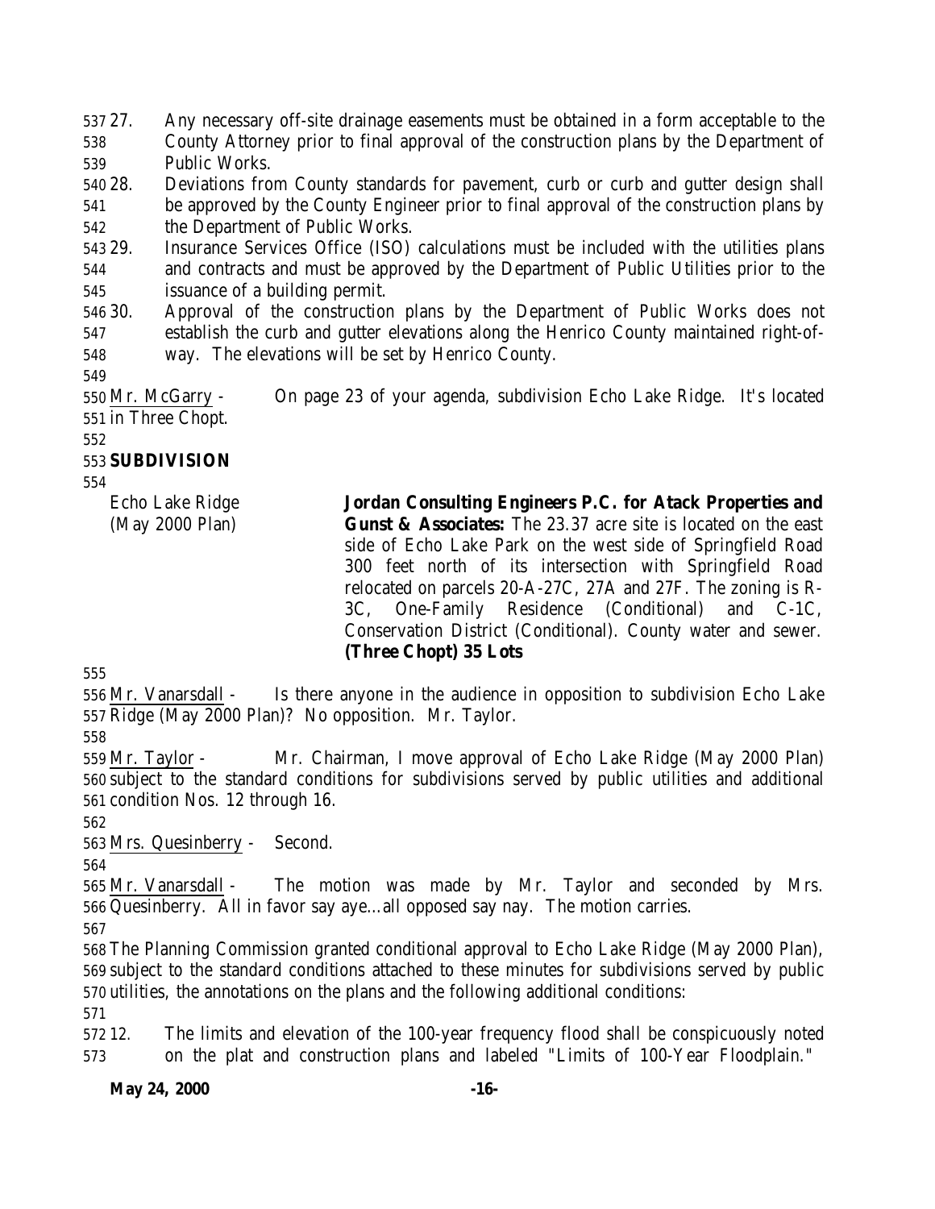27. Any necessary off-site drainage easements must be obtained in a form acceptable to the County Attorney prior to final approval of the construction plans by the Department of Public Works.
28. Deviations from County standards for pavement, curb or curb and gutter design shall be approved by the County Engineer prior to final approval of the construction plans by the Department of Public Works.
29. Insurance Services Office (ISO) calculations must be included with the utilities plans and contracts and must be approved by the Department of Public Utilities prior to the issuance of a building permit.
30. Approval of the construction plans by the Department of Public Works does not establish the curb and gutter elevations along the Henrico County maintained right-of-way. The elevations will be set by Henrico County.

Mr. McGarry - On page 23 of your agenda, subdivision Echo Lake Ridge. It's located in Three Chopt.

**SUBDIVISION**

Echo Lake Ridge (May 2000 Plan)

**Jordan Consulting Engineers P.C. for Atack Properties and Gunst & Associates:** The 23.37 acre site is located on the east side of Echo Lake Park on the west side of Springfield Road 300 feet north of its intersection with Springfield Road relocated on parcels 20-A-27C, 27A and 27F. The zoning is R-3C, One-Family Residence (Conditional) and C-1C, Conservation District (Conditional). County water and sewer. **(Three Chopt) 35 Lots**

Mr. Vanarsdall - Is there anyone in the audience in opposition to subdivision Echo Lake Ridge (May 2000 Plan)? No opposition. Mr. Taylor.

Mr. Taylor - Mr. Chairman, I move approval of Echo Lake Ridge (May 2000 Plan) subject to the standard conditions for subdivisions served by public utilities and additional condition Nos. 12 through 16.

Mrs. Quesinberry - Second.

Mr. Vanarsdall - The motion was made by Mr. Taylor and seconded by Mrs. Quesinberry. All in favor say aye…all opposed say nay. The motion carries.

The Planning Commission granted conditional approval to Echo Lake Ridge (May 2000 Plan), subject to the standard conditions attached to these minutes for subdivisions served by public utilities, the annotations on the plans and the following additional conditions:

12. The limits and elevation of the 100-year frequency flood shall be conspicuously noted on the plat and construction plans and labeled "Limits of 100-Year Floodplain."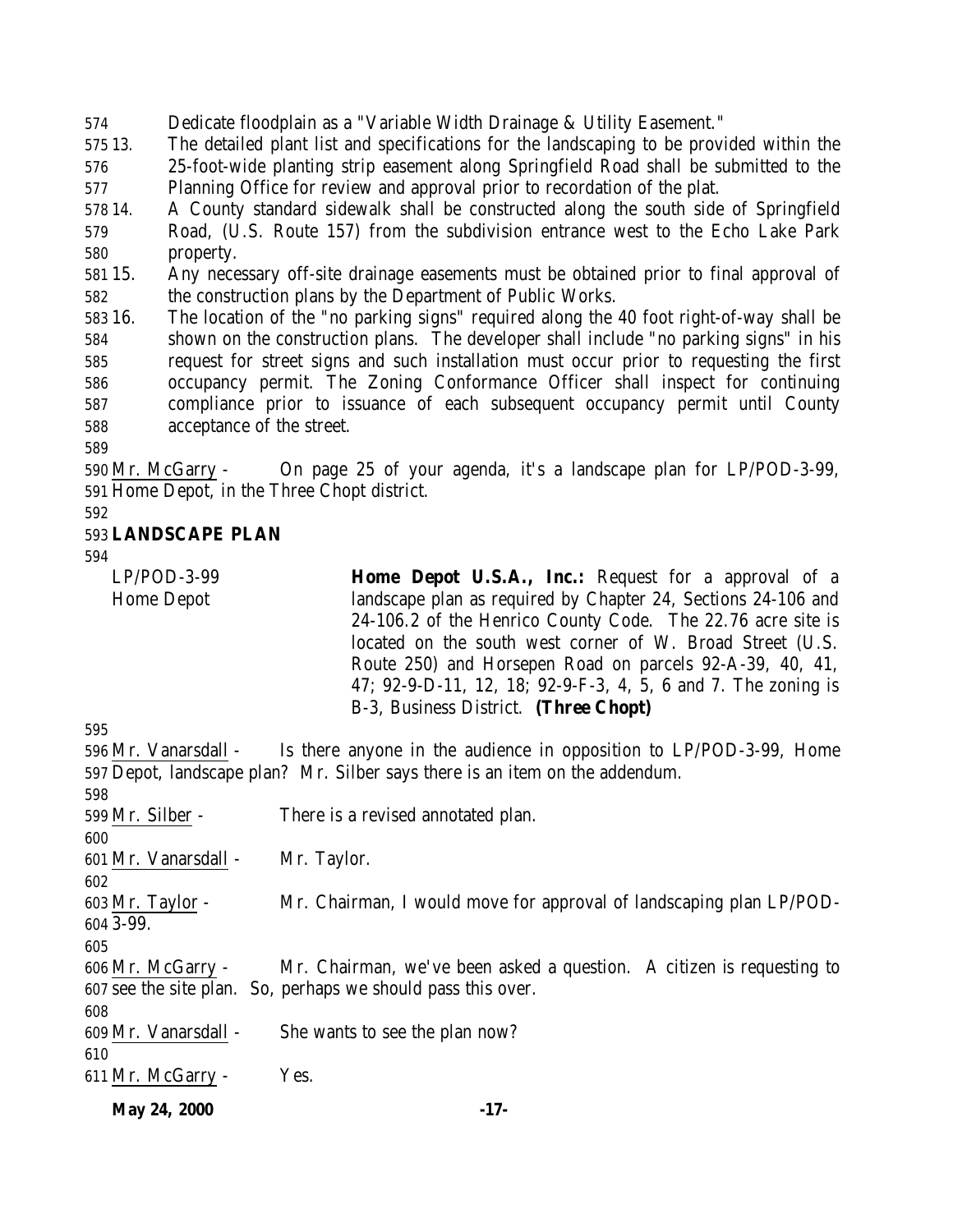Dedicate floodplain as a "Variable Width Drainage & Utility Easement."

13. The detailed plant list and specifications for the landscaping to be provided within the 25-foot-wide planting strip easement along Springfield Road shall be submitted to the Planning Office for review and approval prior to recordation of the plat.
14. A County standard sidewalk shall be constructed along the south side of Springfield Road, (U.S. Route 157) from the subdivision entrance west to the Echo Lake Park property.
15. Any necessary off-site drainage easements must be obtained prior to final approval of the construction plans by the Department of Public Works.
16. The location of the "no parking signs" required along the 40 foot right-of-way shall be shown on the construction plans. The developer shall include "no parking signs" in his request for street signs and such installation must occur prior to requesting the first occupancy permit. The Zoning Conformance Officer shall inspect for continuing compliance prior to issuance of each subsequent occupancy permit until County acceptance of the street.

Mr. McGarry - On page 25 of your agenda, it's a landscape plan for LP/POD-3-99, Home Depot, in the Three Chopt district.

**LANDSCAPE PLAN**

| | |
|---|---|
| LP/POD-3-99<br>Home Depot | **Home Depot U.S.A., Inc.:** Request for a approval of a landscape plan as required by Chapter 24, Sections 24-106 and 24-106.2 of the Henrico County Code. The 22.76 acre site is located on the south west corner of W. Broad Street (U.S. Route 250) and Horsepen Road on parcels 92-A-39, 40, 41, 47; 92-9-D-11, 12, 18; 92-9-F-3, 4, 5, 6 and 7. The zoning is B-3, Business District. **(Three Chopt)** |

Mr. Vanarsdall - Is there anyone in the audience in opposition to LP/POD-3-99, Home Depot, landscape plan? Mr. Silber says there is an item on the addendum.

Mr. Silber - There is a revised annotated plan.

Mr. Vanarsdall - Mr. Taylor.

Mr. Taylor - Mr. Chairman, I would move for approval of landscaping plan LP/POD-3-99.

Mr. McGarry - Mr. Chairman, we've been asked a question. A citizen is requesting to see the site plan. So, perhaps we should pass this over.

Mr. Vanarsdall - She wants to see the plan now?

Mr. McGarry - Yes.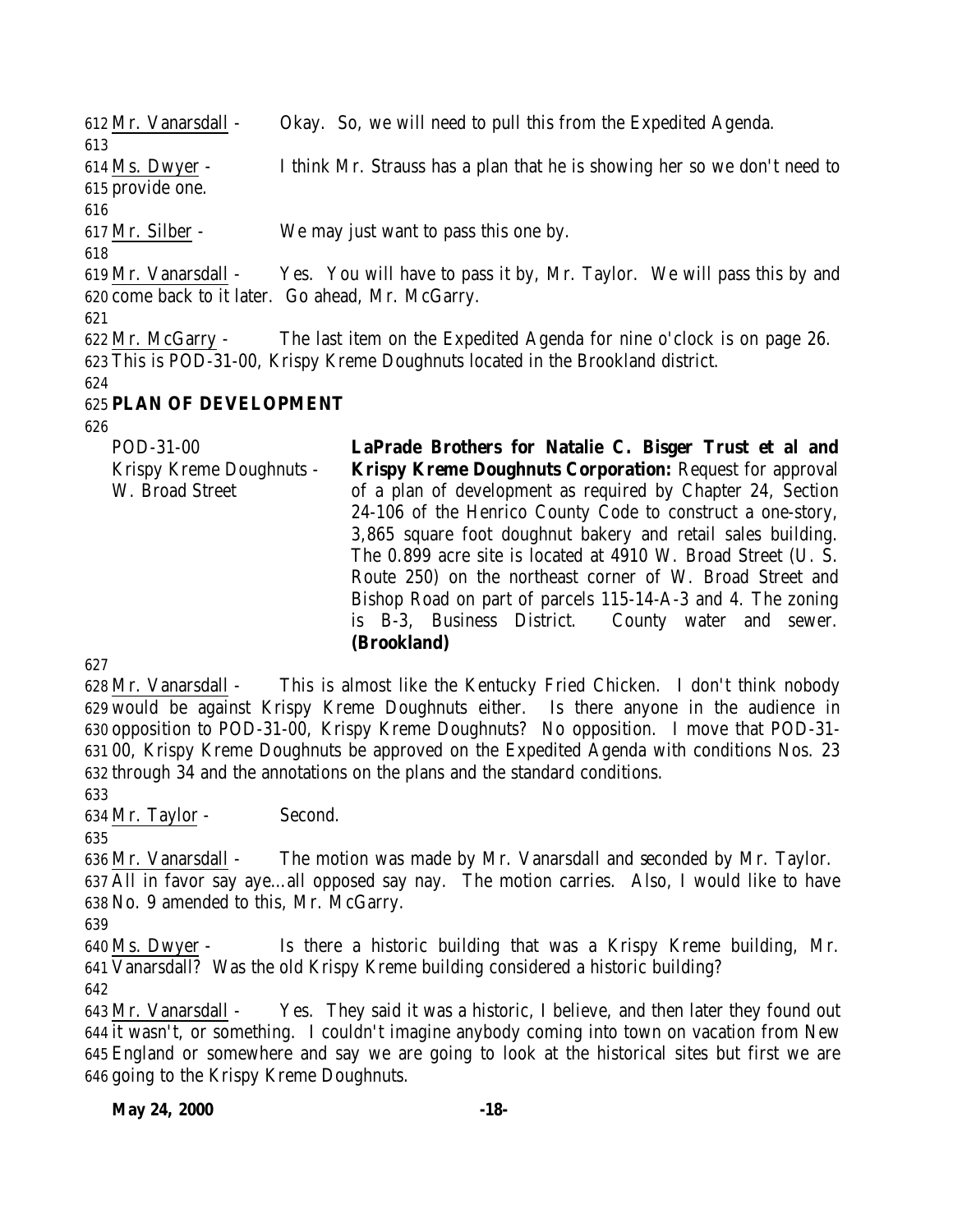Mr. Vanarsdall - Okay. So, we will need to pull this from the Expedited Agenda.

Ms. Dwyer - I think Mr. Strauss has a plan that he is showing her so we don't need to provide one.

Mr. Silber - We may just want to pass this one by.

Mr. Vanarsdall - Yes. You will have to pass it by, Mr. Taylor. We will pass this by and come back to it later. Go ahead, Mr. McGarry.

Mr. McGarry - The last item on the Expedited Agenda for nine o'clock is on page 26. This is POD-31-00, Krispy Kreme Doughnuts located in the Brookland district.

**PLAN OF DEVELOPMENT**

POD-31-00
Krispy Kreme Doughnuts - W. Broad Street

**LaPrade Brothers for Natalie C. Bisger Trust et al and Krispy Kreme Doughnuts Corporation:** Request for approval of a plan of development as required by Chapter 24, Section 24-106 of the Henrico County Code to construct a one-story, 3,865 square foot doughnut bakery and retail sales building. The 0.899 acre site is located at 4910 W. Broad Street (U. S. Route 250) on the northeast corner of W. Broad Street and Bishop Road on part of parcels 115-14-A-3 and 4. The zoning is B-3, Business District. County water and sewer. **(Brookland)**

Mr. Vanarsdall - This is almost like the Kentucky Fried Chicken. I don't think nobody would be against Krispy Kreme Doughnuts either. Is there anyone in the audience in opposition to POD-31-00, Krispy Kreme Doughnuts? No opposition. I move that POD-31-00, Krispy Kreme Doughnuts be approved on the Expedited Agenda with conditions Nos. 23 through 34 and the annotations on the plans and the standard conditions.

Mr. Taylor - Second.

Mr. Vanarsdall - The motion was made by Mr. Vanarsdall and seconded by Mr. Taylor. All in favor say aye…all opposed say nay. The motion carries. Also, I would like to have No. 9 amended to this, Mr. McGarry.

Ms. Dwyer - Is there a historic building that was a Krispy Kreme building, Mr. Vanarsdall? Was the old Krispy Kreme building considered a historic building?

Mr. Vanarsdall - Yes. They said it was a historic, I believe, and then later they found out it wasn't, or something. I couldn't imagine anybody coming into town on vacation from New England or somewhere and say we are going to look at the historical sites but first we are going to the Krispy Kreme Doughnuts.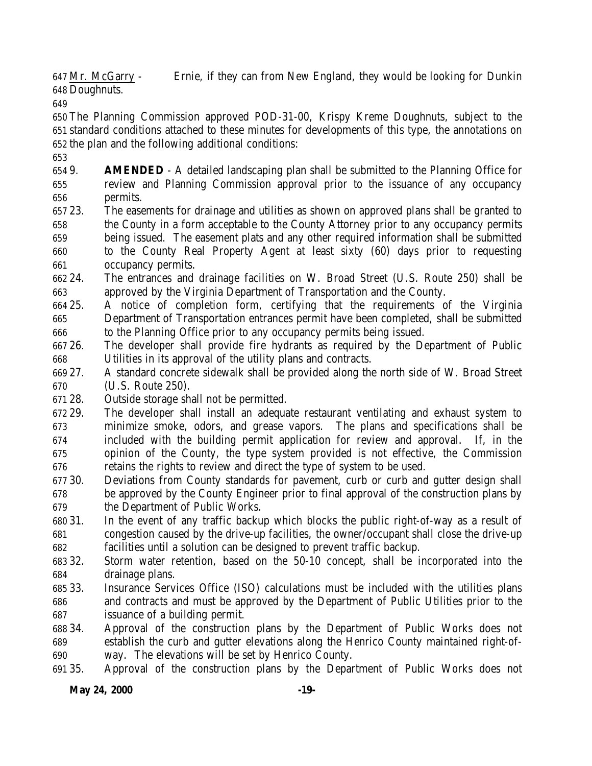Mr. McGarry - Ernie, if they can from New England, they would be looking for Dunkin Doughnuts.

The Planning Commission approved POD-31-00, Krispy Kreme Doughnuts, subject to the standard conditions attached to these minutes for developments of this type, the annotations on the plan and the following additional conditions:

9. **AMENDED** - A detailed landscaping plan shall be submitted to the Planning Office for review and Planning Commission approval prior to the issuance of any occupancy permits.
23. The easements for drainage and utilities as shown on approved plans shall be granted to the County in a form acceptable to the County Attorney prior to any occupancy permits being issued. The easement plats and any other required information shall be submitted to the County Real Property Agent at least sixty (60) days prior to requesting occupancy permits.
24. The entrances and drainage facilities on W. Broad Street (U.S. Route 250) shall be approved by the Virginia Department of Transportation and the County.
25. A notice of completion form, certifying that the requirements of the Virginia Department of Transportation entrances permit have been completed, shall be submitted to the Planning Office prior to any occupancy permits being issued.
26. The developer shall provide fire hydrants as required by the Department of Public Utilities in its approval of the utility plans and contracts.
27. A standard concrete sidewalk shall be provided along the north side of W. Broad Street (U.S. Route 250).
28. Outside storage shall not be permitted.
29. The developer shall install an adequate restaurant ventilating and exhaust system to minimize smoke, odors, and grease vapors. The plans and specifications shall be included with the building permit application for review and approval. If, in the opinion of the County, the type system provided is not effective, the Commission retains the rights to review and direct the type of system to be used.
30. Deviations from County standards for pavement, curb or curb and gutter design shall be approved by the County Engineer prior to final approval of the construction plans by the Department of Public Works.
31. In the event of any traffic backup which blocks the public right-of-way as a result of congestion caused by the drive-up facilities, the owner/occupant shall close the drive-up facilities until a solution can be designed to prevent traffic backup.
32. Storm water retention, based on the 50-10 concept, shall be incorporated into the drainage plans.
33. Insurance Services Office (ISO) calculations must be included with the utilities plans and contracts and must be approved by the Department of Public Utilities prior to the issuance of a building permit.
34. Approval of the construction plans by the Department of Public Works does not establish the curb and gutter elevations along the Henrico County maintained right-of-way. The elevations will be set by Henrico County.
35. Approval of the construction plans by the Department of Public Works does not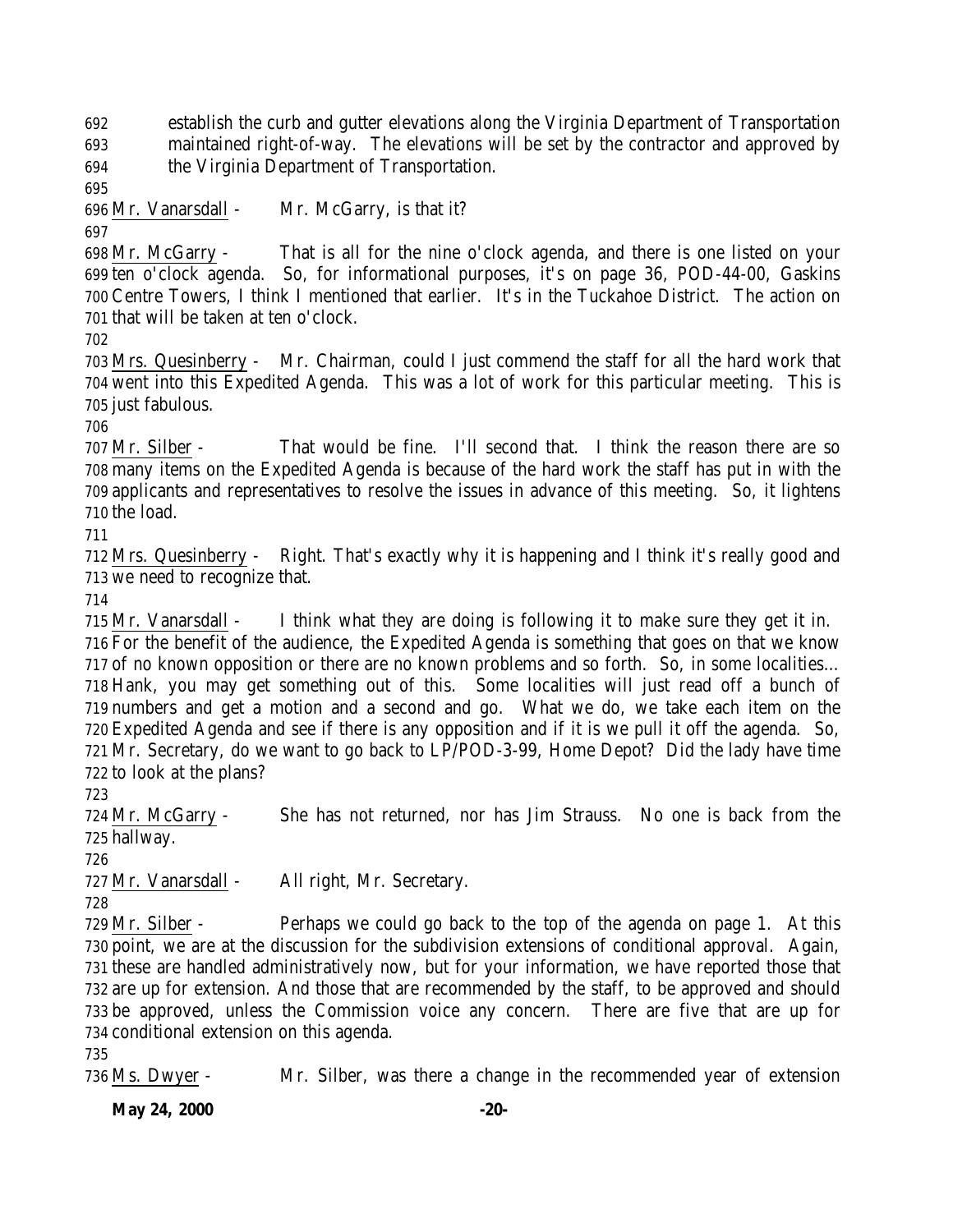establish the curb and gutter elevations along the Virginia Department of Transportation maintained right-of-way. The elevations will be set by the contractor and approved by the Virginia Department of Transportation.

Mr. Vanarsdall - Mr. McGarry, is that it?

Mr. McGarry - That is all for the nine o'clock agenda, and there is one listed on your ten o'clock agenda. So, for informational purposes, it's on page 36, POD-44-00, Gaskins Centre Towers, I think I mentioned that earlier. It's in the Tuckahoe District. The action on that will be taken at ten o'clock.

Mrs. Quesinberry - Mr. Chairman, could I just commend the staff for all the hard work that went into this Expedited Agenda. This was a lot of work for this particular meeting. This is just fabulous.

Mr. Silber - That would be fine. I'll second that. I think the reason there are so many items on the Expedited Agenda is because of the hard work the staff has put in with the applicants and representatives to resolve the issues in advance of this meeting. So, it lightens the load.

Mrs. Quesinberry - Right. That's exactly why it is happening and I think it's really good and we need to recognize that.

Mr. Vanarsdall - I think what they are doing is following it to make sure they get it in. For the benefit of the audience, the Expedited Agenda is something that goes on that we know of no known opposition or there are no known problems and so forth. So, in some localities… Hank, you may get something out of this. Some localities will just read off a bunch of numbers and get a motion and a second and go. What we do, we take each item on the Expedited Agenda and see if there is any opposition and if it is we pull it off the agenda. So, Mr. Secretary, do we want to go back to LP/POD-3-99, Home Depot? Did the lady have time to look at the plans?

Mr. McGarry - She has not returned, nor has Jim Strauss. No one is back from the hallway.

Mr. Vanarsdall - All right, Mr. Secretary.

Mr. Silber - Perhaps we could go back to the top of the agenda on page 1. At this point, we are at the discussion for the subdivision extensions of conditional approval. Again, these are handled administratively now, but for your information, we have reported those that are up for extension. And those that are recommended by the staff, to be approved and should be approved, unless the Commission voice any concern. There are five that are up for conditional extension on this agenda.

Ms. Dwyer - Mr. Silber, was there a change in the recommended year of extension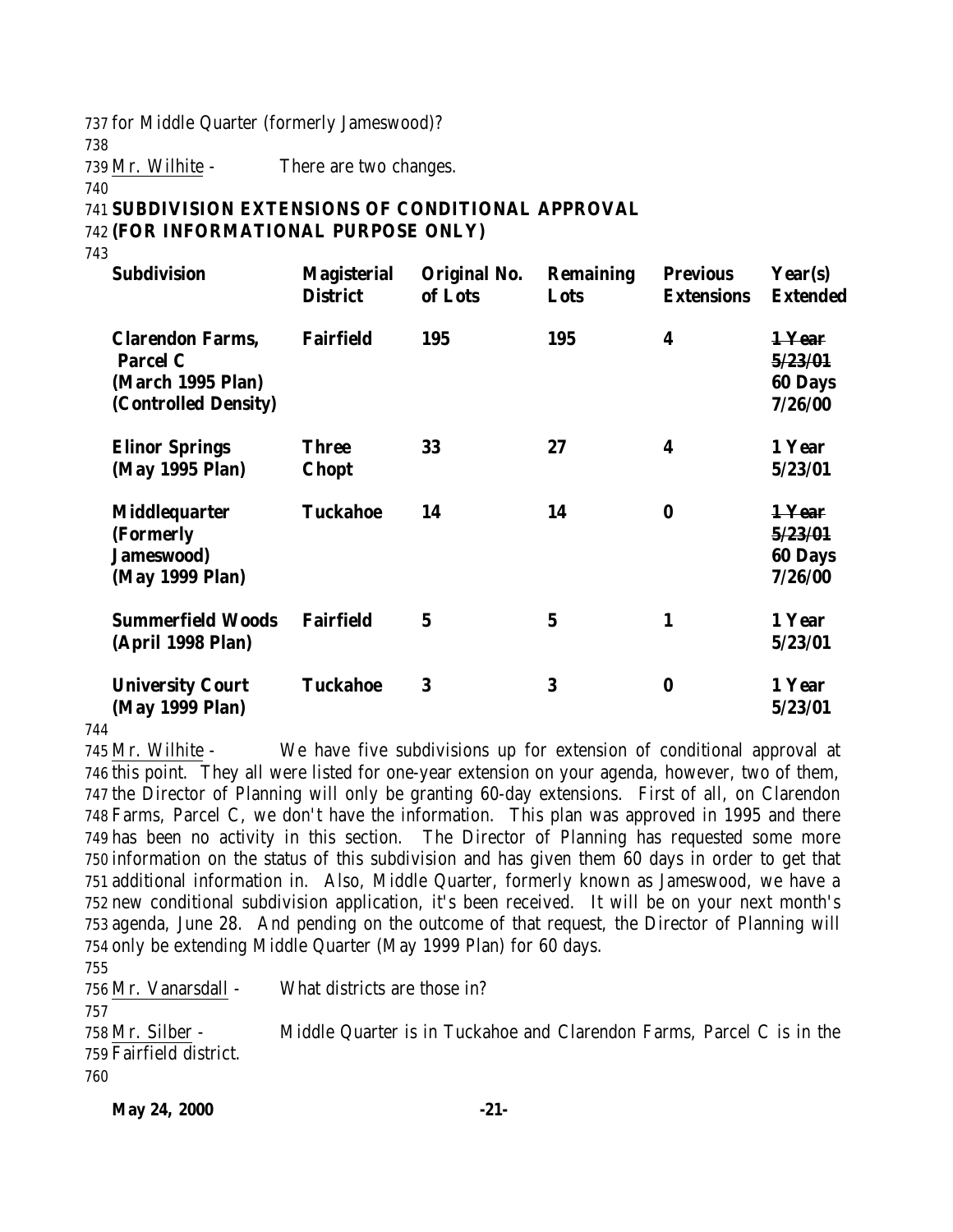737 for Middle Quarter (formerly Jameswood)?

738

739 Mr. Wilhite - There are two changes.

740

741 **SUBDIVISION EXTENSIONS OF CONDITIONAL APPROVAL**
742 **(FOR INFORMATIONAL PURPOSE ONLY)**

743

| Subdivision | Magisterial District | Original No. of Lots | Remaining Lots | Previous Extensions | Year(s) Extended |
|---|---|---|---|---|---|
| **Clarendon Farms, Parcel C (March 1995 Plan) (Controlled Density)** | **Fairfield** | **195** | **195** | **4** | ~~**1 Year 5/23/01**~~ **60 Days 7/26/00** |
| **Elinor Springs (May 1995 Plan)** | **Three Chopt** | **33** | **27** | **4** | **1 Year 5/23/01** |
| **Middlequarter (Formerly Jameswood) (May 1999 Plan)** | **Tuckahoe** | **14** | **14** | **0** | ~~**1 Year 5/23/01**~~ **60 Days 7/26/00** |
| **Summerfield Woods (April 1998 Plan)** | **Fairfield** | **5** | **5** | **1** | **1 Year 5/23/01** |
| **University Court (May 1999 Plan)** | **Tuckahoe** | **3** | **3** | **0** | **1 Year 5/23/01** |

744

745 Mr. Wilhite - We have five subdivisions up for extension of conditional approval at
746 this point. They all were listed for one-year extension on your agenda, however, two of them,
747 the Director of Planning will only be granting 60-day extensions. First of all, on Clarendon
748 Farms, Parcel C, we don't have the information. This plan was approved in 1995 and there
749 has been no activity in this section. The Director of Planning has requested some more
750 information on the status of this subdivision and has given them 60 days in order to get that
751 additional information in. Also, Middle Quarter, formerly known as Jameswood, we have a
752 new conditional subdivision application, it's been received. It will be on your next month's
753 agenda, June 28. And pending on the outcome of that request, the Director of Planning will
754 only be extending Middle Quarter (May 1999 Plan) for 60 days.

755

756 Mr. Vanarsdall - What districts are those in?

757

758 Mr. Silber - Middle Quarter is in Tuckahoe and Clarendon Farms, Parcel C is in the
759 Fairfield district.

760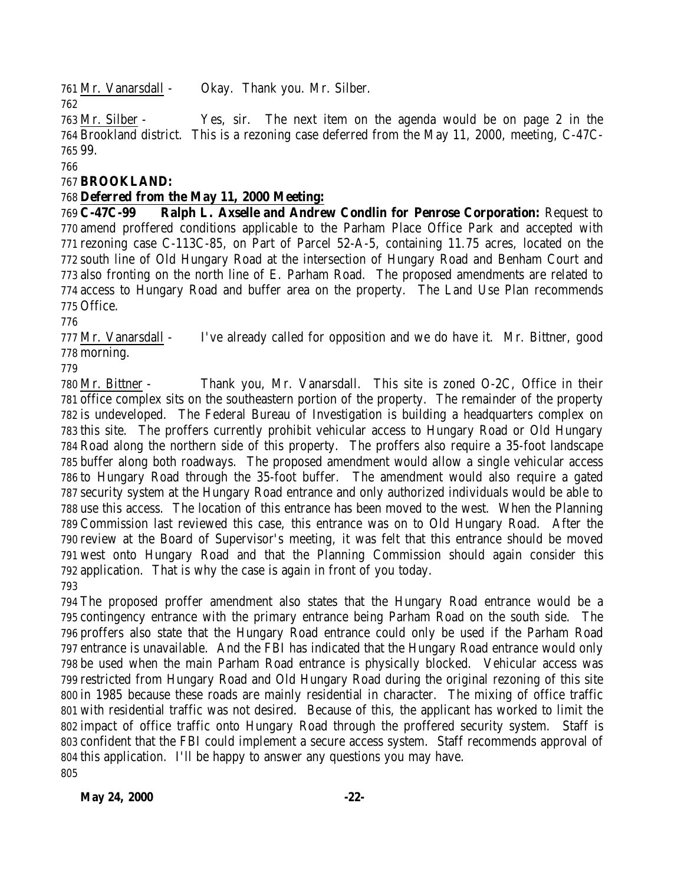Mr. Vanarsdall - Okay. Thank you. Mr. Silber.

Mr. Silber - Yes, sir. The next item on the agenda would be on page 2 in the Brookland district. This is a rezoning case deferred from the May 11, 2000, meeting, C-47C-99.

**BROOKLAND:**

**Deferred from the May 11, 2000 Meeting:**

**C-47C-99 Ralph L. Axselle and Andrew Condlin for Penrose Corporation:** Request to amend proffered conditions applicable to the Parham Place Office Park and accepted with rezoning case C-113C-85, on Part of Parcel 52-A-5, containing 11.75 acres, located on the south line of Old Hungary Road at the intersection of Hungary Road and Benham Court and also fronting on the north line of E. Parham Road. The proposed amendments are related to access to Hungary Road and buffer area on the property. The Land Use Plan recommends Office.

Mr. Vanarsdall - I've already called for opposition and we do have it. Mr. Bittner, good morning.

Mr. Bittner - Thank you, Mr. Vanarsdall. This site is zoned O-2C, Office in their office complex sits on the southeastern portion of the property. The remainder of the property is undeveloped. The Federal Bureau of Investigation is building a headquarters complex on this site. The proffers currently prohibit vehicular access to Hungary Road or Old Hungary Road along the northern side of this property. The proffers also require a 35-foot landscape buffer along both roadways. The proposed amendment would allow a single vehicular access to Hungary Road through the 35-foot buffer. The amendment would also require a gated security system at the Hungary Road entrance and only authorized individuals would be able to use this access. The location of this entrance has been moved to the west. When the Planning Commission last reviewed this case, this entrance was on to Old Hungary Road. After the review at the Board of Supervisor's meeting, it was felt that this entrance should be moved west onto Hungary Road and that the Planning Commission should again consider this application. That is why the case is again in front of you today.

The proposed proffer amendment also states that the Hungary Road entrance would be a contingency entrance with the primary entrance being Parham Road on the south side. The proffers also state that the Hungary Road entrance could only be used if the Parham Road entrance is unavailable. And the FBI has indicated that the Hungary Road entrance would only be used when the main Parham Road entrance is physically blocked. Vehicular access was restricted from Hungary Road and Old Hungary Road during the original rezoning of this site in 1985 because these roads are mainly residential in character. The mixing of office traffic with residential traffic was not desired. Because of this, the applicant has worked to limit the impact of office traffic onto Hungary Road through the proffered security system. Staff is confident that the FBI could implement a secure access system. Staff recommends approval of this application. I'll be happy to answer any questions you may have.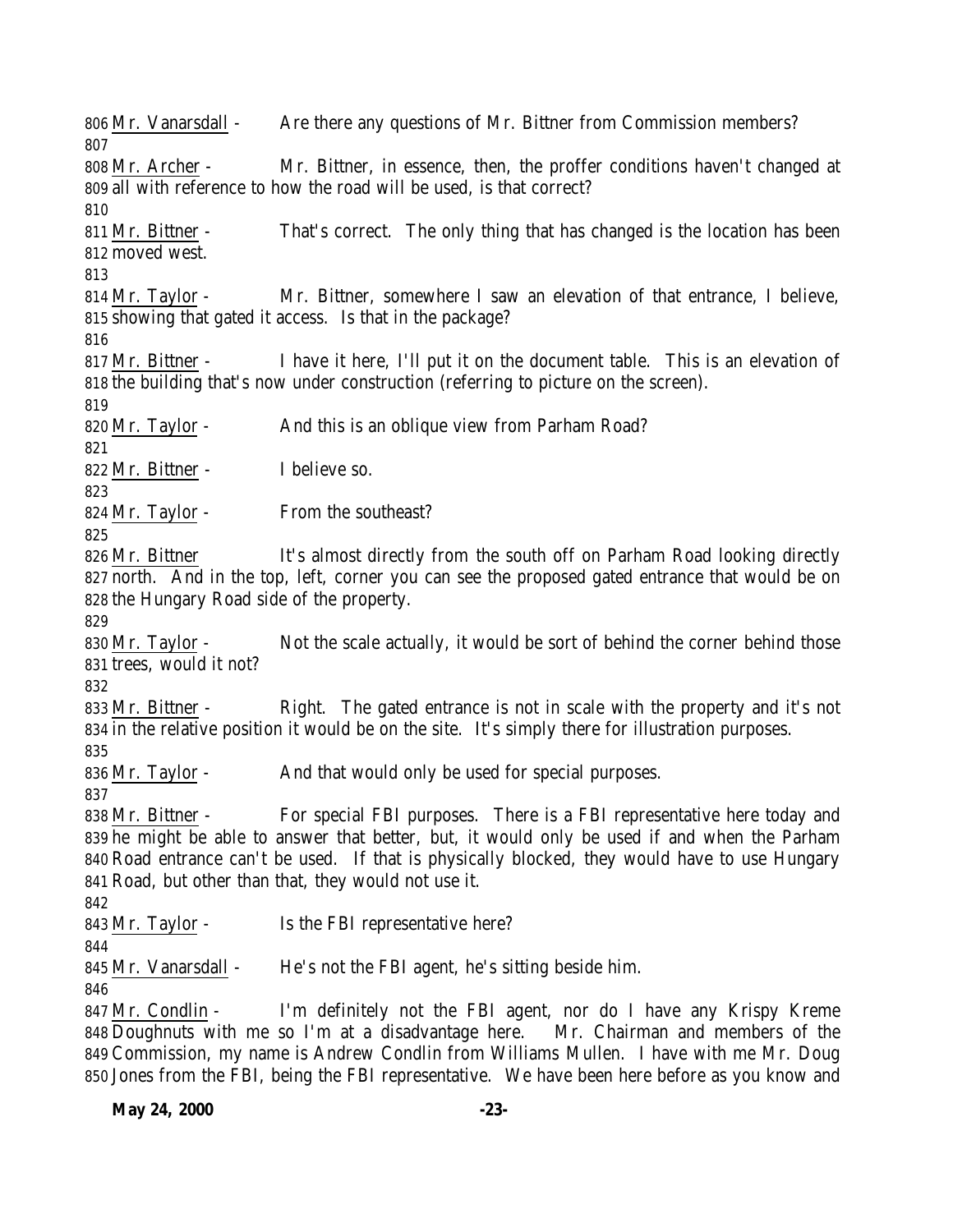Mr. Vanarsdall - Are there any questions of Mr. Bittner from Commission members?

Mr. Archer - Mr. Bittner, in essence, then, the proffer conditions haven't changed at all with reference to how the road will be used, is that correct?

Mr. Bittner - That's correct. The only thing that has changed is the location has been moved west.

Mr. Taylor - Mr. Bittner, somewhere I saw an elevation of that entrance, I believe, showing that gated it access. Is that in the package?

Mr. Bittner - I have it here, I'll put it on the document table. This is an elevation of the building that's now under construction (referring to picture on the screen).

Mr. Taylor - And this is an oblique view from Parham Road?

Mr. Bittner - I believe so.

Mr. Taylor - From the southeast?

Mr. Bittner It's almost directly from the south off on Parham Road looking directly north. And in the top, left, corner you can see the proposed gated entrance that would be on the Hungary Road side of the property.

Mr. Taylor - Not the scale actually, it would be sort of behind the corner behind those trees, would it not?

Mr. Bittner - Right. The gated entrance is not in scale with the property and it's not in the relative position it would be on the site. It's simply there for illustration purposes.

Mr. Taylor - And that would only be used for special purposes.

Mr. Bittner - For special FBI purposes. There is a FBI representative here today and he might be able to answer that better, but, it would only be used if and when the Parham Road entrance can't be used. If that is physically blocked, they would have to use Hungary Road, but other than that, they would not use it.

Mr. Taylor - Is the FBI representative here?

Mr. Vanarsdall - He's not the FBI agent, he's sitting beside him.

Mr. Condlin - I'm definitely not the FBI agent, nor do I have any Krispy Kreme Doughnuts with me so I'm at a disadvantage here. Mr. Chairman and members of the Commission, my name is Andrew Condlin from Williams Mullen. I have with me Mr. Doug Jones from the FBI, being the FBI representative. We have been here before as you know and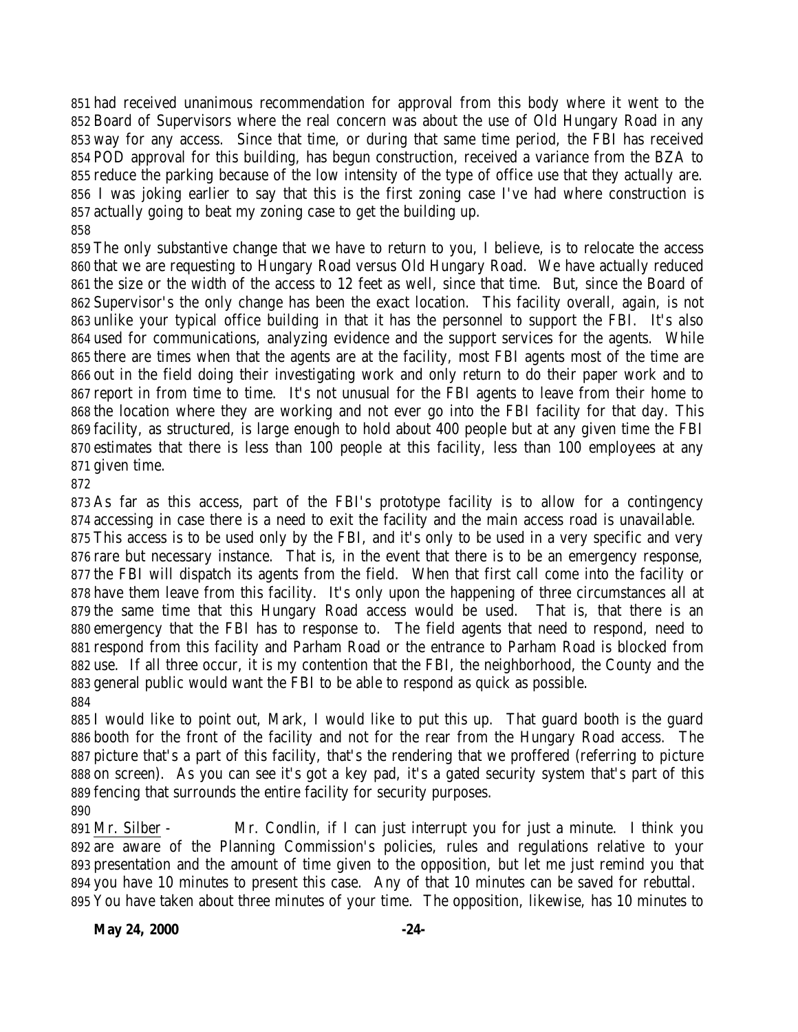had received unanimous recommendation for approval from this body where it went to the Board of Supervisors where the real concern was about the use of Old Hungary Road in any way for any access. Since that time, or during that same time period, the FBI has received POD approval for this building, has begun construction, received a variance from the BZA to reduce the parking because of the low intensity of the type of office use that they actually are. I was joking earlier to say that this is the first zoning case I've had where construction is actually going to beat my zoning case to get the building up.

The only substantive change that we have to return to you, I believe, is to relocate the access that we are requesting to Hungary Road versus Old Hungary Road. We have actually reduced the size or the width of the access to 12 feet as well, since that time. But, since the Board of Supervisor's the only change has been the exact location. This facility overall, again, is not unlike your typical office building in that it has the personnel to support the FBI. It's also used for communications, analyzing evidence and the support services for the agents. While there are times when that the agents are at the facility, most FBI agents most of the time are out in the field doing their investigating work and only return to do their paper work and to report in from time to time. It's not unusual for the FBI agents to leave from their home to the location where they are working and not ever go into the FBI facility for that day. This facility, as structured, is large enough to hold about 400 people but at any given time the FBI estimates that there is less than 100 people at this facility, less than 100 employees at any given time.

As far as this access, part of the FBI's prototype facility is to allow for a contingency accessing in case there is a need to exit the facility and the main access road is unavailable. This access is to be used only by the FBI, and it's only to be used in a very specific and very rare but necessary instance. That is, in the event that there is to be an emergency response, the FBI will dispatch its agents from the field. When that first call come into the facility or have them leave from this facility. It's only upon the happening of three circumstances all at the same time that this Hungary Road access would be used. That is, that there is an emergency that the FBI has to response to. The field agents that need to respond, need to respond from this facility and Parham Road or the entrance to Parham Road is blocked from use. If all three occur, it is my contention that the FBI, the neighborhood, the County and the general public would want the FBI to be able to respond as quick as possible.

I would like to point out, Mark, I would like to put this up. That guard booth is the guard booth for the front of the facility and not for the rear from the Hungary Road access. The picture that's a part of this facility, that's the rendering that we proffered (referring to picture on screen). As you can see it's got a key pad, it's a gated security system that's part of this fencing that surrounds the entire facility for security purposes.

Mr. Silber - Mr. Condlin, if I can just interrupt you for just a minute. I think you are aware of the Planning Commission's policies, rules and regulations relative to your presentation and the amount of time given to the opposition, but let me just remind you that you have 10 minutes to present this case. Any of that 10 minutes can be saved for rebuttal. You have taken about three minutes of your time. The opposition, likewise, has 10 minutes to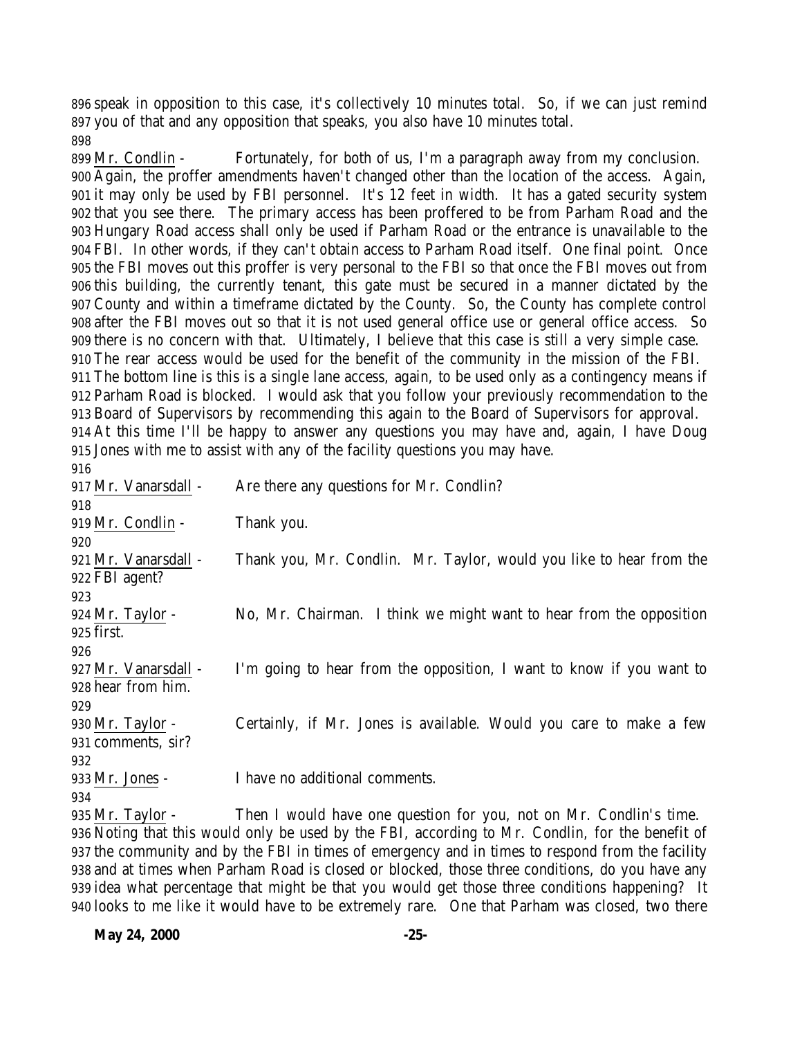896 speak in opposition to this case, it's collectively 10 minutes total. So, if we can just remind
897 you of that and any opposition that speaks, you also have 10 minutes total.
898
899 Mr. Condlin - Fortunately, for both of us, I'm a paragraph away from my conclusion.
900 Again, the proffer amendments haven't changed other than the location of the access. Again,
901 it may only be used by FBI personnel. It's 12 feet in width. It has a gated security system
902 that you see there. The primary access has been proffered to be from Parham Road and the
903 Hungary Road access shall only be used if Parham Road or the entrance is unavailable to the
904 FBI. In other words, if they can't obtain access to Parham Road itself. One final point. Once
905 the FBI moves out this proffer is very personal to the FBI so that once the FBI moves out from
906 this building, the currently tenant, this gate must be secured in a manner dictated by the
907 County and within a timeframe dictated by the County. So, the County has complete control
908 after the FBI moves out so that it is not used general office use or general office access. So
909 there is no concern with that. Ultimately, I believe that this case is still a very simple case.
910 The rear access would be used for the benefit of the community in the mission of the FBI.
911 The bottom line is this is a single lane access, again, to be used only as a contingency means if
912 Parham Road is blocked. I would ask that you follow your previously recommendation to the
913 Board of Supervisors by recommending this again to the Board of Supervisors for approval.
914 At this time I'll be happy to answer any questions you may have and, again, I have Doug
915 Jones with me to assist with any of the facility questions you may have.
916
917 Mr. Vanarsdall - Are there any questions for Mr. Condlin?
918
919 Mr. Condlin - Thank you.
920
921 Mr. Vanarsdall - Thank you, Mr. Condlin. Mr. Taylor, would you like to hear from the
922 FBI agent?
923
924 Mr. Taylor - No, Mr. Chairman. I think we might want to hear from the opposition
925 first.
926
927 Mr. Vanarsdall - I'm going to hear from the opposition, I want to know if you want to
928 hear from him.
929
930 Mr. Taylor - Certainly, if Mr. Jones is available. Would you care to make a few
931 comments, sir?
932
933 Mr. Jones - I have no additional comments.
934
935 Mr. Taylor - Then I would have one question for you, not on Mr. Condlin's time.
936 Noting that this would only be used by the FBI, according to Mr. Condlin, for the benefit of
937 the community and by the FBI in times of emergency and in times to respond from the facility
938 and at times when Parham Road is closed or blocked, those three conditions, do you have any
939 idea what percentage that might be that you would get those three conditions happening? It
940 looks to me like it would have to be extremely rare. One that Parham was closed, two there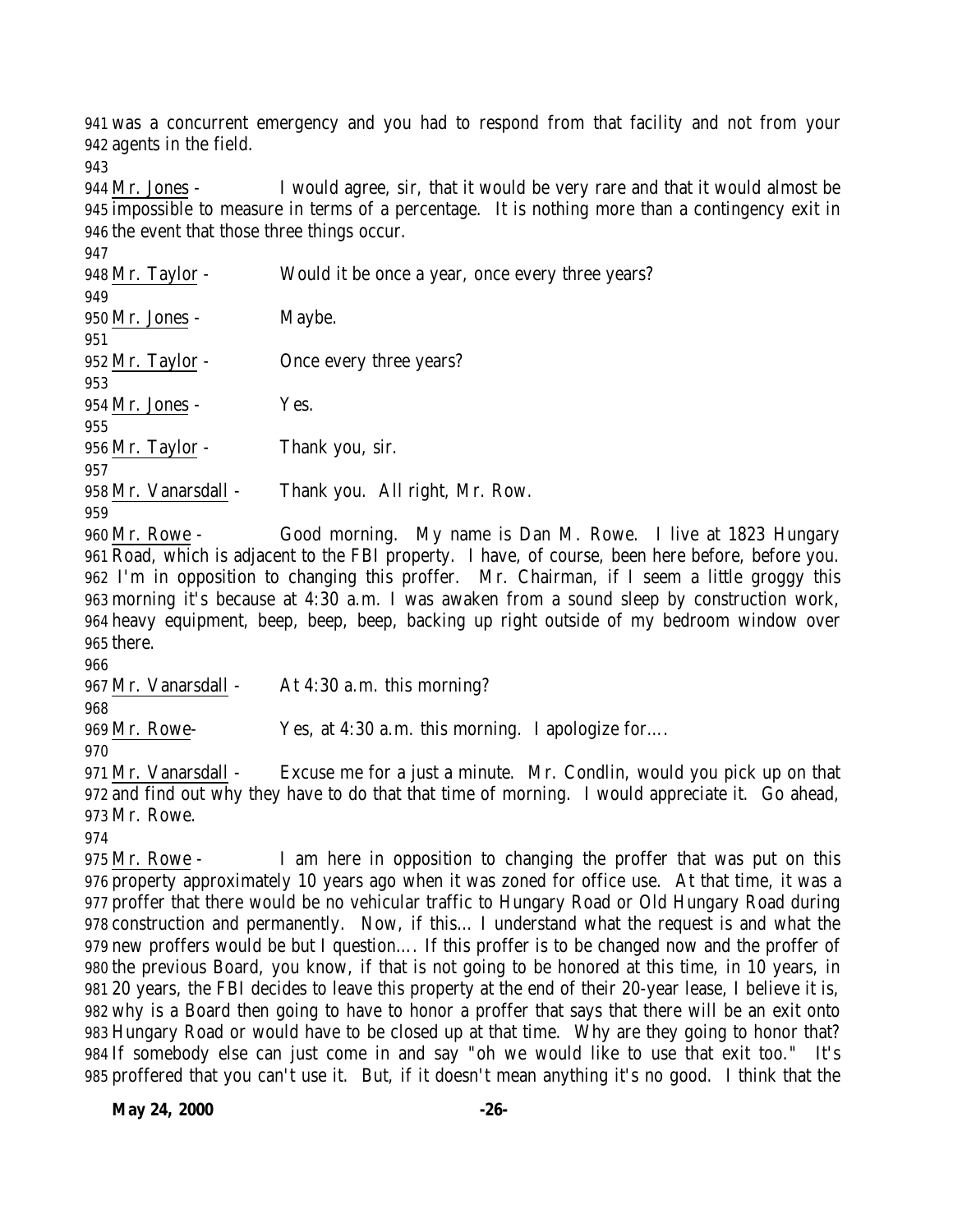was a concurrent emergency and you had to respond from that facility and not from your agents in the field.

Mr. Jones - I would agree, sir, that it would be very rare and that it would almost be impossible to measure in terms of a percentage. It is nothing more than a contingency exit in the event that those three things occur.

Mr. Taylor - Would it be once a year, once every three years?

Mr. Jones - Maybe.

Mr. Taylor - Once every three years?

Mr. Jones - Yes.

Mr. Taylor - Thank you, sir.

Mr. Vanarsdall - Thank you. All right, Mr. Row.

Mr. Rowe - Good morning. My name is Dan M. Rowe. I live at 1823 Hungary Road, which is adjacent to the FBI property. I have, of course, been here before, before you. I'm in opposition to changing this proffer. Mr. Chairman, if I seem a little groggy this morning it's because at 4:30 a.m. I was awaken from a sound sleep by construction work, heavy equipment, beep, beep, beep, backing up right outside of my bedroom window over there.

Mr. Vanarsdall - At 4:30 a.m. this morning?

Mr. Rowe- Yes, at 4:30 a.m. this morning. I apologize for....

Mr. Vanarsdall - Excuse me for a just a minute. Mr. Condlin, would you pick up on that and find out why they have to do that that time of morning. I would appreciate it. Go ahead, Mr. Rowe.

Mr. Rowe - I am here in opposition to changing the proffer that was put on this property approximately 10 years ago when it was zoned for office use. At that time, it was a proffer that there would be no vehicular traffic to Hungary Road or Old Hungary Road during construction and permanently. Now, if this... I understand what the request is and what the new proffers would be but I question.... If this proffer is to be changed now and the proffer of the previous Board, you know, if that is not going to be honored at this time, in 10 years, in 20 years, the FBI decides to leave this property at the end of their 20-year lease, I believe it is, why is a Board then going to have to honor a proffer that says that there will be an exit onto Hungary Road or would have to be closed up at that time. Why are they going to honor that? If somebody else can just come in and say "oh we would like to use that exit too." It's proffered that you can't use it. But, if it doesn't mean anything it's no good. I think that the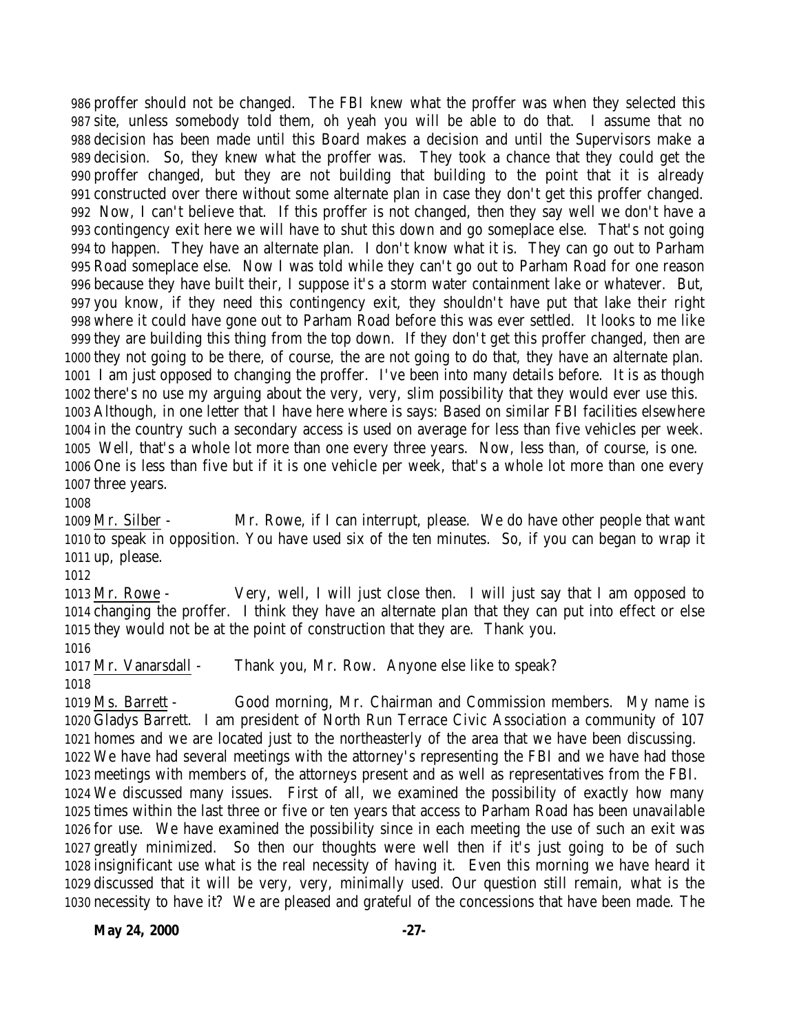proffer should not be changed. The FBI knew what the proffer was when they selected this site, unless somebody told them, oh yeah you will be able to do that. I assume that no decision has been made until this Board makes a decision and until the Supervisors make a decision. So, they knew what the proffer was. They took a chance that they could get the proffer changed, but they are not building that building to the point that it is already constructed over there without some alternate plan in case they don't get this proffer changed. Now, I can't believe that. If this proffer is not changed, then they say well we don't have a contingency exit here we will have to shut this down and go someplace else. That's not going to happen. They have an alternate plan. I don't know what it is. They can go out to Parham Road someplace else. Now I was told while they can't go out to Parham Road for one reason because they have built their, I suppose it's a storm water containment lake or whatever. But, you know, if they need this contingency exit, they shouldn't have put that lake their right where it could have gone out to Parham Road before this was ever settled. It looks to me like they are building this thing from the top down. If they don't get this proffer changed, then are they not going to be there, of course, the are not going to do that, they have an alternate plan. I am just opposed to changing the proffer. I've been into many details before. It is as though there's no use my arguing about the very, very, slim possibility that they would ever use this. Although, in one letter that I have here where is says: Based on similar FBI facilities elsewhere in the country such a secondary access is used on average for less than five vehicles per week. Well, that's a whole lot more than one every three years. Now, less than, of course, is one. One is less than five but if it is one vehicle per week, that's a whole lot more than one every three years.

Mr. Silber - Mr. Rowe, if I can interrupt, please. We do have other people that want to speak in opposition. You have used six of the ten minutes. So, if you can began to wrap it up, please.

Mr. Rowe - Very, well, I will just close then. I will just say that I am opposed to changing the proffer. I think they have an alternate plan that they can put into effect or else they would not be at the point of construction that they are. Thank you.

Mr. Vanarsdall - Thank you, Mr. Row. Anyone else like to speak?

Ms. Barrett - Good morning, Mr. Chairman and Commission members. My name is Gladys Barrett. I am president of North Run Terrace Civic Association a community of 107 homes and we are located just to the northeasterly of the area that we have been discussing. We have had several meetings with the attorney's representing the FBI and we have had those meetings with members of, the attorneys present and as well as representatives from the FBI. We discussed many issues. First of all, we examined the possibility of exactly how many times within the last three or five or ten years that access to Parham Road has been unavailable for use. We have examined the possibility since in each meeting the use of such an exit was greatly minimized. So then our thoughts were well then if it's just going to be of such insignificant use what is the real necessity of having it. Even this morning we have heard it discussed that it will be very, very, minimally used. Our question still remain, what is the necessity to have it? We are pleased and grateful of the concessions that have been made. The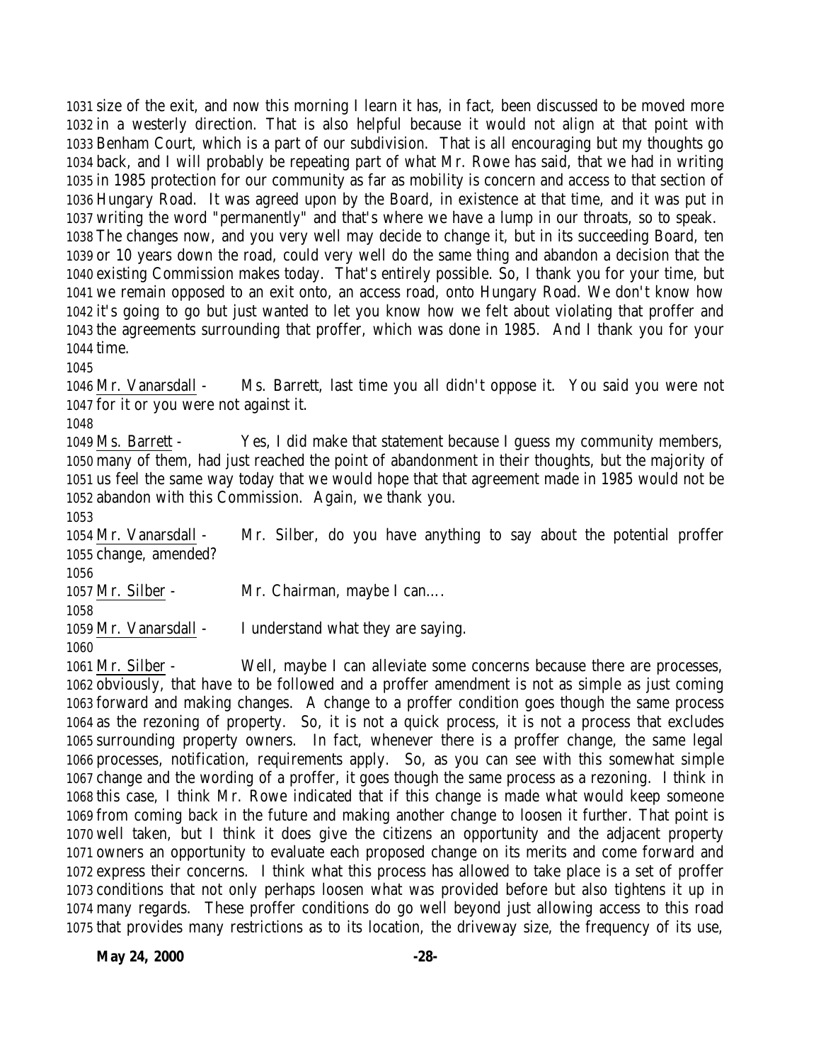size of the exit, and now this morning I learn it has, in fact, been discussed to be moved more in a westerly direction. That is also helpful because it would not align at that point with Benham Court, which is a part of our subdivision. That is all encouraging but my thoughts go back, and I will probably be repeating part of what Mr. Rowe has said, that we had in writing in 1985 protection for our community as far as mobility is concern and access to that section of Hungary Road. It was agreed upon by the Board, in existence at that time, and it was put in writing the word "permanently" and that's where we have a lump in our throats, so to speak. The changes now, and you very well may decide to change it, but in its succeeding Board, ten or 10 years down the road, could very well do the same thing and abandon a decision that the existing Commission makes today. That's entirely possible. So, I thank you for your time, but we remain opposed to an exit onto, an access road, onto Hungary Road. We don't know how it's going to go but just wanted to let you know how we felt about violating that proffer and the agreements surrounding that proffer, which was done in 1985. And I thank you for your time.

Mr. Vanarsdall - Ms. Barrett, last time you all didn't oppose it. You said you were not for it or you were not against it.

Ms. Barrett - Yes, I did make that statement because I guess my community members, many of them, had just reached the point of abandonment in their thoughts, but the majority of us feel the same way today that we would hope that that agreement made in 1985 would not be abandon with this Commission. Again, we thank you.

Mr. Vanarsdall - Mr. Silber, do you have anything to say about the potential proffer change, amended?

Mr. Silber - Mr. Chairman, maybe I can….

Mr. Vanarsdall - I understand what they are saying.

Mr. Silber - Well, maybe I can alleviate some concerns because there are processes, obviously, that have to be followed and a proffer amendment is not as simple as just coming forward and making changes. A change to a proffer condition goes though the same process as the rezoning of property. So, it is not a quick process, it is not a process that excludes surrounding property owners. In fact, whenever there is a proffer change, the same legal processes, notification, requirements apply. So, as you can see with this somewhat simple change and the wording of a proffer, it goes though the same process as a rezoning. I think in this case, I think Mr. Rowe indicated that if this change is made what would keep someone from coming back in the future and making another change to loosen it further. That point is well taken, but I think it does give the citizens an opportunity and the adjacent property owners an opportunity to evaluate each proposed change on its merits and come forward and express their concerns. I think what this process has allowed to take place is a set of proffer conditions that not only perhaps loosen what was provided before but also tightens it up in many regards. These proffer conditions do go well beyond just allowing access to this road that provides many restrictions as to its location, the driveway size, the frequency of its use,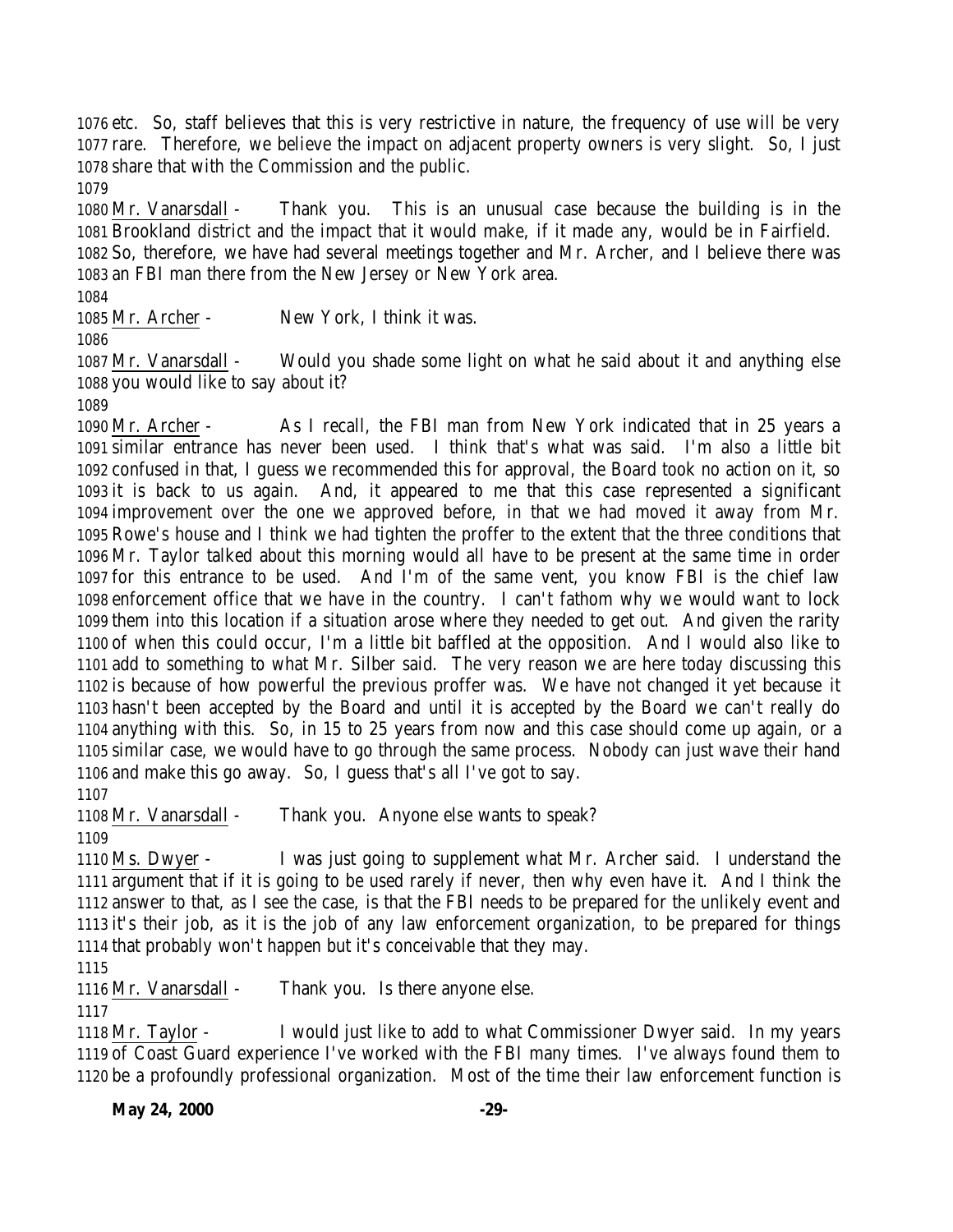etc. So, staff believes that this is very restrictive in nature, the frequency of use will be very rare. Therefore, we believe the impact on adjacent property owners is very slight. So, I just share that with the Commission and the public.

Mr. Vanarsdall - Thank you. This is an unusual case because the building is in the Brookland district and the impact that it would make, if it made any, would be in Fairfield. So, therefore, we have had several meetings together and Mr. Archer, and I believe there was an FBI man there from the New Jersey or New York area.

Mr. Archer - New York, I think it was.

Mr. Vanarsdall - Would you shade some light on what he said about it and anything else you would like to say about it?

Mr. Archer - As I recall, the FBI man from New York indicated that in 25 years a similar entrance has never been used. I think that's what was said. I'm also a little bit confused in that, I guess we recommended this for approval, the Board took no action on it, so it is back to us again. And, it appeared to me that this case represented a significant improvement over the one we approved before, in that we had moved it away from Mr. Rowe's house and I think we had tighten the proffer to the extent that the three conditions that Mr. Taylor talked about this morning would all have to be present at the same time in order for this entrance to be used. And I'm of the same vent, you know FBI is the chief law enforcement office that we have in the country. I can't fathom why we would want to lock them into this location if a situation arose where they needed to get out. And given the rarity of when this could occur, I'm a little bit baffled at the opposition. And I would also like to add to something to what Mr. Silber said. The very reason we are here today discussing this is because of how powerful the previous proffer was. We have not changed it yet because it hasn't been accepted by the Board and until it is accepted by the Board we can't really do anything with this. So, in 15 to 25 years from now and this case should come up again, or a similar case, we would have to go through the same process. Nobody can just wave their hand and make this go away. So, I guess that's all I've got to say.

Mr. Vanarsdall - Thank you. Anyone else wants to speak?

Ms. Dwyer - I was just going to supplement what Mr. Archer said. I understand the argument that if it is going to be used rarely if never, then why even have it. And I think the answer to that, as I see the case, is that the FBI needs to be prepared for the unlikely event and it's their job, as it is the job of any law enforcement organization, to be prepared for things that probably won't happen but it's conceivable that they may.

Mr. Vanarsdall - Thank you. Is there anyone else.

Mr. Taylor - I would just like to add to what Commissioner Dwyer said. In my years of Coast Guard experience I've worked with the FBI many times. I've always found them to be a profoundly professional organization. Most of the time their law enforcement function is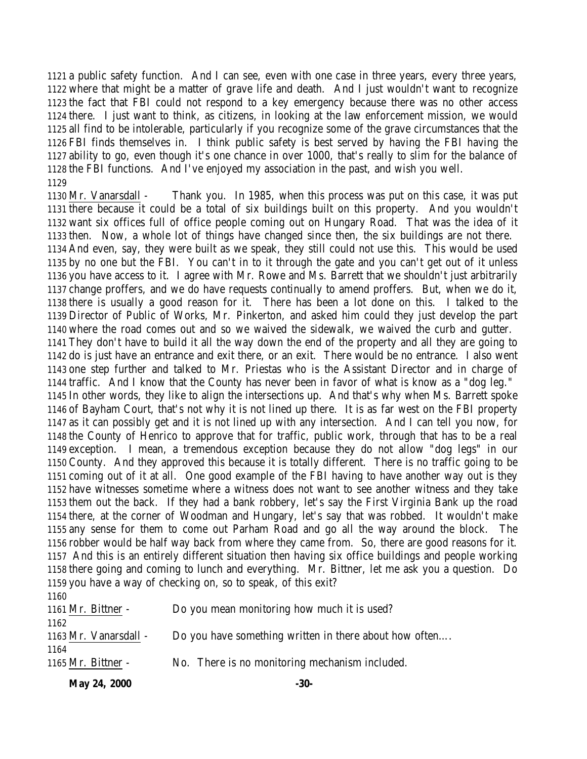a public safety function. And I can see, even with one case in three years, every three years, where that might be a matter of grave life and death. And I just wouldn't want to recognize the fact that FBI could not respond to a key emergency because there was no other access there. I just want to think, as citizens, in looking at the law enforcement mission, we would all find to be intolerable, particularly if you recognize some of the grave circumstances that the FBI finds themselves in. I think public safety is best served by having the FBI having the ability to go, even though it's one chance in over 1000, that's really to slim for the balance of the FBI functions. And I've enjoyed my association in the past, and wish you well.

Mr. Vanarsdall - Thank you. In 1985, when this process was put on this case, it was put there because it could be a total of six buildings built on this property. And you wouldn't want six offices full of office people coming out on Hungary Road. That was the idea of it then. Now, a whole lot of things have changed since then, the six buildings are not there. And even, say, they were built as we speak, they still could not use this. This would be used by no one but the FBI. You can't in to it through the gate and you can't get out of it unless you have access to it. I agree with Mr. Rowe and Ms. Barrett that we shouldn't just arbitrarily change proffers, and we do have requests continually to amend proffers. But, when we do it, there is usually a good reason for it. There has been a lot done on this. I talked to the Director of Public of Works, Mr. Pinkerton, and asked him could they just develop the part where the road comes out and so we waived the sidewalk, we waived the curb and gutter. They don't have to build it all the way down the end of the property and all they are going to do is just have an entrance and exit there, or an exit. There would be no entrance. I also went one step further and talked to Mr. Priestas who is the Assistant Director and in charge of traffic. And I know that the County has never been in favor of what is know as a "dog leg." In other words, they like to align the intersections up. And that's why when Ms. Barrett spoke of Bayham Court, that's not why it is not lined up there. It is as far west on the FBI property as it can possibly get and it is not lined up with any intersection. And I can tell you now, for the County of Henrico to approve that for traffic, public work, through that has to be a real exception. I mean, a tremendous exception because they do not allow "dog legs" in our County. And they approved this because it is totally different. There is no traffic going to be coming out of it at all. One good example of the FBI having to have another way out is they have witnesses sometime where a witness does not want to see another witness and they take them out the back. If they had a bank robbery, let's say the First Virginia Bank up the road there, at the corner of Woodman and Hungary, let's say that was robbed. It wouldn't make any sense for them to come out Parham Road and go all the way around the block. The robber would be half way back from where they came from. So, there are good reasons for it. And this is an entirely different situation then having six office buildings and people working there going and coming to lunch and everything. Mr. Bittner, let me ask you a question. Do you have a way of checking on, so to speak, of this exit?

Mr. Bittner - Do you mean monitoring how much it is used?

Mr. Vanarsdall - Do you have something written in there about how often….

Mr. Bittner - No. There is no monitoring mechanism included.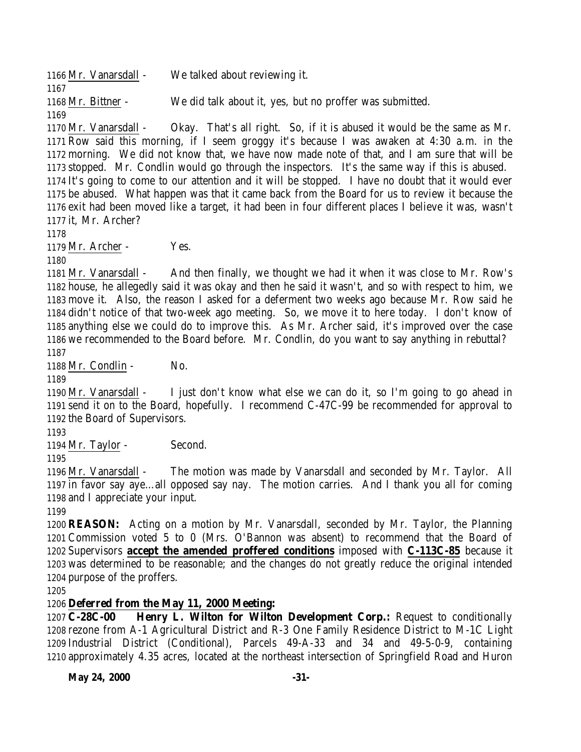Mr. Vanarsdall - We talked about reviewing it.

Mr. Bittner - We did talk about it, yes, but no proffer was submitted.

Mr. Vanarsdall - Okay. That's all right. So, if it is abused it would be the same as Mr. Row said this morning, if I seem groggy it's because I was awaken at 4:30 a.m. in the morning. We did not know that, we have now made note of that, and I am sure that will be stopped. Mr. Condlin would go through the inspectors. It's the same way if this is abused. It's going to come to our attention and it will be stopped. I have no doubt that it would ever be abused. What happen was that it came back from the Board for us to review it because the exit had been moved like a target, it had been in four different places I believe it was, wasn't it, Mr. Archer?

Mr. Archer - Yes.

Mr. Vanarsdall - And then finally, we thought we had it when it was close to Mr. Row's house, he allegedly said it was okay and then he said it wasn't, and so with respect to him, we move it. Also, the reason I asked for a deferment two weeks ago because Mr. Row said he didn't notice of that two-week ago meeting. So, we move it to here today. I don't know of anything else we could do to improve this. As Mr. Archer said, it's improved over the case we recommended to the Board before. Mr. Condlin, do you want to say anything in rebuttal?

Mr. Condlin - No.

Mr. Vanarsdall - I just don't know what else we can do it, so I'm going to go ahead in send it on to the Board, hopefully. I recommend C-47C-99 be recommended for approval to the Board of Supervisors.

Mr. Taylor - Second.

Mr. Vanarsdall - The motion was made by Vanarsdall and seconded by Mr. Taylor. All in favor say aye…all opposed say nay. The motion carries. And I thank you all for coming and I appreciate your input.

**REASON:** Acting on a motion by Mr. Vanarsdall, seconded by Mr. Taylor, the Planning Commission voted 5 to 0 (Mrs. O'Bannon was absent) to recommend that the Board of Supervisors **accept the amended proffered conditions** imposed with **C-113C-85** because it was determined to be reasonable; and the changes do not greatly reduce the original intended purpose of the proffers.

**Deferred from the May 11, 2000 Meeting:**

**C-28C-00 Henry L. Wilton for Wilton Development Corp.:** Request to conditionally rezone from A-1 Agricultural District and R-3 One Family Residence District to M-1C Light Industrial District (Conditional), Parcels 49-A-33 and 34 and 49-5-0-9, containing approximately 4.35 acres, located at the northeast intersection of Springfield Road and Huron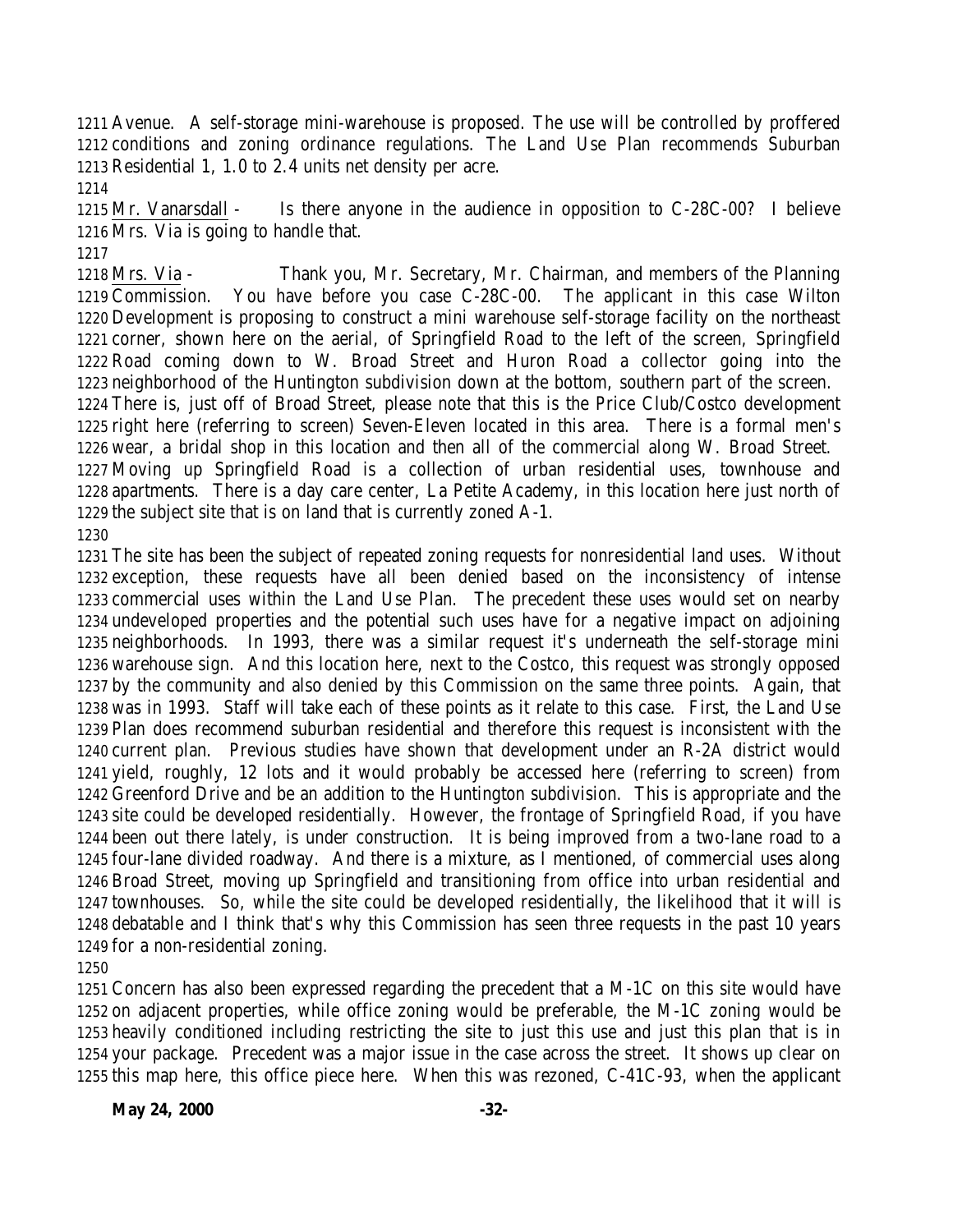Avenue. A self-storage mini-warehouse is proposed. The use will be controlled by proffered conditions and zoning ordinance regulations. The Land Use Plan recommends Suburban Residential 1, 1.0 to 2.4 units net density per acre.

<u>Mr. Vanarsdall</u> - Is there anyone in the audience in opposition to C-28C-00? I believe Mrs. Via is going to handle that.

<u>Mrs. Via</u> - Thank you, Mr. Secretary, Mr. Chairman, and members of the Planning Commission. You have before you case C-28C-00. The applicant in this case Wilton Development is proposing to construct a mini warehouse self-storage facility on the northeast corner, shown here on the aerial, of Springfield Road to the left of the screen, Springfield Road coming down to W. Broad Street and Huron Road a collector going into the neighborhood of the Huntington subdivision down at the bottom, southern part of the screen. There is, just off of Broad Street, please note that this is the Price Club/Costco development right here (referring to screen) Seven-Eleven located in this area. There is a formal men's wear, a bridal shop in this location and then all of the commercial along W. Broad Street. Moving up Springfield Road is a collection of urban residential uses, townhouse and apartments. There is a day care center, La Petite Academy, in this location here just north of the subject site that is on land that is currently zoned A-1.

The site has been the subject of repeated zoning requests for nonresidential land uses. Without exception, these requests have all been denied based on the inconsistency of intense commercial uses within the Land Use Plan. The precedent these uses would set on nearby undeveloped properties and the potential such uses have for a negative impact on adjoining neighborhoods. In 1993, there was a similar request it's underneath the self-storage mini warehouse sign. And this location here, next to the Costco, this request was strongly opposed by the community and also denied by this Commission on the same three points. Again, that was in 1993. Staff will take each of these points as it relate to this case. First, the Land Use Plan does recommend suburban residential and therefore this request is inconsistent with the current plan. Previous studies have shown that development under an R-2A district would yield, roughly, 12 lots and it would probably be accessed here (referring to screen) from Greenford Drive and be an addition to the Huntington subdivision. This is appropriate and the site could be developed residentially. However, the frontage of Springfield Road, if you have been out there lately, is under construction. It is being improved from a two-lane road to a four-lane divided roadway. And there is a mixture, as I mentioned, of commercial uses along Broad Street, moving up Springfield and transitioning from office into urban residential and townhouses. So, while the site could be developed residentially, the likelihood that it will is debatable and I think that's why this Commission has seen three requests in the past 10 years for a non-residential zoning.

Concern has also been expressed regarding the precedent that a M-1C on this site would have on adjacent properties, while office zoning would be preferable, the M-1C zoning would be heavily conditioned including restricting the site to just this use and just this plan that is in your package. Precedent was a major issue in the case across the street. It shows up clear on this map here, this office piece here. When this was rezoned, C-41C-93, when the applicant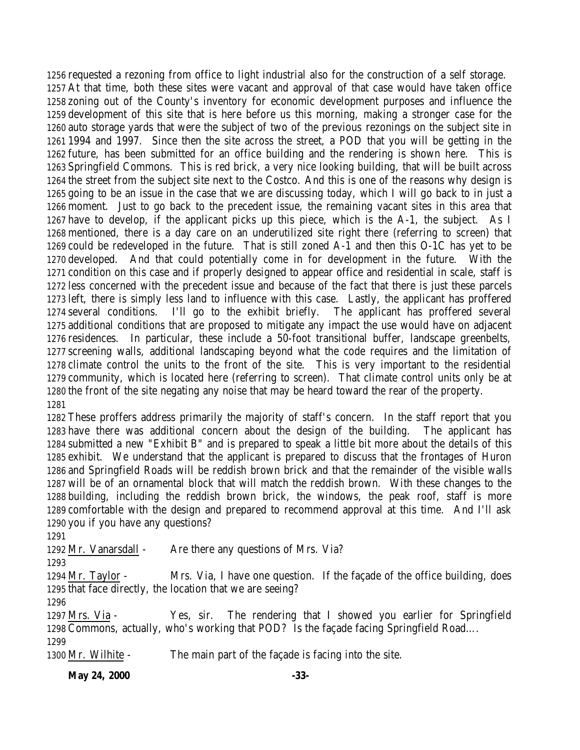1256 requested a rezoning from office to light industrial also for the construction of a self storage.
1257 At that time, both these sites were vacant and approval of that case would have taken office
1258 zoning out of the County's inventory for economic development purposes and influence the
1259 development of this site that is here before us this morning, making a stronger case for the
1260 auto storage yards that were the subject of two of the previous rezonings on the subject site in
1261 1994 and 1997. Since then the site across the street, a POD that you will be getting in the
1262 future, has been submitted for an office building and the rendering is shown here. This is
1263 Springfield Commons. This is red brick, a very nice looking building, that will be built across
1264 the street from the subject site next to the Costco. And this is one of the reasons why design is
1265 going to be an issue in the case that we are discussing today, which I will go back to in just a
1266 moment. Just to go back to the precedent issue, the remaining vacant sites in this area that
1267 have to develop, if the applicant picks up this piece, which is the A-1, the subject. As I
1268 mentioned, there is a day care on an underutilized site right there (referring to screen) that
1269 could be redeveloped in the future. That is still zoned A-1 and then this O-1C has yet to be
1270 developed. And that could potentially come in for development in the future. With the
1271 condition on this case and if properly designed to appear office and residential in scale, staff is
1272 less concerned with the precedent issue and because of the fact that there is just these parcels
1273 left, there is simply less land to influence with this case. Lastly, the applicant has proffered
1274 several conditions. I'll go to the exhibit briefly. The applicant has proffered several
1275 additional conditions that are proposed to mitigate any impact the use would have on adjacent
1276 residences. In particular, these include a 50-foot transitional buffer, landscape greenbelts,
1277 screening walls, additional landscaping beyond what the code requires and the limitation of
1278 climate control the units to the front of the site. This is very important to the residential
1279 community, which is located here (referring to screen). That climate control units only be at
1280 the front of the site negating any noise that may be heard toward the rear of the property.
1281
1282 These proffers address primarily the majority of staff's concern. In the staff report that you
1283 have there was additional concern about the design of the building. The applicant has
1284 submitted a new "Exhibit B" and is prepared to speak a little bit more about the details of this
1285 exhibit. We understand that the applicant is prepared to discuss that the frontages of Huron
1286 and Springfield Roads will be reddish brown brick and that the remainder of the visible walls
1287 will be of an ornamental block that will match the reddish brown. With these changes to the
1288 building, including the reddish brown brick, the windows, the peak roof, staff is more
1289 comfortable with the design and prepared to recommend approval at this time. And I'll ask
1290 you if you have any questions?
1291
1292 Mr. Vanarsdall - Are there any questions of Mrs. Via?
1293
1294 Mr. Taylor - Mrs. Via, I have one question. If the façade of the office building, does
1295 that face directly, the location that we are seeing?
1296
1297 Mrs. Via - Yes, sir. The rendering that I showed you earlier for Springfield
1298 Commons, actually, who's working that POD? Is the façade facing Springfield Road….
1299
1300 Mr. Wilhite - The main part of the façade is facing into the site.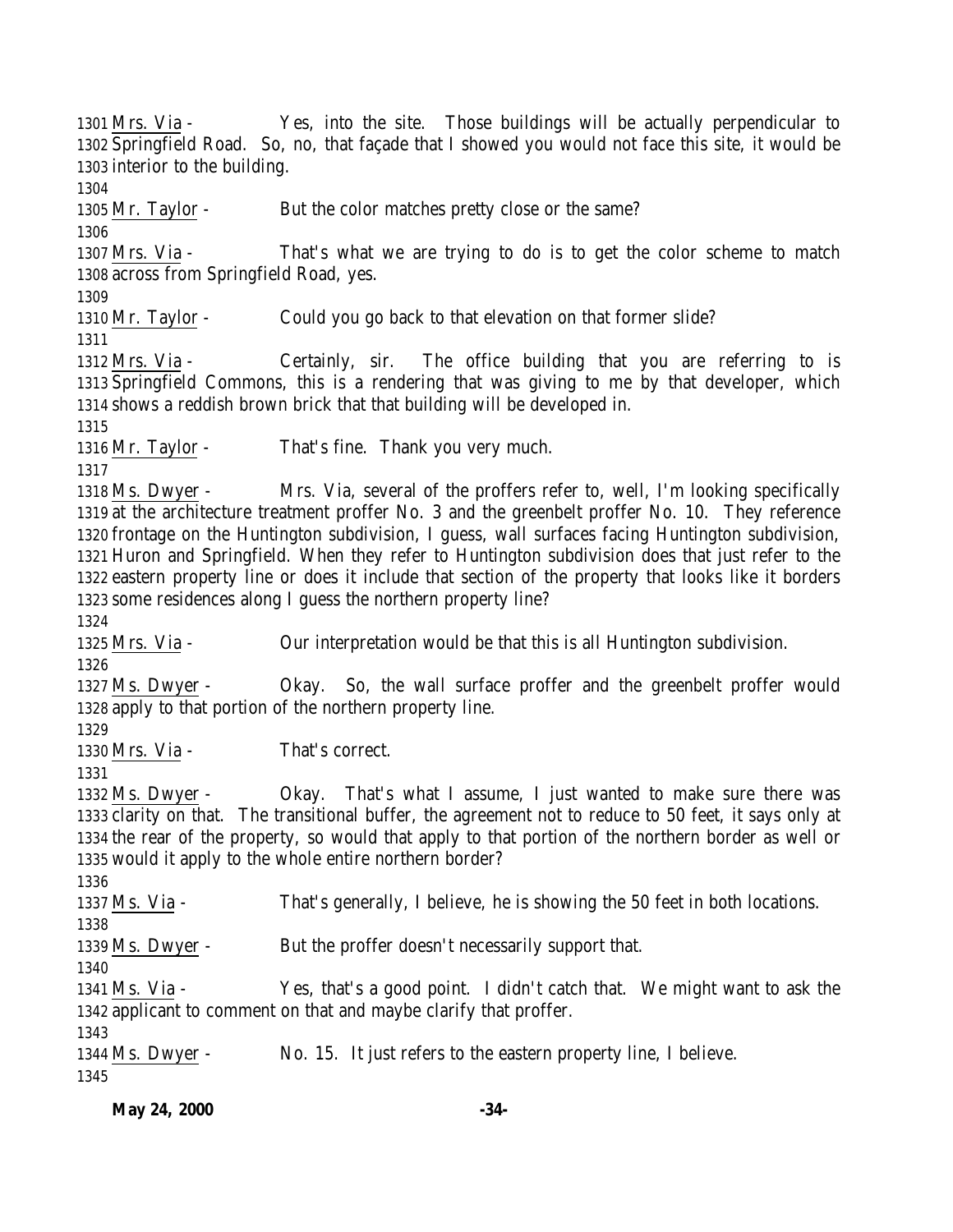1301 Mrs. Via - Yes, into the site. Those buildings will be actually perpendicular to 1302 Springfield Road. So, no, that façade that I showed you would not face this site, it would be 1303 interior to the building.

1304

1305 Mr. Taylor - But the color matches pretty close or the same?

1306

1307 Mrs. Via - That's what we are trying to do is to get the color scheme to match 1308 across from Springfield Road, yes.

1309

1310 Mr. Taylor - Could you go back to that elevation on that former slide?

1311

1312 Mrs. Via - Certainly, sir. The office building that you are referring to is 1313 Springfield Commons, this is a rendering that was giving to me by that developer, which 1314 shows a reddish brown brick that that building will be developed in.

1315

1316 Mr. Taylor - That's fine. Thank you very much.

1317

1318 Ms. Dwyer - Mrs. Via, several of the proffers refer to, well, I'm looking specifically 1319 at the architecture treatment proffer No. 3 and the greenbelt proffer No. 10. They reference 1320 frontage on the Huntington subdivision, I guess, wall surfaces facing Huntington subdivision, 1321 Huron and Springfield. When they refer to Huntington subdivision does that just refer to the 1322 eastern property line or does it include that section of the property that looks like it borders 1323 some residences along I guess the northern property line?

1324

1325 Mrs. Via - Our interpretation would be that this is all Huntington subdivision.

1326

1327 Ms. Dwyer - Okay. So, the wall surface proffer and the greenbelt proffer would 1328 apply to that portion of the northern property line.

1329

1330 Mrs. Via - That's correct.

1331

1332 Ms. Dwyer - Okay. That's what I assume, I just wanted to make sure there was 1333 clarity on that. The transitional buffer, the agreement not to reduce to 50 feet, it says only at 1334 the rear of the property, so would that apply to that portion of the northern border as well or 1335 would it apply to the whole entire northern border?

1336

1337 Ms. Via - That's generally, I believe, he is showing the 50 feet in both locations.

1338

1339 Ms. Dwyer - But the proffer doesn't necessarily support that.

1340

1341 Ms. Via - Yes, that's a good point. I didn't catch that. We might want to ask the 1342 applicant to comment on that and maybe clarify that proffer.

1343

1344 Ms. Dwyer - No. 15. It just refers to the eastern property line, I believe.

1345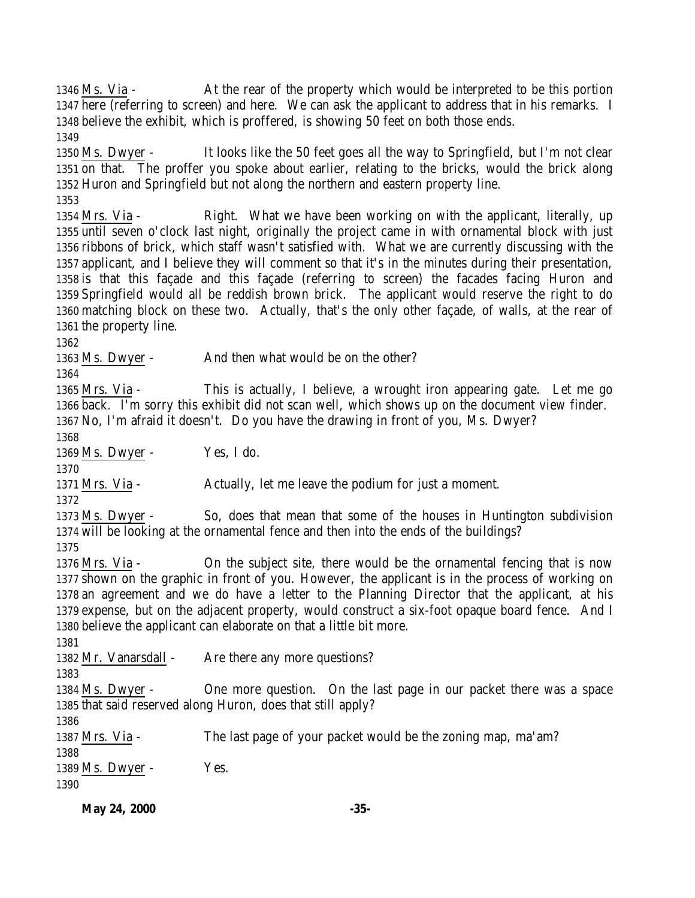1346 Ms. Via - At the rear of the property which would be interpreted to be this portion
1347 here (referring to screen) and here. We can ask the applicant to address that in his remarks. I
1348 believe the exhibit, which is proffered, is showing 50 feet on both those ends.
1349
1350 Ms. Dwyer - It looks like the 50 feet goes all the way to Springfield, but I'm not clear
1351 on that. The proffer you spoke about earlier, relating to the bricks, would the brick along
1352 Huron and Springfield but not along the northern and eastern property line.
1353
1354 Mrs. Via - Right. What we have been working on with the applicant, literally, up
1355 until seven o'clock last night, originally the project came in with ornamental block with just
1356 ribbons of brick, which staff wasn't satisfied with. What we are currently discussing with the
1357 applicant, and I believe they will comment so that it's in the minutes during their presentation,
1358 is that this façade and this façade (referring to screen) the facades facing Huron and
1359 Springfield would all be reddish brown brick. The applicant would reserve the right to do
1360 matching block on these two. Actually, that's the only other façade, of walls, at the rear of
1361 the property line.
1362
1363 Ms. Dwyer - And then what would be on the other?
1364
1365 Mrs. Via - This is actually, I believe, a wrought iron appearing gate. Let me go
1366 back. I'm sorry this exhibit did not scan well, which shows up on the document view finder.
1367 No, I'm afraid it doesn't. Do you have the drawing in front of you, Ms. Dwyer?
1368
1369 Ms. Dwyer - Yes, I do.
1370
1371 Mrs. Via - Actually, let me leave the podium for just a moment.
1372
1373 Ms. Dwyer - So, does that mean that some of the houses in Huntington subdivision
1374 will be looking at the ornamental fence and then into the ends of the buildings?
1375
1376 Mrs. Via - On the subject site, there would be the ornamental fencing that is now
1377 shown on the graphic in front of you. However, the applicant is in the process of working on
1378 an agreement and we do have a letter to the Planning Director that the applicant, at his
1379 expense, but on the adjacent property, would construct a six-foot opaque board fence. And I
1380 believe the applicant can elaborate on that a little bit more.
1381
1382 Mr. Vanarsdall - Are there any more questions?
1383
1384 Ms. Dwyer - One more question. On the last page in our packet there was a space
1385 that said reserved along Huron, does that still apply?
1386
1387 Mrs. Via - The last page of your packet would be the zoning map, ma'am?
1388
1389 Ms. Dwyer - Yes.
1390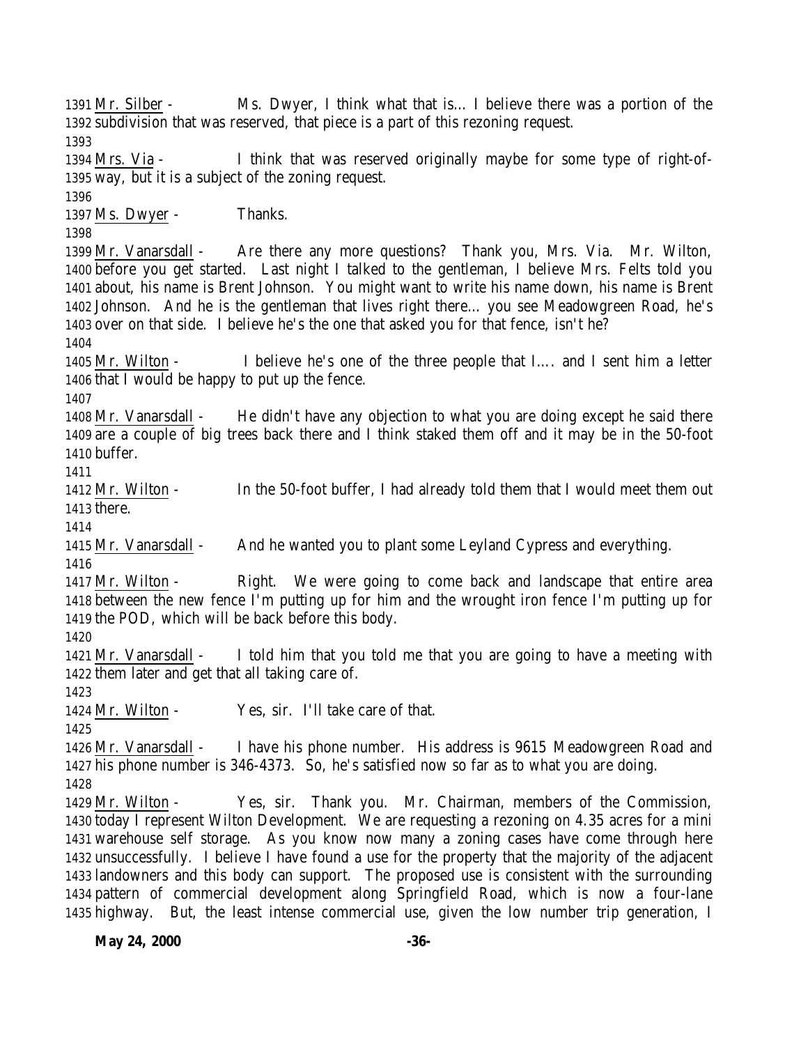1391 Mr. Silber - Ms. Dwyer, I think what that is… I believe there was a portion of the
1392 subdivision that was reserved, that piece is a part of this rezoning request.
1393
1394 Mrs. Via - I think that was reserved originally maybe for some type of right-of-
1395 way, but it is a subject of the zoning request.
1396
1397 Ms. Dwyer - Thanks.
1398
1399 Mr. Vanarsdall - Are there any more questions? Thank you, Mrs. Via. Mr. Wilton,
1400 before you get started. Last night I talked to the gentleman, I believe Mrs. Felts told you
1401 about, his name is Brent Johnson. You might want to write his name down, his name is Brent
1402 Johnson. And he is the gentleman that lives right there… you see Meadowgreen Road, he's
1403 over on that side. I believe he's the one that asked you for that fence, isn't he?
1404
1405 Mr. Wilton - I believe he's one of the three people that I…. and I sent him a letter
1406 that I would be happy to put up the fence.
1407
1408 Mr. Vanarsdall - He didn't have any objection to what you are doing except he said there
1409 are a couple of big trees back there and I think staked them off and it may be in the 50-foot
1410 buffer.
1411
1412 Mr. Wilton - In the 50-foot buffer, I had already told them that I would meet them out
1413 there.
1414
1415 Mr. Vanarsdall - And he wanted you to plant some Leyland Cypress and everything.
1416
1417 Mr. Wilton - Right. We were going to come back and landscape that entire area
1418 between the new fence I'm putting up for him and the wrought iron fence I'm putting up for
1419 the POD, which will be back before this body.
1420
1421 Mr. Vanarsdall - I told him that you told me that you are going to have a meeting with
1422 them later and get that all taking care of.
1423
1424 Mr. Wilton - Yes, sir. I'll take care of that.
1425
1426 Mr. Vanarsdall - I have his phone number. His address is 9615 Meadowgreen Road and
1427 his phone number is 346-4373. So, he's satisfied now so far as to what you are doing.
1428
1429 Mr. Wilton - Yes, sir. Thank you. Mr. Chairman, members of the Commission,
1430 today I represent Wilton Development. We are requesting a rezoning on 4.35 acres for a mini
1431 warehouse self storage. As you know now many a zoning cases have come through here
1432 unsuccessfully. I believe I have found a use for the property that the majority of the adjacent
1433 landowners and this body can support. The proposed use is consistent with the surrounding
1434 pattern of commercial development along Springfield Road, which is now a four-lane
1435 highway. But, the least intense commercial use, given the low number trip generation, I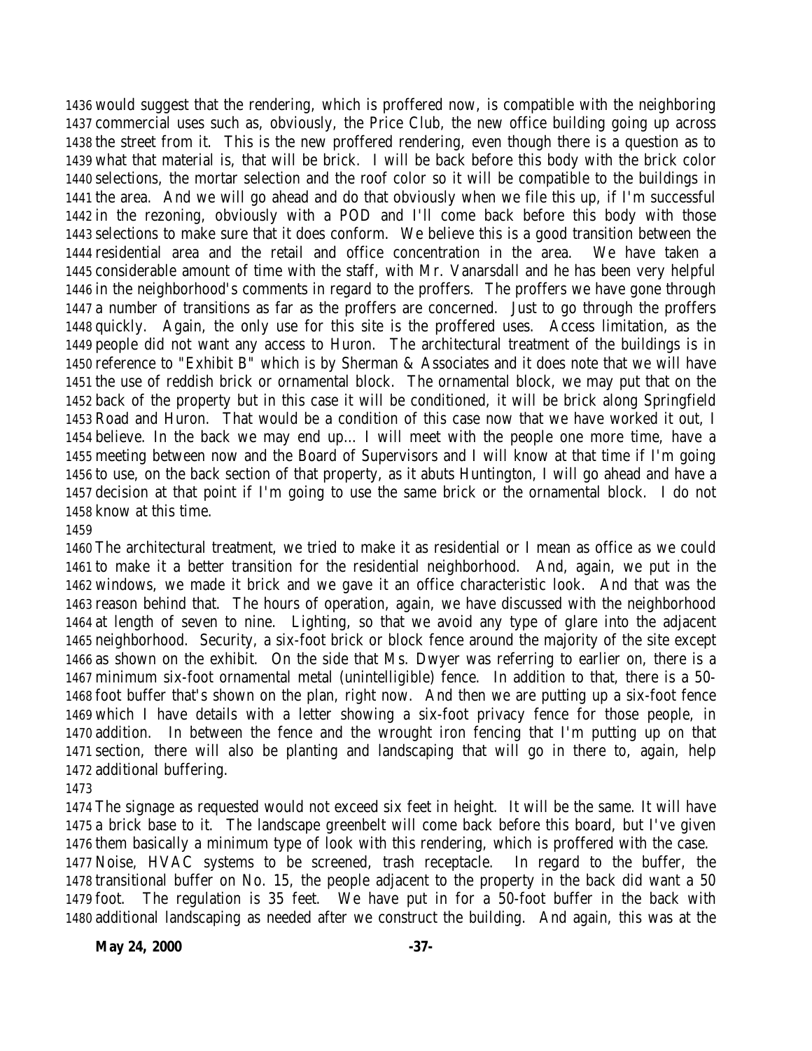would suggest that the rendering, which is proffered now, is compatible with the neighboring commercial uses such as, obviously, the Price Club, the new office building going up across the street from it. This is the new proffered rendering, even though there is a question as to what that material is, that will be brick. I will be back before this body with the brick color selections, the mortar selection and the roof color so it will be compatible to the buildings in the area. And we will go ahead and do that obviously when we file this up, if I'm successful in the rezoning, obviously with a POD and I'll come back before this body with those selections to make sure that it does conform. We believe this is a good transition between the residential area and the retail and office concentration in the area. We have taken a considerable amount of time with the staff, with Mr. Vanarsdall and he has been very helpful in the neighborhood's comments in regard to the proffers. The proffers we have gone through a number of transitions as far as the proffers are concerned. Just to go through the proffers quickly. Again, the only use for this site is the proffered uses. Access limitation, as the people did not want any access to Huron. The architectural treatment of the buildings is in reference to "Exhibit B" which is by Sherman & Associates and it does note that we will have the use of reddish brick or ornamental block. The ornamental block, we may put that on the back of the property but in this case it will be conditioned, it will be brick along Springfield Road and Huron. That would be a condition of this case now that we have worked it out, I believe. In the back we may end up… I will meet with the people one more time, have a meeting between now and the Board of Supervisors and I will know at that time if I'm going to use, on the back section of that property, as it abuts Huntington, I will go ahead and have a decision at that point if I'm going to use the same brick or the ornamental block. I do not know at this time.

The architectural treatment, we tried to make it as residential or I mean as office as we could to make it a better transition for the residential neighborhood. And, again, we put in the windows, we made it brick and we gave it an office characteristic look. And that was the reason behind that. The hours of operation, again, we have discussed with the neighborhood at length of seven to nine. Lighting, so that we avoid any type of glare into the adjacent neighborhood. Security, a six-foot brick or block fence around the majority of the site except as shown on the exhibit. On the side that Ms. Dwyer was referring to earlier on, there is a minimum six-foot ornamental metal (unintelligible) fence. In addition to that, there is a 50-foot buffer that's shown on the plan, right now. And then we are putting up a six-foot fence which I have details with a letter showing a six-foot privacy fence for those people, in addition. In between the fence and the wrought iron fencing that I'm putting up on that section, there will also be planting and landscaping that will go in there to, again, help additional buffering.

The signage as requested would not exceed six feet in height. It will be the same. It will have a brick base to it. The landscape greenbelt will come back before this board, but I've given them basically a minimum type of look with this rendering, which is proffered with the case. Noise, HVAC systems to be screened, trash receptacle. In regard to the buffer, the transitional buffer on No. 15, the people adjacent to the property in the back did want a 50 foot. The regulation is 35 feet. We have put in for a 50-foot buffer in the back with additional landscaping as needed after we construct the building. And again, this was at the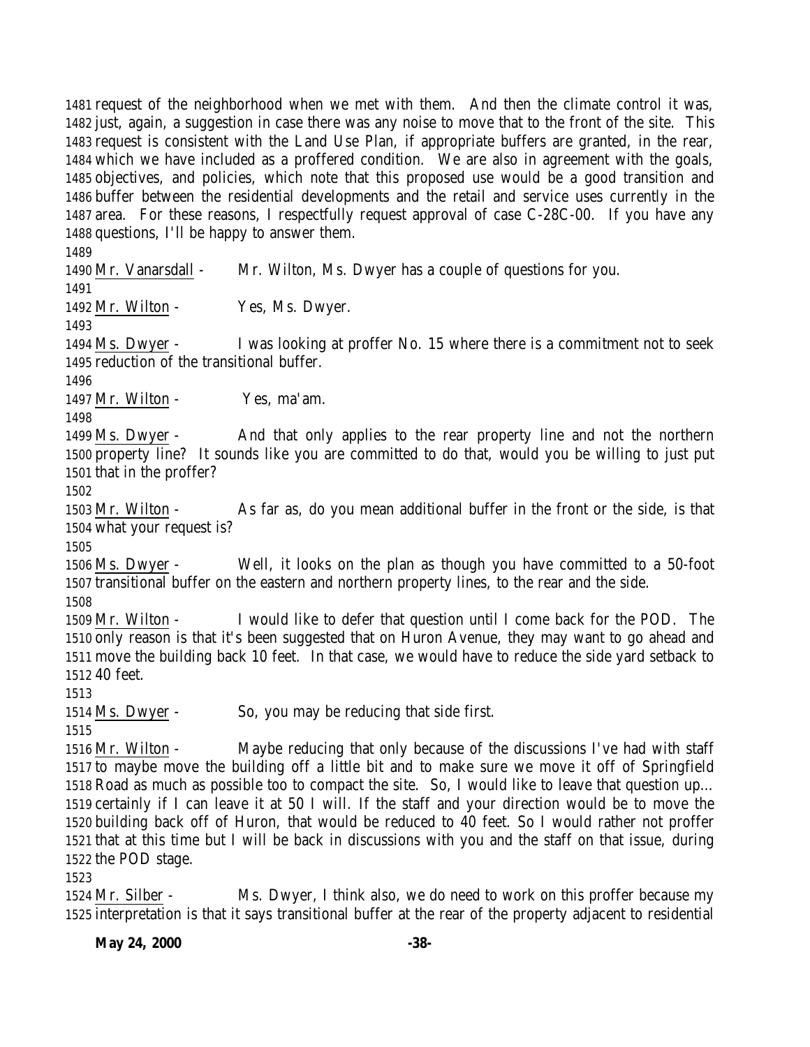request of the neighborhood when we met with them. And then the climate control it was, just, again, a suggestion in case there was any noise to move that to the front of the site. This request is consistent with the Land Use Plan, if appropriate buffers are granted, in the rear, which we have included as a proffered condition. We are also in agreement with the goals, objectives, and policies, which note that this proposed use would be a good transition and buffer between the residential developments and the retail and service uses currently in the area. For these reasons, I respectfully request approval of case C-28C-00. If you have any questions, I'll be happy to answer them.

Mr. Vanarsdall - Mr. Wilton, Ms. Dwyer has a couple of questions for you.

Mr. Wilton - Yes, Ms. Dwyer.

Ms. Dwyer - I was looking at proffer No. 15 where there is a commitment not to seek reduction of the transitional buffer.

Mr. Wilton - Yes, ma'am.

Ms. Dwyer - And that only applies to the rear property line and not the northern property line? It sounds like you are committed to do that, would you be willing to just put that in the proffer?

Mr. Wilton - As far as, do you mean additional buffer in the front or the side, is that what your request is?

Ms. Dwyer - Well, it looks on the plan as though you have committed to a 50-foot transitional buffer on the eastern and northern property lines, to the rear and the side.

Mr. Wilton - I would like to defer that question until I come back for the POD. The only reason is that it's been suggested that on Huron Avenue, they may want to go ahead and move the building back 10 feet. In that case, we would have to reduce the side yard setback to 40 feet.

Ms. Dwyer - So, you may be reducing that side first.

Mr. Wilton - Maybe reducing that only because of the discussions I've had with staff to maybe move the building off a little bit and to make sure we move it off of Springfield Road as much as possible too to compact the site. So, I would like to leave that question up… certainly if I can leave it at 50 I will. If the staff and your direction would be to move the building back off of Huron, that would be reduced to 40 feet. So I would rather not proffer that at this time but I will be back in discussions with you and the staff on that issue, during the POD stage.

Mr. Silber - Ms. Dwyer, I think also, we do need to work on this proffer because my interpretation is that it says transitional buffer at the rear of the property adjacent to residential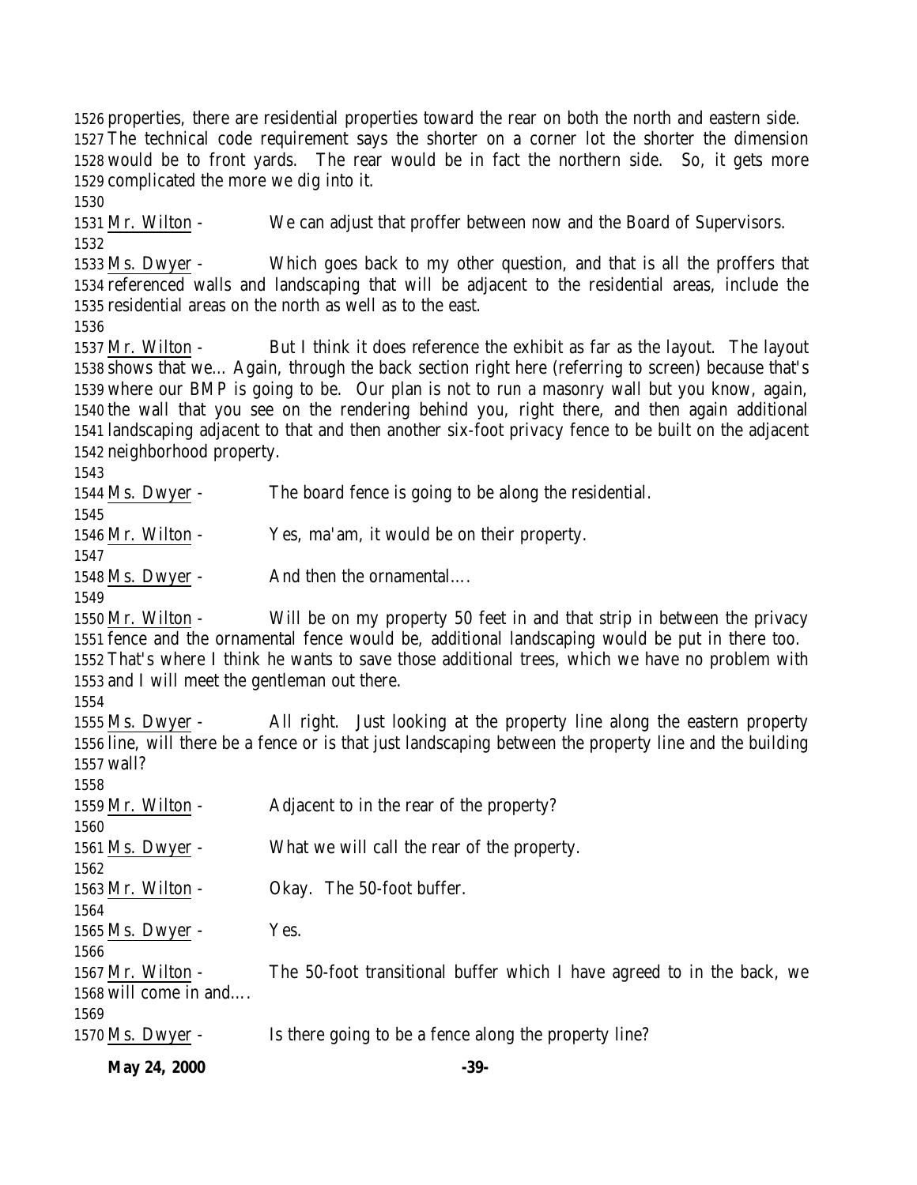properties, there are residential properties toward the rear on both the north and eastern side. The technical code requirement says the shorter on a corner lot the shorter the dimension would be to front yards. The rear would be in fact the northern side. So, it gets more complicated the more we dig into it.

Mr. Wilton - We can adjust that proffer between now and the Board of Supervisors.

Ms. Dwyer - Which goes back to my other question, and that is all the proffers that referenced walls and landscaping that will be adjacent to the residential areas, include the residential areas on the north as well as to the east.

Mr. Wilton - But I think it does reference the exhibit as far as the layout. The layout shows that we... Again, through the back section right here (referring to screen) because that's where our BMP is going to be. Our plan is not to run a masonry wall but you know, again, the wall that you see on the rendering behind you, right there, and then again additional landscaping adjacent to that and then another six-foot privacy fence to be built on the adjacent neighborhood property.

Ms. Dwyer - The board fence is going to be along the residential.

Mr. Wilton - Yes, ma'am, it would be on their property.

Ms. Dwyer - And then the ornamental....

Mr. Wilton - Will be on my property 50 feet in and that strip in between the privacy fence and the ornamental fence would be, additional landscaping would be put in there too. That's where I think he wants to save those additional trees, which we have no problem with and I will meet the gentleman out there.

Ms. Dwyer - All right. Just looking at the property line along the eastern property line, will there be a fence or is that just landscaping between the property line and the building wall?

Mr. Wilton - Adjacent to in the rear of the property?

Ms. Dwyer - What we will call the rear of the property.

Mr. Wilton - Okay. The 50-foot buffer.

Ms. Dwyer - Yes.

Mr. Wilton - The 50-foot transitional buffer which I have agreed to in the back, we will come in and....

Ms. Dwyer - Is there going to be a fence along the property line?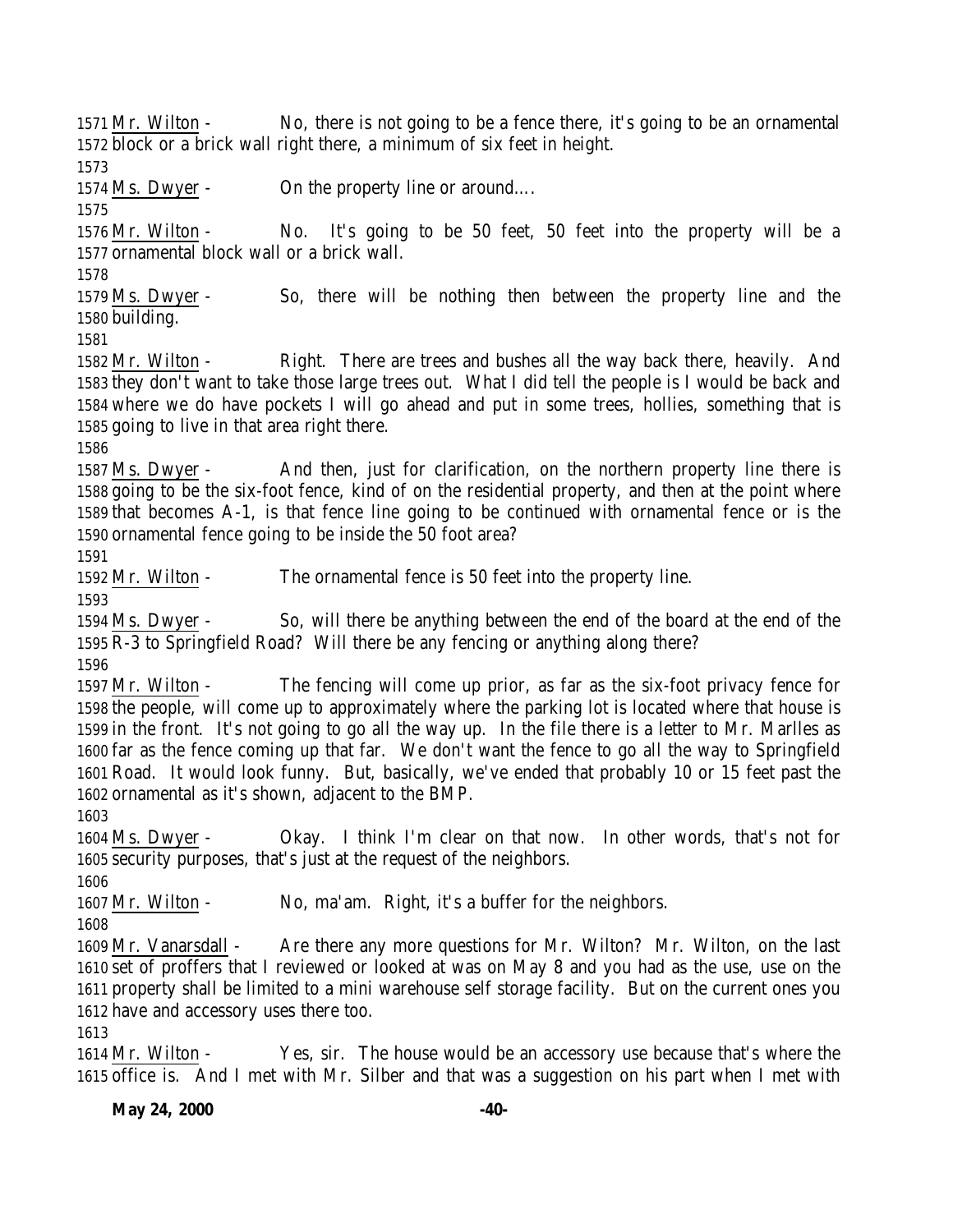1571 Mr. Wilton - No, there is not going to be a fence there, it's going to be an ornamental
1572 block or a brick wall right there, a minimum of six feet in height.
1573
1574 Ms. Dwyer - On the property line or around….
1575
1576 Mr. Wilton - No. It's going to be 50 feet, 50 feet into the property will be a
1577 ornamental block wall or a brick wall.
1578
1579 Ms. Dwyer - So, there will be nothing then between the property line and the
1580 building.
1581
1582 Mr. Wilton - Right. There are trees and bushes all the way back there, heavily. And
1583 they don't want to take those large trees out. What I did tell the people is I would be back and
1584 where we do have pockets I will go ahead and put in some trees, hollies, something that is
1585 going to live in that area right there.
1586
1587 Ms. Dwyer - And then, just for clarification, on the northern property line there is
1588 going to be the six-foot fence, kind of on the residential property, and then at the point where
1589 that becomes A-1, is that fence line going to be continued with ornamental fence or is the
1590 ornamental fence going to be inside the 50 foot area?
1591
1592 Mr. Wilton - The ornamental fence is 50 feet into the property line.
1593
1594 Ms. Dwyer - So, will there be anything between the end of the board at the end of the
1595 R-3 to Springfield Road? Will there be any fencing or anything along there?
1596
1597 Mr. Wilton - The fencing will come up prior, as far as the six-foot privacy fence for
1598 the people, will come up to approximately where the parking lot is located where that house is
1599 in the front. It's not going to go all the way up. In the file there is a letter to Mr. Marlles as
1600 far as the fence coming up that far. We don't want the fence to go all the way to Springfield
1601 Road. It would look funny. But, basically, we've ended that probably 10 or 15 feet past the
1602 ornamental as it's shown, adjacent to the BMP.
1603
1604 Ms. Dwyer - Okay. I think I'm clear on that now. In other words, that's not for
1605 security purposes, that's just at the request of the neighbors.
1606
1607 Mr. Wilton - No, ma'am. Right, it's a buffer for the neighbors.
1608
1609 Mr. Vanarsdall - Are there any more questions for Mr. Wilton? Mr. Wilton, on the last
1610 set of proffers that I reviewed or looked at was on May 8 and you had as the use, use on the
1611 property shall be limited to a mini warehouse self storage facility. But on the current ones you
1612 have and accessory uses there too.
1613
1614 Mr. Wilton - Yes, sir. The house would be an accessory use because that's where the
1615 office is. And I met with Mr. Silber and that was a suggestion on his part when I met with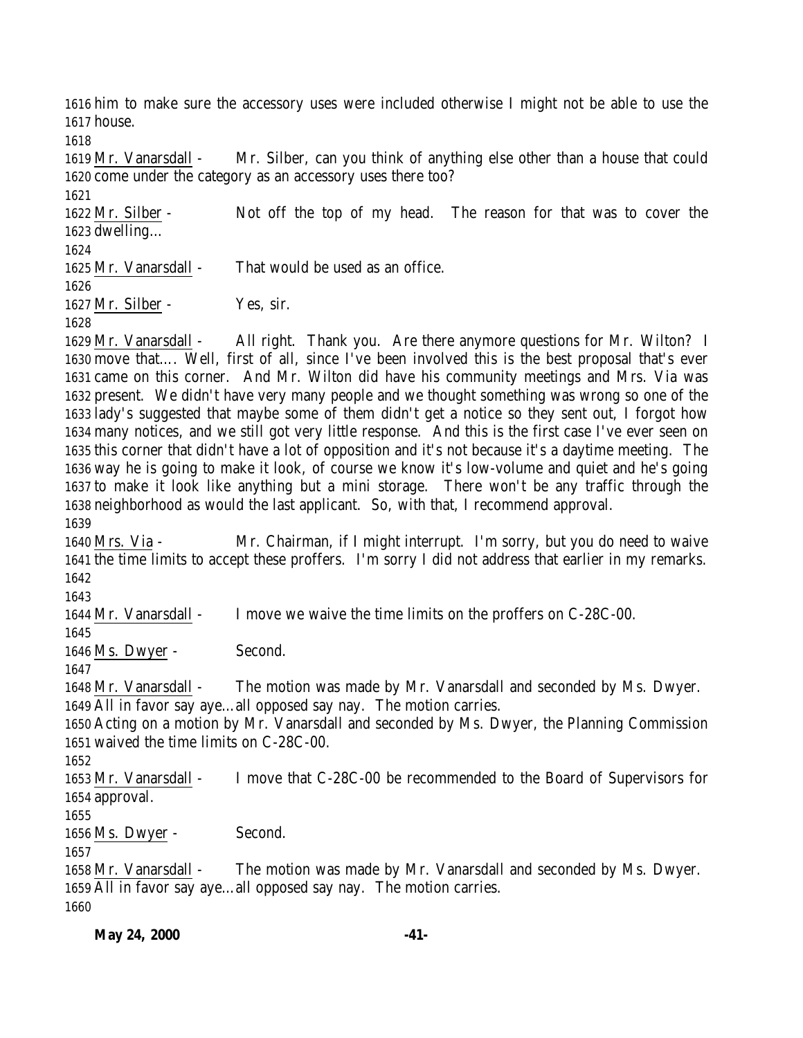him to make sure the accessory uses were included otherwise I might not be able to use the house.

Mr. Vanarsdall - Mr. Silber, can you think of anything else other than a house that could come under the category as an accessory uses there too?

Mr. Silber - Not off the top of my head. The reason for that was to cover the dwelling…

Mr. Vanarsdall - That would be used as an office.

Mr. Silber - Yes, sir.

Mr. Vanarsdall - All right. Thank you. Are there anymore questions for Mr. Wilton? I move that…. Well, first of all, since I've been involved this is the best proposal that's ever came on this corner. And Mr. Wilton did have his community meetings and Mrs. Via was present. We didn't have very many people and we thought something was wrong so one of the lady's suggested that maybe some of them didn't get a notice so they sent out, I forgot how many notices, and we still got very little response. And this is the first case I've ever seen on this corner that didn't have a lot of opposition and it's not because it's a daytime meeting. The way he is going to make it look, of course we know it's low-volume and quiet and he's going to make it look like anything but a mini storage. There won't be any traffic through the neighborhood as would the last applicant. So, with that, I recommend approval.

Mrs. Via - Mr. Chairman, if I might interrupt. I'm sorry, but you do need to waive the time limits to accept these proffers. I'm sorry I did not address that earlier in my remarks.

Mr. Vanarsdall - I move we waive the time limits on the proffers on C-28C-00.

Ms. Dwyer - Second.

Mr. Vanarsdall - The motion was made by Mr. Vanarsdall and seconded by Ms. Dwyer. All in favor say aye…all opposed say nay. The motion carries.

Acting on a motion by Mr. Vanarsdall and seconded by Ms. Dwyer, the Planning Commission waived the time limits on C-28C-00.

Mr. Vanarsdall - I move that C-28C-00 be recommended to the Board of Supervisors for approval.

Ms. Dwyer - Second.

Mr. Vanarsdall - The motion was made by Mr. Vanarsdall and seconded by Ms. Dwyer. All in favor say aye…all opposed say nay. The motion carries.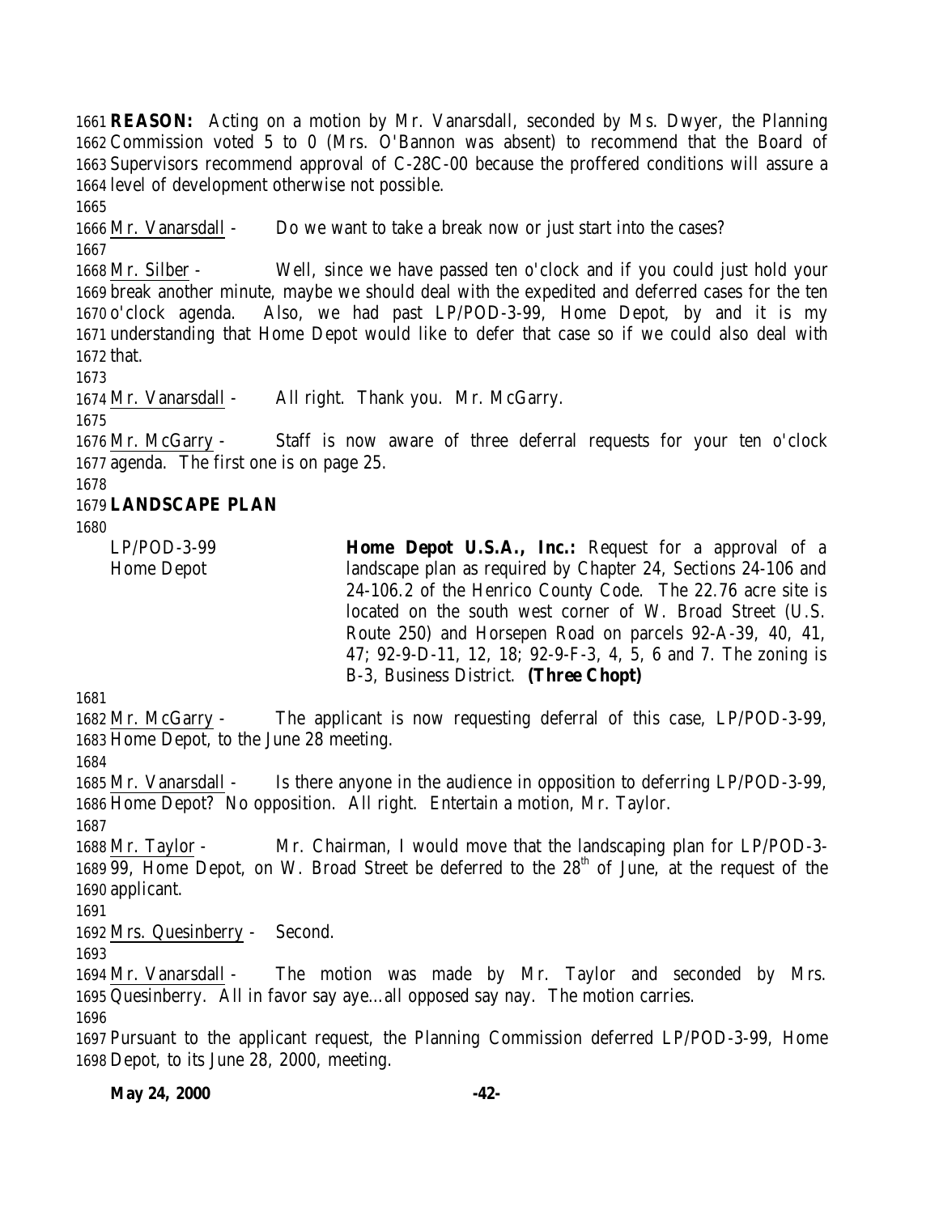**REASON:** Acting on a motion by Mr. Vanarsdall, seconded by Ms. Dwyer, the Planning Commission voted 5 to 0 (Mrs. O'Bannon was absent) to recommend that the Board of Supervisors recommend approval of C-28C-00 because the proffered conditions will assure a level of development otherwise not possible.

Mr. Vanarsdall - Do we want to take a break now or just start into the cases?

Mr. Silber - Well, since we have passed ten o'clock and if you could just hold your break another minute, maybe we should deal with the expedited and deferred cases for the ten o'clock agenda. Also, we had past LP/POD-3-99, Home Depot, by and it is my understanding that Home Depot would like to defer that case so if we could also deal with that.

Mr. Vanarsdall - All right. Thank you. Mr. McGarry.

Mr. McGarry - Staff is now aware of three deferral requests for your ten o'clock agenda. The first one is on page 25.

**LANDSCAPE PLAN**

LP/POD-3-99
Home Depot

**Home Depot U.S.A., Inc.:** Request for a approval of a landscape plan as required by Chapter 24, Sections 24-106 and 24-106.2 of the Henrico County Code. The 22.76 acre site is located on the south west corner of W. Broad Street (U.S. Route 250) and Horsepen Road on parcels 92-A-39, 40, 41, 47; 92-9-D-11, 12, 18; 92-9-F-3, 4, 5, 6 and 7. The zoning is B-3, Business District. **(Three Chopt)**

Mr. McGarry - The applicant is now requesting deferral of this case, LP/POD-3-99, Home Depot, to the June 28 meeting.

Mr. Vanarsdall - Is there anyone in the audience in opposition to deferring LP/POD-3-99, Home Depot? No opposition. All right. Entertain a motion, Mr. Taylor.

Mr. Taylor - Mr. Chairman, I would move that the landscaping plan for LP/POD-3-99, Home Depot, on W. Broad Street be deferred to the 28th of June, at the request of the applicant.

Mrs. Quesinberry - Second.

Mr. Vanarsdall - The motion was made by Mr. Taylor and seconded by Mrs. Quesinberry. All in favor say aye…all opposed say nay. The motion carries.

Pursuant to the applicant request, the Planning Commission deferred LP/POD-3-99, Home Depot, to its June 28, 2000, meeting.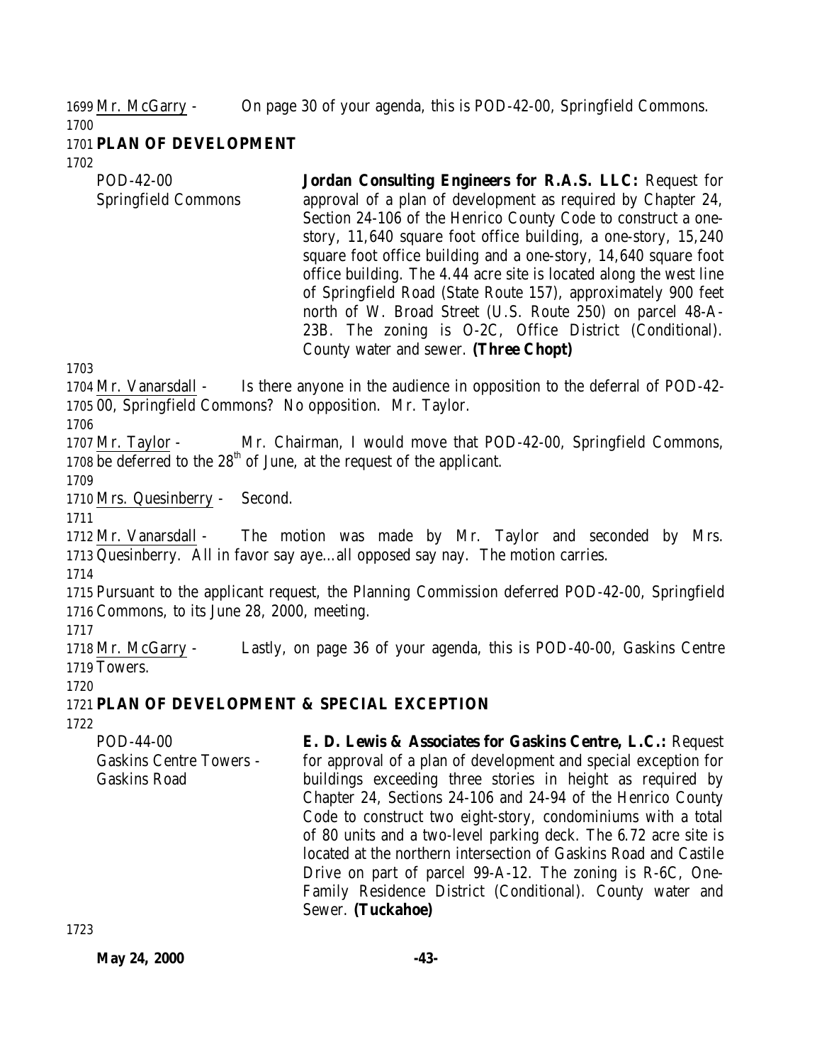1699 Mr. McGarry - On page 30 of your agenda, this is POD-42-00, Springfield Commons.
1700
1701 **PLAN OF DEVELOPMENT**
1702

| | |
|---|---|
| POD-42-00<br>Springfield Commons | **Jordan Consulting Engineers for R.A.S. LLC:** Request for approval of a plan of development as required by Chapter 24, Section 24-106 of the Henrico County Code to construct a one-story, 11,640 square foot office building, a one-story, 15,240 square foot office building and a one-story, 14,640 square foot office building. The 4.44 acre site is located along the west line of Springfield Road (State Route 157), approximately 900 feet north of W. Broad Street (U.S. Route 250) on parcel 48-A-23B. The zoning is O-2C, Office District (Conditional). County water and sewer. **(Three Chopt)** |

1703
1704 Mr. Vanarsdall - Is there anyone in the audience in opposition to the deferral of POD-42-
1705 00, Springfield Commons? No opposition. Mr. Taylor.
1706
1707 Mr. Taylor - Mr. Chairman, I would move that POD-42-00, Springfield Commons,
1708 be deferred to the 28th of June, at the request of the applicant.
1709
1710 Mrs. Quesinberry - Second.
1711
1712 Mr. Vanarsdall - The motion was made by Mr. Taylor and seconded by Mrs.
1713 Quesinberry. All in favor say aye…all opposed say nay. The motion carries.
1714
1715 Pursuant to the applicant request, the Planning Commission deferred POD-42-00, Springfield
1716 Commons, to its June 28, 2000, meeting.
1717
1718 Mr. McGarry - Lastly, on page 36 of your agenda, this is POD-40-00, Gaskins Centre
1719 Towers.
1720
1721 **PLAN OF DEVELOPMENT & SPECIAL EXCEPTION**
1722

| | |
|---|---|
| POD-44-00<br>Gaskins Centre Towers -<br>Gaskins Road | **E. D. Lewis & Associates for Gaskins Centre, L.C.:** Request for approval of a plan of development and special exception for buildings exceeding three stories in height as required by Chapter 24, Sections 24-106 and 24-94 of the Henrico County Code to construct two eight-story, condominiums with a total of 80 units and a two-level parking deck. The 6.72 acre site is located at the northern intersection of Gaskins Road and Castile Drive on part of parcel 99-A-12. The zoning is R-6C, One-Family Residence District (Conditional). County water and Sewer. **(Tuckahoe)** |

1723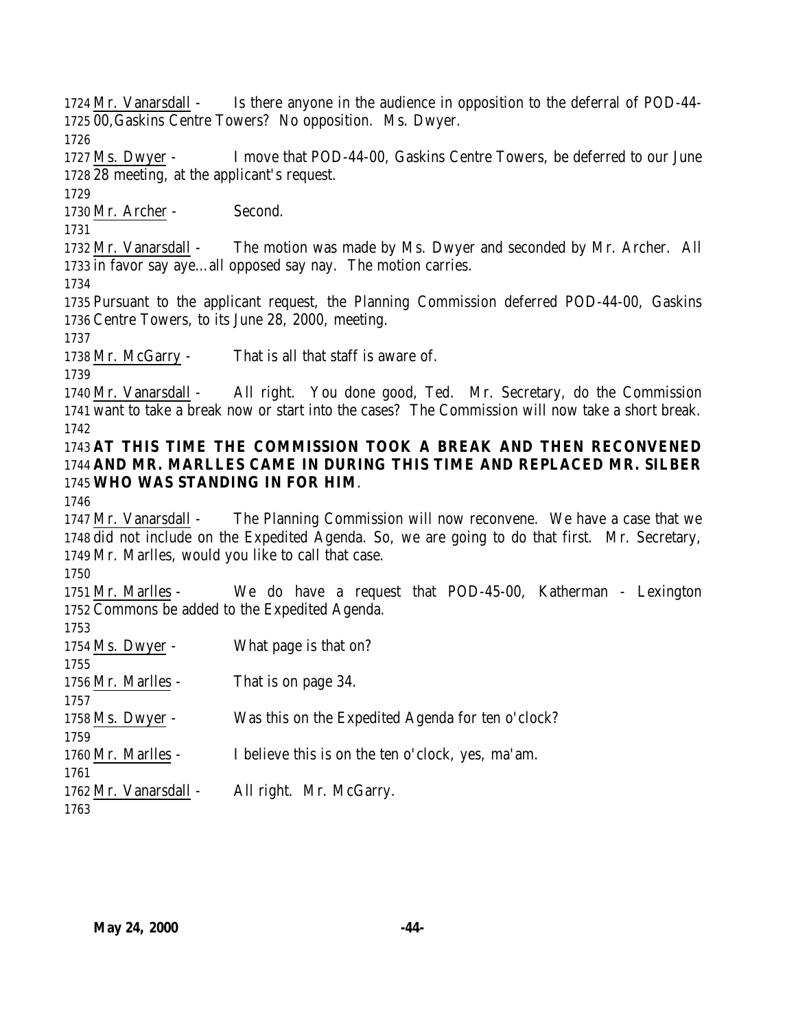1724 Mr. Vanarsdall - Is there anyone in the audience in opposition to the deferral of POD-44-
1725 00,Gaskins Centre Towers? No opposition. Ms. Dwyer.
1726
1727 Ms. Dwyer - I move that POD-44-00, Gaskins Centre Towers, be deferred to our June
1728 28 meeting, at the applicant's request.
1729
1730 Mr. Archer - Second.
1731
1732 Mr. Vanarsdall - The motion was made by Ms. Dwyer and seconded by Mr. Archer. All
1733 in favor say aye…all opposed say nay. The motion carries.
1734
1735 Pursuant to the applicant request, the Planning Commission deferred POD-44-00, Gaskins
1736 Centre Towers, to its June 28, 2000, meeting.
1737
1738 Mr. McGarry - That is all that staff is aware of.
1739
1740 Mr. Vanarsdall - All right. You done good, Ted. Mr. Secretary, do the Commission
1741 want to take a break now or start into the cases? The Commission will now take a short break.
1742
1743 **AT THIS TIME THE COMMISSION TOOK A BREAK AND THEN RECONVENED**
1744 **AND MR. MARLLES CAME IN DURING THIS TIME AND REPLACED MR. SILBER**
1745 **WHO WAS STANDING IN FOR HIM**.
1746
1747 Mr. Vanarsdall - The Planning Commission will now reconvene. We have a case that we
1748 did not include on the Expedited Agenda. So, we are going to do that first. Mr. Secretary,
1749 Mr. Marlles, would you like to call that case.
1750
1751 Mr. Marlles - We do have a request that POD-45-00, Katherman - Lexington
1752 Commons be added to the Expedited Agenda.
1753
1754 Ms. Dwyer - What page is that on?
1755
1756 Mr. Marlles - That is on page 34.
1757
1758 Ms. Dwyer - Was this on the Expedited Agenda for ten o'clock?
1759
1760 Mr. Marlles - I believe this is on the ten o'clock, yes, ma'am.
1761
1762 Mr. Vanarsdall - All right. Mr. McGarry.
1763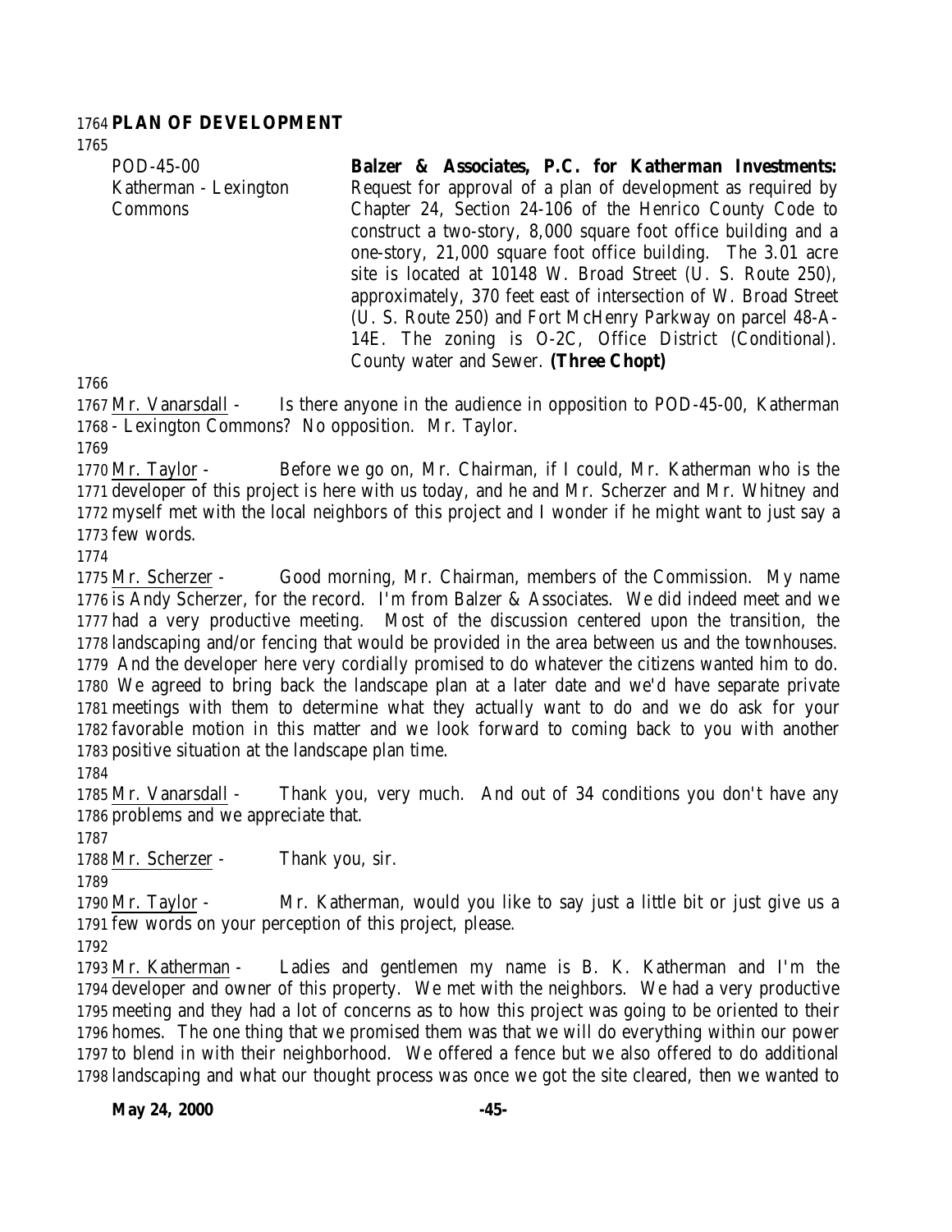## PLAN OF DEVELOPMENT

| | |
|---|---|
| POD-45-00<br>Katherman - Lexington Commons | **Balzer & Associates, P.C. for Katherman Investments:** Request for approval of a plan of development as required by Chapter 24, Section 24-106 of the Henrico County Code to construct a two-story, 8,000 square foot office building and a one-story, 21,000 square foot office building. The 3.01 acre site is located at 10148 W. Broad Street (U. S. Route 250), approximately, 370 feet east of intersection of W. Broad Street (U. S. Route 250) and Fort McHenry Parkway on parcel 48-A-14E. The zoning is O-2C, Office District (Conditional). County water and Sewer. **(Three Chopt)** |

Mr. Vanarsdall - Is there anyone in the audience in opposition to POD-45-00, Katherman - Lexington Commons? No opposition. Mr. Taylor.

Mr. Taylor - Before we go on, Mr. Chairman, if I could, Mr. Katherman who is the developer of this project is here with us today, and he and Mr. Scherzer and Mr. Whitney and myself met with the local neighbors of this project and I wonder if he might want to just say a few words.

Mr. Scherzer - Good morning, Mr. Chairman, members of the Commission. My name is Andy Scherzer, for the record. I'm from Balzer & Associates. We did indeed meet and we had a very productive meeting. Most of the discussion centered upon the transition, the landscaping and/or fencing that would be provided in the area between us and the townhouses. And the developer here very cordially promised to do whatever the citizens wanted him to do. We agreed to bring back the landscape plan at a later date and we'd have separate private meetings with them to determine what they actually want to do and we do ask for your favorable motion in this matter and we look forward to coming back to you with another positive situation at the landscape plan time.

Mr. Vanarsdall - Thank you, very much. And out of 34 conditions you don't have any problems and we appreciate that.

Mr. Scherzer - Thank you, sir.

Mr. Taylor - Mr. Katherman, would you like to say just a little bit or just give us a few words on your perception of this project, please.

Mr. Katherman - Ladies and gentlemen my name is B. K. Katherman and I'm the developer and owner of this property. We met with the neighbors. We had a very productive meeting and they had a lot of concerns as to how this project was going to be oriented to their homes. The one thing that we promised them was that we will do everything within our power to blend in with their neighborhood. We offered a fence but we also offered to do additional landscaping and what our thought process was once we got the site cleared, then we wanted to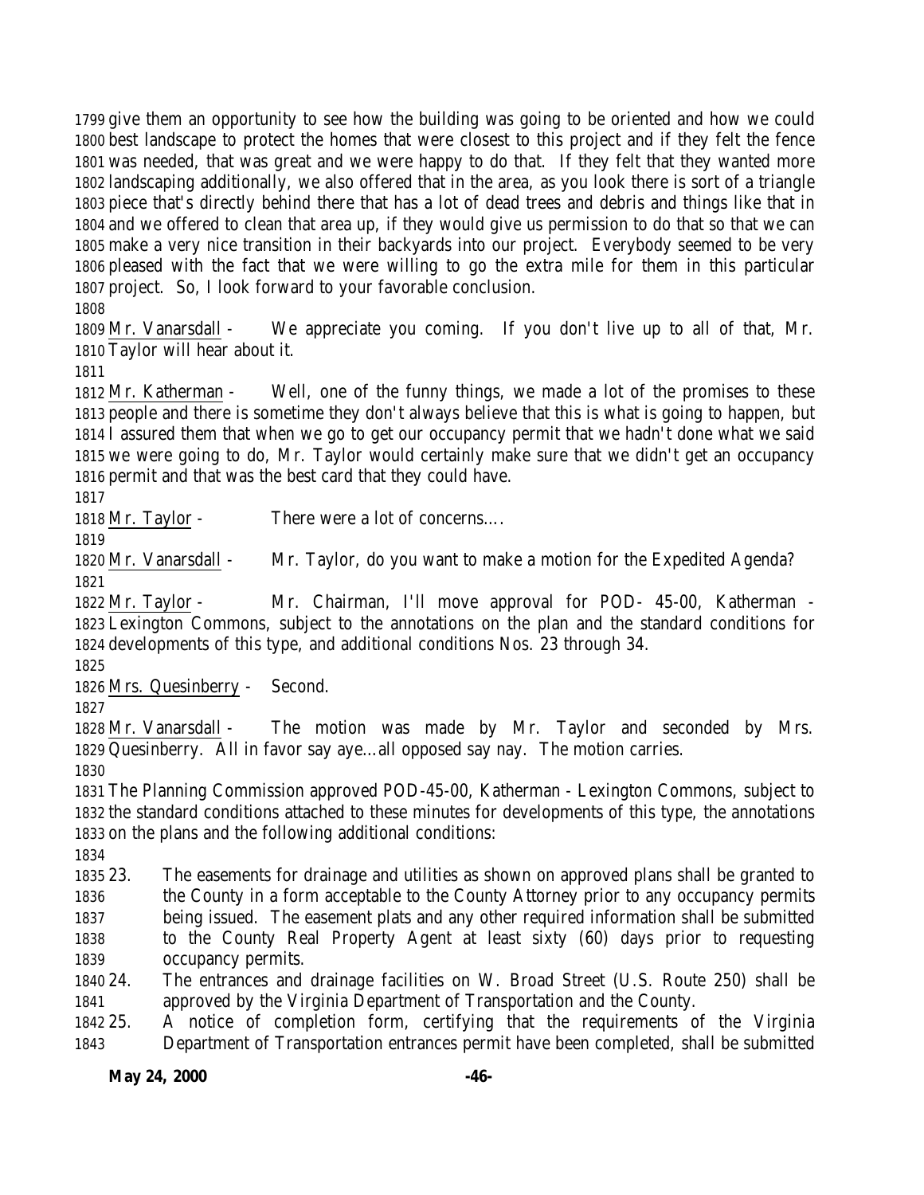give them an opportunity to see how the building was going to be oriented and how we could best landscape to protect the homes that were closest to this project and if they felt the fence was needed, that was great and we were happy to do that. If they felt that they wanted more landscaping additionally, we also offered that in the area, as you look there is sort of a triangle piece that's directly behind there that has a lot of dead trees and debris and things like that in and we offered to clean that area up, if they would give us permission to do that so that we can make a very nice transition in their backyards into our project. Everybody seemed to be very pleased with the fact that we were willing to go the extra mile for them in this particular project. So, I look forward to your favorable conclusion.

Mr. Vanarsdall - We appreciate you coming. If you don't live up to all of that, Mr. Taylor will hear about it.

Mr. Katherman - Well, one of the funny things, we made a lot of the promises to these people and there is sometime they don't always believe that this is what is going to happen, but I assured them that when we go to get our occupancy permit that we hadn't done what we said we were going to do, Mr. Taylor would certainly make sure that we didn't get an occupancy permit and that was the best card that they could have.

Mr. Taylor - There were a lot of concerns….

Mr. Vanarsdall - Mr. Taylor, do you want to make a motion for the Expedited Agenda?

Mr. Taylor - Mr. Chairman, I'll move approval for POD- 45-00, Katherman - Lexington Commons, subject to the annotations on the plan and the standard conditions for developments of this type, and additional conditions Nos. 23 through 34.

Mrs. Quesinberry - Second.

Mr. Vanarsdall - The motion was made by Mr. Taylor and seconded by Mrs. Quesinberry. All in favor say aye…all opposed say nay. The motion carries.

The Planning Commission approved POD-45-00, Katherman - Lexington Commons, subject to the standard conditions attached to these minutes for developments of this type, the annotations on the plans and the following additional conditions:

23. The easements for drainage and utilities as shown on approved plans shall be granted to the County in a form acceptable to the County Attorney prior to any occupancy permits being issued. The easement plats and any other required information shall be submitted to the County Real Property Agent at least sixty (60) days prior to requesting occupancy permits.
24. The entrances and drainage facilities on W. Broad Street (U.S. Route 250) shall be approved by the Virginia Department of Transportation and the County.
25. A notice of completion form, certifying that the requirements of the Virginia Department of Transportation entrances permit have been completed, shall be submitted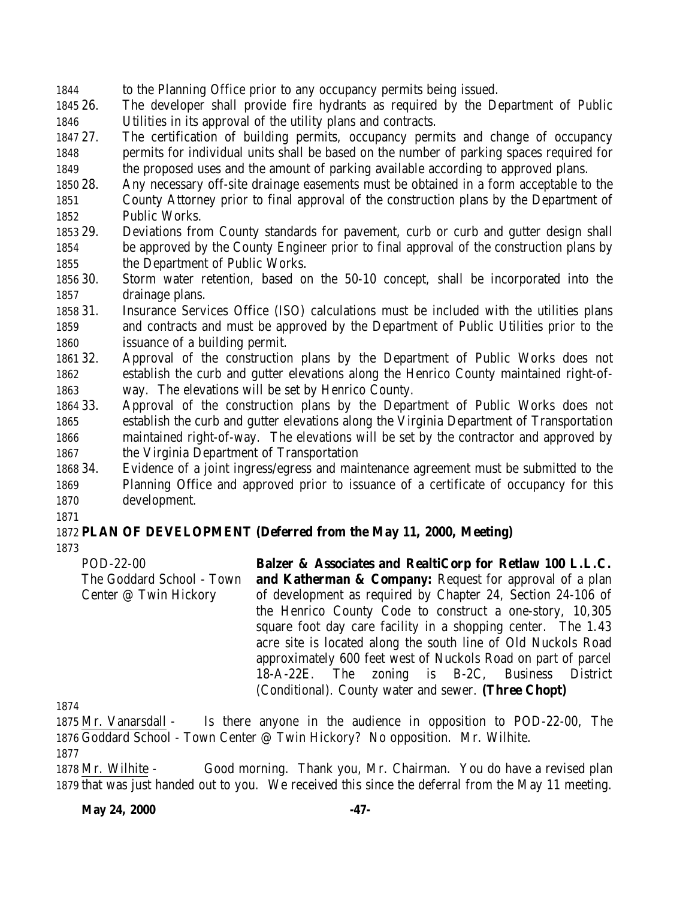to the Planning Office prior to any occupancy permits being issued.

26. The developer shall provide fire hydrants as required by the Department of Public Utilities in its approval of the utility plans and contracts.
27. The certification of building permits, occupancy permits and change of occupancy permits for individual units shall be based on the number of parking spaces required for the proposed uses and the amount of parking available according to approved plans.
28. Any necessary off-site drainage easements must be obtained in a form acceptable to the County Attorney prior to final approval of the construction plans by the Department of Public Works.
29. Deviations from County standards for pavement, curb or curb and gutter design shall be approved by the County Engineer prior to final approval of the construction plans by the Department of Public Works.
30. Storm water retention, based on the 50-10 concept, shall be incorporated into the drainage plans.
31. Insurance Services Office (ISO) calculations must be included with the utilities plans and contracts and must be approved by the Department of Public Utilities prior to the issuance of a building permit.
32. Approval of the construction plans by the Department of Public Works does not establish the curb and gutter elevations along the Henrico County maintained right-of-way. The elevations will be set by Henrico County.
33. Approval of the construction plans by the Department of Public Works does not establish the curb and gutter elevations along the Virginia Department of Transportation maintained right-of-way. The elevations will be set by the contractor and approved by the Virginia Department of Transportation
34. Evidence of a joint ingress/egress and maintenance agreement must be submitted to the Planning Office and approved prior to issuance of a certificate of occupancy for this development.

**PLAN OF DEVELOPMENT (Deferred from the May 11, 2000, Meeting)**

POD-22-00
The Goddard School - Town Center @ Twin Hickory

**Balzer & Associates and RealtiCorp for Retlaw 100 L.L.C. and Katherman & Company:** Request for approval of a plan of development as required by Chapter 24, Section 24-106 of the Henrico County Code to construct a one-story, 10,305 square foot day care facility in a shopping center. The 1.43 acre site is located along the south line of Old Nuckols Road approximately 600 feet west of Nuckols Road on part of parcel 18-A-22E. The zoning is B-2C, Business District (Conditional). County water and sewer. **(Three Chopt)**

Mr. Vanarsdall - Is there anyone in the audience in opposition to POD-22-00, The Goddard School - Town Center @ Twin Hickory? No opposition. Mr. Wilhite.

Mr. Wilhite - Good morning. Thank you, Mr. Chairman. You do have a revised plan that was just handed out to you. We received this since the deferral from the May 11 meeting.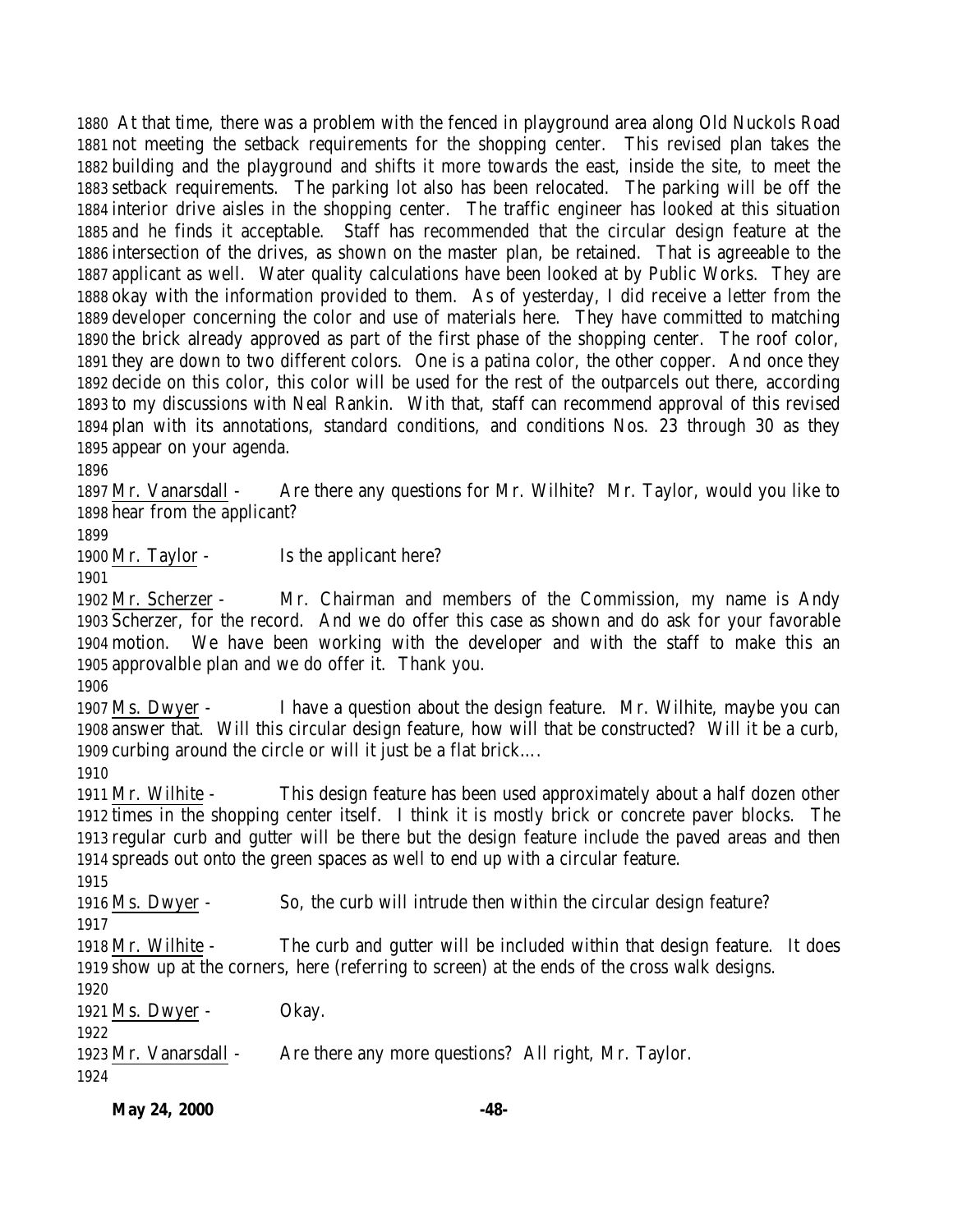At that time, there was a problem with the fenced in playground area along Old Nuckols Road not meeting the setback requirements for the shopping center. This revised plan takes the building and the playground and shifts it more towards the east, inside the site, to meet the setback requirements. The parking lot also has been relocated. The parking will be off the interior drive aisles in the shopping center. The traffic engineer has looked at this situation and he finds it acceptable. Staff has recommended that the circular design feature at the intersection of the drives, as shown on the master plan, be retained. That is agreeable to the applicant as well. Water quality calculations have been looked at by Public Works. They are okay with the information provided to them. As of yesterday, I did receive a letter from the developer concerning the color and use of materials here. They have committed to matching the brick already approved as part of the first phase of the shopping center. The roof color, they are down to two different colors. One is a patina color, the other copper. And once they decide on this color, this color will be used for the rest of the outparcels out there, according to my discussions with Neal Rankin. With that, staff can recommend approval of this revised plan with its annotations, standard conditions, and conditions Nos. 23 through 30 as they appear on your agenda.

Mr. Vanarsdall - Are there any questions for Mr. Wilhite? Mr. Taylor, would you like to hear from the applicant?

Mr. Taylor - Is the applicant here?

Mr. Scherzer - Mr. Chairman and members of the Commission, my name is Andy Scherzer, for the record. And we do offer this case as shown and do ask for your favorable motion. We have been working with the developer and with the staff to make this an approvalble plan and we do offer it. Thank you.

Ms. Dwyer - I have a question about the design feature. Mr. Wilhite, maybe you can answer that. Will this circular design feature, how will that be constructed? Will it be a curb, curbing around the circle or will it just be a flat brick….

Mr. Wilhite - This design feature has been used approximately about a half dozen other times in the shopping center itself. I think it is mostly brick or concrete paver blocks. The regular curb and gutter will be there but the design feature include the paved areas and then spreads out onto the green spaces as well to end up with a circular feature.

Ms. Dwyer - So, the curb will intrude then within the circular design feature?

Mr. Wilhite - The curb and gutter will be included within that design feature. It does show up at the corners, here (referring to screen) at the ends of the cross walk designs.

Ms. Dwyer - Okay.

Mr. Vanarsdall - Are there any more questions? All right, Mr. Taylor.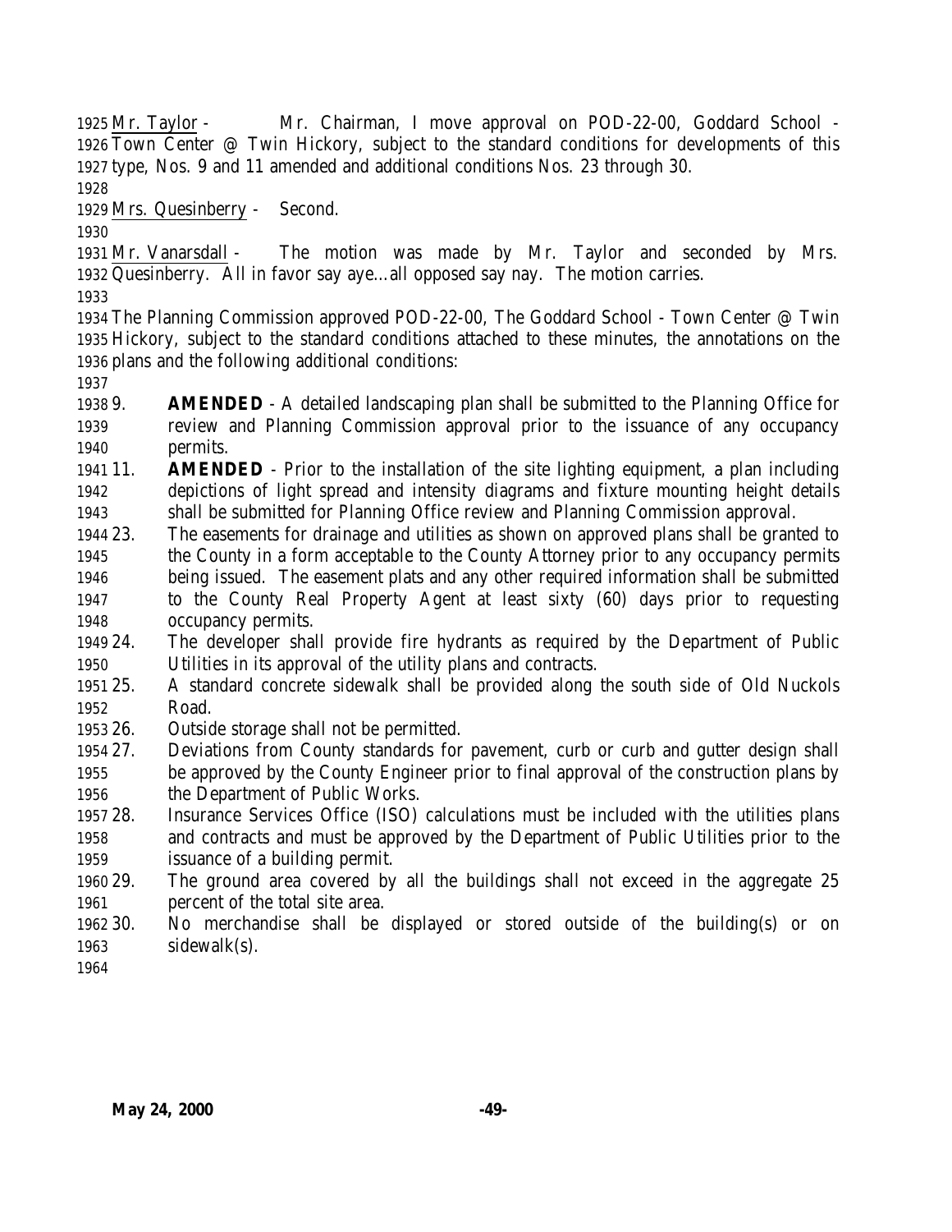Mr. Taylor - Mr. Chairman, I move approval on POD-22-00, Goddard School - Town Center @ Twin Hickory, subject to the standard conditions for developments of this type, Nos. 9 and 11 amended and additional conditions Nos. 23 through 30.

Mrs. Quesinberry - Second.

Mr. Vanarsdall - The motion was made by Mr. Taylor and seconded by Mrs. Quesinberry. All in favor say aye…all opposed say nay. The motion carries.

The Planning Commission approved POD-22-00, The Goddard School - Town Center @ Twin Hickory, subject to the standard conditions attached to these minutes, the annotations on the plans and the following additional conditions:

9. **AMENDED** - A detailed landscaping plan shall be submitted to the Planning Office for review and Planning Commission approval prior to the issuance of any occupancy permits.
11. **AMENDED** - Prior to the installation of the site lighting equipment, a plan including depictions of light spread and intensity diagrams and fixture mounting height details shall be submitted for Planning Office review and Planning Commission approval.
23. The easements for drainage and utilities as shown on approved plans shall be granted to the County in a form acceptable to the County Attorney prior to any occupancy permits being issued. The easement plats and any other required information shall be submitted to the County Real Property Agent at least sixty (60) days prior to requesting occupancy permits.
24. The developer shall provide fire hydrants as required by the Department of Public Utilities in its approval of the utility plans and contracts.
25. A standard concrete sidewalk shall be provided along the south side of Old Nuckols Road.
26. Outside storage shall not be permitted.
27. Deviations from County standards for pavement, curb or curb and gutter design shall be approved by the County Engineer prior to final approval of the construction plans by the Department of Public Works.
28. Insurance Services Office (ISO) calculations must be included with the utilities plans and contracts and must be approved by the Department of Public Utilities prior to the issuance of a building permit.
29. The ground area covered by all the buildings shall not exceed in the aggregate 25 percent of the total site area.
30. No merchandise shall be displayed or stored outside of the building(s) or on sidewalk(s).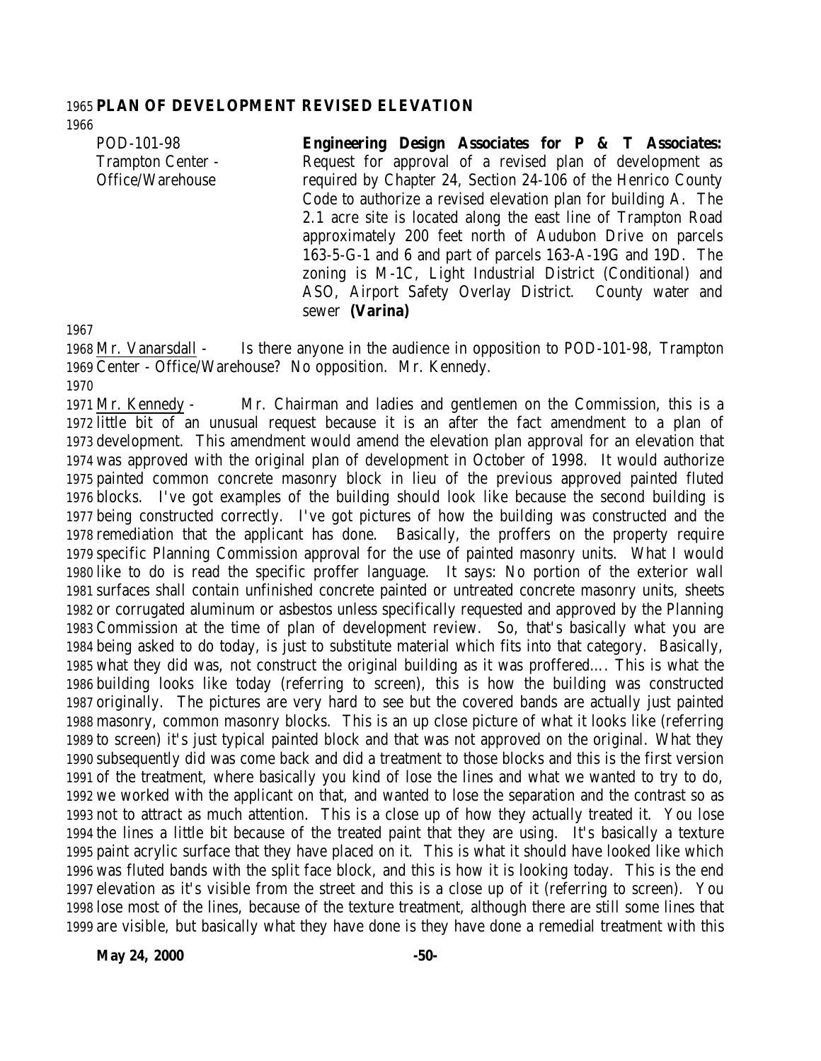**PLAN OF DEVELOPMENT REVISED ELEVATION**

| | |
|---|---|
| POD-101-98<br>Trampton Center - Office/Warehouse | **Engineering Design Associates for P & T Associates:** Request for approval of a revised plan of development as required by Chapter 24, Section 24-106 of the Henrico County Code to authorize a revised elevation plan for building A. The 2.1 acre site is located along the east line of Trampton Road approximately 200 feet north of Audubon Drive on parcels 163-5-G-1 and 6 and part of parcels 163-A-19G and 19D. The zoning is M-1C, Light Industrial District (Conditional) and ASO, Airport Safety Overlay District. County water and sewer **(Varina)** |

Mr. Vanarsdall - Is there anyone in the audience in opposition to POD-101-98, Trampton Center - Office/Warehouse? No opposition. Mr. Kennedy.

Mr. Kennedy - Mr. Chairman and ladies and gentlemen on the Commission, this is a little bit of an unusual request because it is an after the fact amendment to a plan of development. This amendment would amend the elevation plan approval for an elevation that was approved with the original plan of development in October of 1998. It would authorize painted common concrete masonry block in lieu of the previous approved painted fluted blocks. I've got examples of the building should look like because the second building is being constructed correctly. I've got pictures of how the building was constructed and the remediation that the applicant has done. Basically, the proffers on the property require specific Planning Commission approval for the use of painted masonry units. What I would like to do is read the specific proffer language. It says: No portion of the exterior wall surfaces shall contain unfinished concrete painted or untreated concrete masonry units, sheets or corrugated aluminum or asbestos unless specifically requested and approved by the Planning Commission at the time of plan of development review. So, that's basically what you are being asked to do today, is just to substitute material which fits into that category. Basically, what they did was, not construct the original building as it was proffered.... This is what the building looks like today (referring to screen), this is how the building was constructed originally. The pictures are very hard to see but the covered bands are actually just painted masonry, common masonry blocks. This is an up close picture of what it looks like (referring to screen) it's just typical painted block and that was not approved on the original. What they subsequently did was come back and did a treatment to those blocks and this is the first version of the treatment, where basically you kind of lose the lines and what we wanted to try to do, we worked with the applicant on that, and wanted to lose the separation and the contrast so as not to attract as much attention. This is a close up of how they actually treated it. You lose the lines a little bit because of the treated paint that they are using. It's basically a texture paint acrylic surface that they have placed on it. This is what it should have looked like which was fluted bands with the split face block, and this is how it is looking today. This is the end elevation as it's visible from the street and this is a close up of it (referring to screen). You lose most of the lines, because of the texture treatment, although there are still some lines that are visible, but basically what they have done is they have done a remedial treatment with this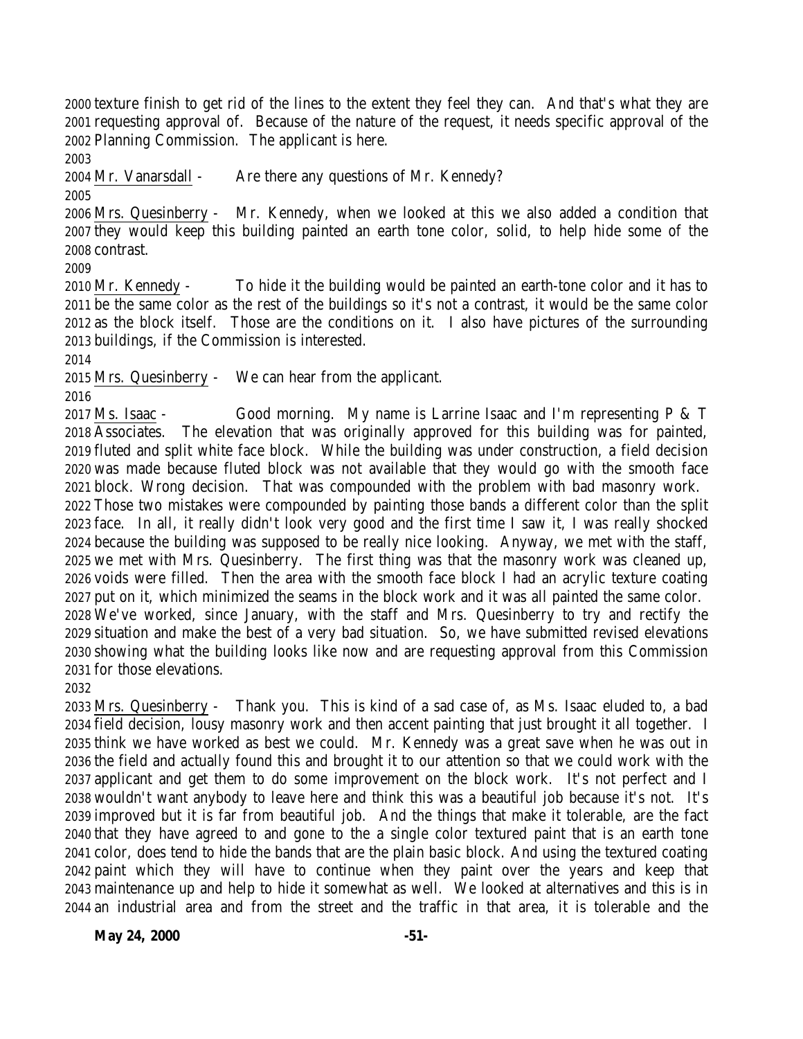texture finish to get rid of the lines to the extent they feel they can. And that's what they are requesting approval of. Because of the nature of the request, it needs specific approval of the Planning Commission. The applicant is here.

Mr. Vanarsdall - Are there any questions of Mr. Kennedy?

Mrs. Quesinberry - Mr. Kennedy, when we looked at this we also added a condition that they would keep this building painted an earth tone color, solid, to help hide some of the contrast.

Mr. Kennedy - To hide it the building would be painted an earth-tone color and it has to be the same color as the rest of the buildings so it's not a contrast, it would be the same color as the block itself. Those are the conditions on it. I also have pictures of the surrounding buildings, if the Commission is interested.

Mrs. Quesinberry - We can hear from the applicant.

Ms. Isaac - Good morning. My name is Larrine Isaac and I'm representing P & T Associates. The elevation that was originally approved for this building was for painted, fluted and split white face block. While the building was under construction, a field decision was made because fluted block was not available that they would go with the smooth face block. Wrong decision. That was compounded with the problem with bad masonry work. Those two mistakes were compounded by painting those bands a different color than the split face. In all, it really didn't look very good and the first time I saw it, I was really shocked because the building was supposed to be really nice looking. Anyway, we met with the staff, we met with Mrs. Quesinberry. The first thing was that the masonry work was cleaned up, voids were filled. Then the area with the smooth face block I had an acrylic texture coating put on it, which minimized the seams in the block work and it was all painted the same color. We've worked, since January, with the staff and Mrs. Quesinberry to try and rectify the situation and make the best of a very bad situation. So, we have submitted revised elevations showing what the building looks like now and are requesting approval from this Commission for those elevations.

Mrs. Quesinberry - Thank you. This is kind of a sad case of, as Ms. Isaac eluded to, a bad field decision, lousy masonry work and then accent painting that just brought it all together. I think we have worked as best we could. Mr. Kennedy was a great save when he was out in the field and actually found this and brought it to our attention so that we could work with the applicant and get them to do some improvement on the block work. It's not perfect and I wouldn't want anybody to leave here and think this was a beautiful job because it's not. It's improved but it is far from beautiful job. And the things that make it tolerable, are the fact that they have agreed to and gone to the a single color textured paint that is an earth tone color, does tend to hide the bands that are the plain basic block. And using the textured coating paint which they will have to continue when they paint over the years and keep that maintenance up and help to hide it somewhat as well. We looked at alternatives and this is in an industrial area and from the street and the traffic in that area, it is tolerable and the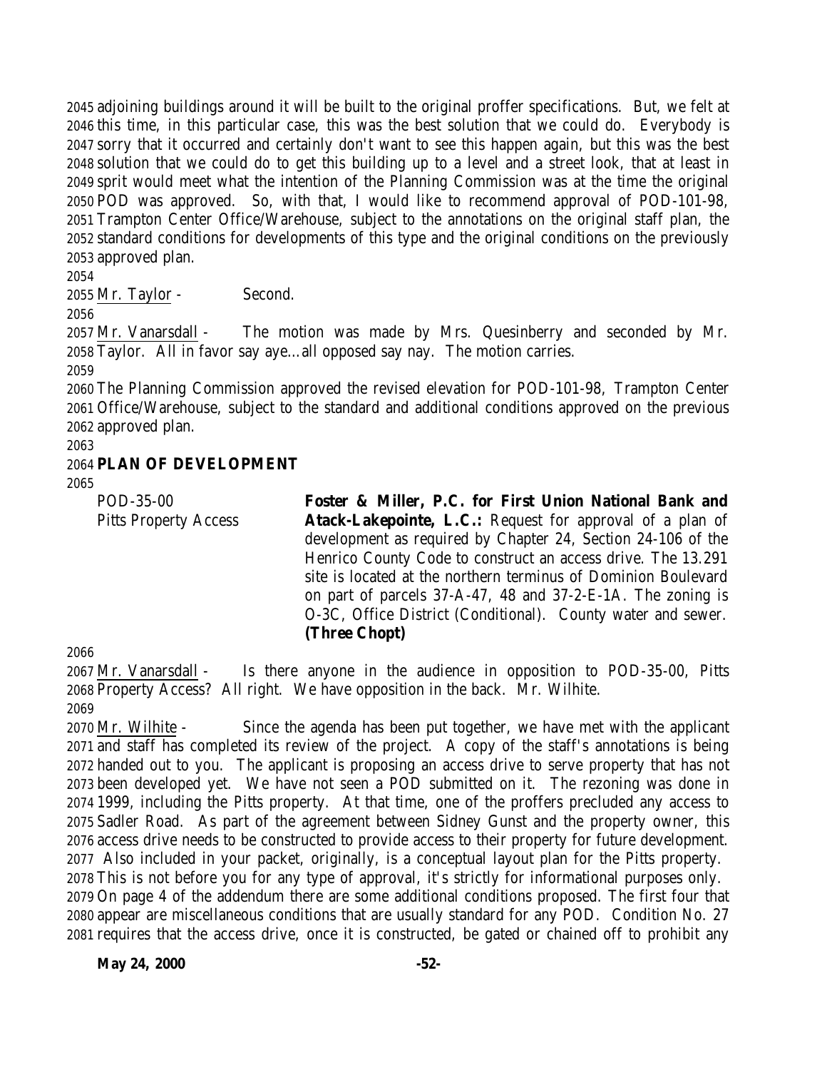adjoining buildings around it will be built to the original proffer specifications. But, we felt at this time, in this particular case, this was the best solution that we could do. Everybody is sorry that it occurred and certainly don't want to see this happen again, but this was the best solution that we could do to get this building up to a level and a street look, that at least in sprit would meet what the intention of the Planning Commission was at the time the original POD was approved. So, with that, I would like to recommend approval of POD-101-98, Trampton Center Office/Warehouse, subject to the annotations on the original staff plan, the standard conditions for developments of this type and the original conditions on the previously approved plan.

Mr. Taylor - Second.

Mr. Vanarsdall - The motion was made by Mrs. Quesinberry and seconded by Mr. Taylor. All in favor say aye…all opposed say nay. The motion carries.

The Planning Commission approved the revised elevation for POD-101-98, Trampton Center Office/Warehouse, subject to the standard and additional conditions approved on the previous approved plan.

**PLAN OF DEVELOPMENT**

POD-35-00
Pitts Property Access

**Foster & Miller, P.C. for First Union National Bank and Atack-Lakepointe, L.C.:** Request for approval of a plan of development as required by Chapter 24, Section 24-106 of the Henrico County Code to construct an access drive. The 13.291 site is located at the northern terminus of Dominion Boulevard on part of parcels 37-A-47, 48 and 37-2-E-1A. The zoning is O-3C, Office District (Conditional). County water and sewer. **(Three Chopt)**

Mr. Vanarsdall - Is there anyone in the audience in opposition to POD-35-00, Pitts Property Access? All right. We have opposition in the back. Mr. Wilhite.

Mr. Wilhite - Since the agenda has been put together, we have met with the applicant and staff has completed its review of the project. A copy of the staff's annotations is being handed out to you. The applicant is proposing an access drive to serve property that has not been developed yet. We have not seen a POD submitted on it. The rezoning was done in 1999, including the Pitts property. At that time, one of the proffers precluded any access to Sadler Road. As part of the agreement between Sidney Gunst and the property owner, this access drive needs to be constructed to provide access to their property for future development. Also included in your packet, originally, is a conceptual layout plan for the Pitts property. This is not before you for any type of approval, it's strictly for informational purposes only. On page 4 of the addendum there are some additional conditions proposed. The first four that appear are miscellaneous conditions that are usually standard for any POD. Condition No. 27 requires that the access drive, once it is constructed, be gated or chained off to prohibit any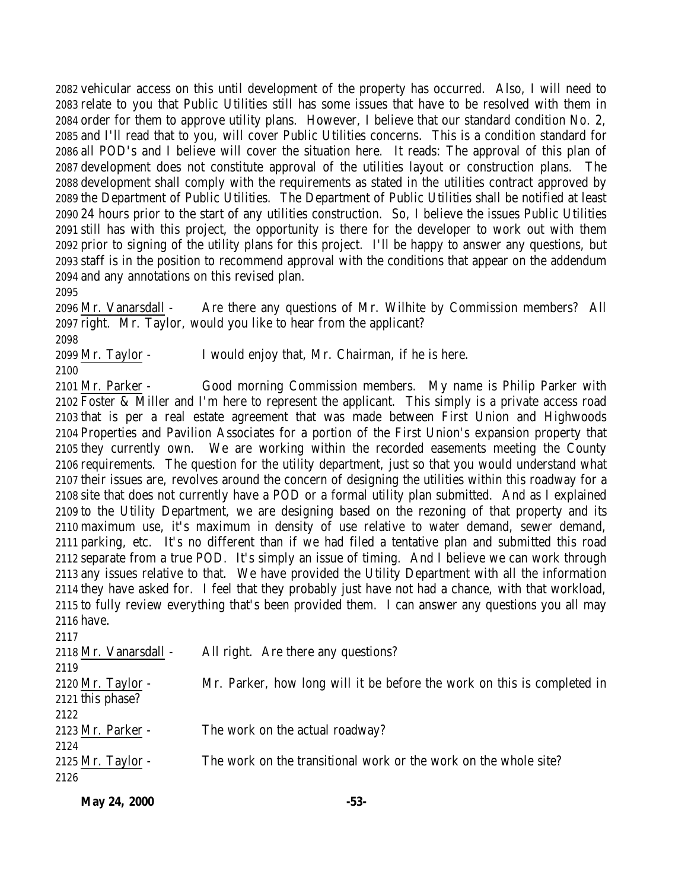vehicular access on this until development of the property has occurred. Also, I will need to relate to you that Public Utilities still has some issues that have to be resolved with them in order for them to approve utility plans. However, I believe that our standard condition No. 2, and I'll read that to you, will cover Public Utilities concerns. This is a condition standard for all POD's and I believe will cover the situation here. It reads: The approval of this plan of development does not constitute approval of the utilities layout or construction plans. The development shall comply with the requirements as stated in the utilities contract approved by the Department of Public Utilities. The Department of Public Utilities shall be notified at least 24 hours prior to the start of any utilities construction. So, I believe the issues Public Utilities still has with this project, the opportunity is there for the developer to work out with them prior to signing of the utility plans for this project. I'll be happy to answer any questions, but staff is in the position to recommend approval with the conditions that appear on the addendum and any annotations on this revised plan.

Mr. Vanarsdall - Are there any questions of Mr. Wilhite by Commission members? All right. Mr. Taylor, would you like to hear from the applicant?

Mr. Taylor - I would enjoy that, Mr. Chairman, if he is here.

Mr. Parker - Good morning Commission members. My name is Philip Parker with Foster & Miller and I'm here to represent the applicant. This simply is a private access road that is per a real estate agreement that was made between First Union and Highwoods Properties and Pavilion Associates for a portion of the First Union's expansion property that they currently own. We are working within the recorded easements meeting the County requirements. The question for the utility department, just so that you would understand what their issues are, revolves around the concern of designing the utilities within this roadway for a site that does not currently have a POD or a formal utility plan submitted. And as I explained to the Utility Department, we are designing based on the rezoning of that property and its maximum use, it's maximum in density of use relative to water demand, sewer demand, parking, etc. It's no different than if we had filed a tentative plan and submitted this road separate from a true POD. It's simply an issue of timing. And I believe we can work through any issues relative to that. We have provided the Utility Department with all the information they have asked for. I feel that they probably just have not had a chance, with that workload, to fully review everything that's been provided them. I can answer any questions you all may have.

Mr. Vanarsdall - All right. Are there any questions?

Mr. Taylor - Mr. Parker, how long will it be before the work on this is completed in this phase?

Mr. Parker - The work on the actual roadway?

Mr. Taylor - The work on the transitional work or the work on the whole site?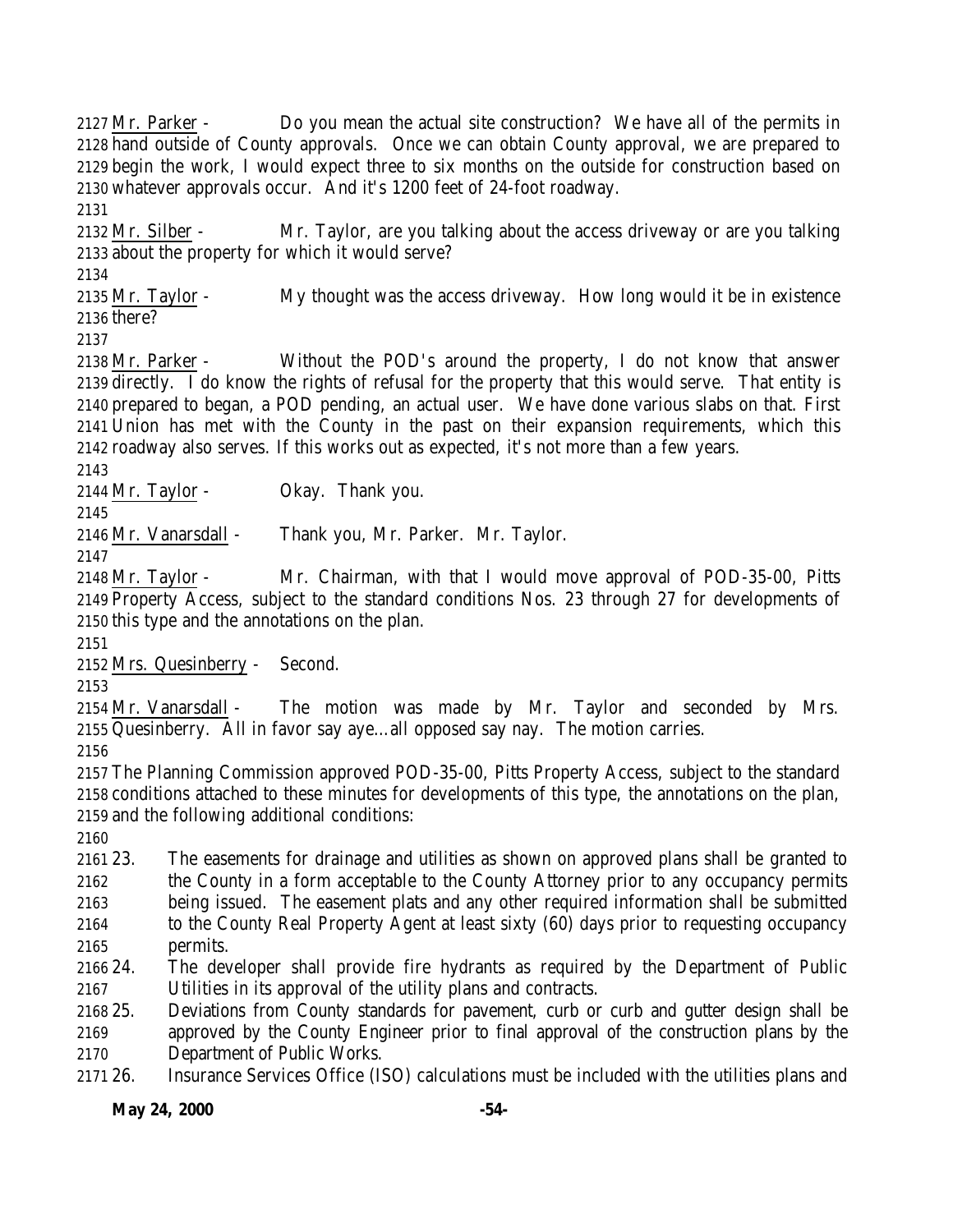Mr. Parker - Do you mean the actual site construction? We have all of the permits in hand outside of County approvals. Once we can obtain County approval, we are prepared to begin the work, I would expect three to six months on the outside for construction based on whatever approvals occur. And it's 1200 feet of 24-foot roadway.

Mr. Silber - Mr. Taylor, are you talking about the access driveway or are you talking about the property for which it would serve?

Mr. Taylor - My thought was the access driveway. How long would it be in existence there?

Mr. Parker - Without the POD's around the property, I do not know that answer directly. I do know the rights of refusal for the property that this would serve. That entity is prepared to began, a POD pending, an actual user. We have done various slabs on that. First Union has met with the County in the past on their expansion requirements, which this roadway also serves. If this works out as expected, it's not more than a few years.

Mr. Taylor - Okay. Thank you.

Mr. Vanarsdall - Thank you, Mr. Parker. Mr. Taylor.

Mr. Taylor - Mr. Chairman, with that I would move approval of POD-35-00, Pitts Property Access, subject to the standard conditions Nos. 23 through 27 for developments of this type and the annotations on the plan.

Mrs. Quesinberry - Second.

Mr. Vanarsdall - The motion was made by Mr. Taylor and seconded by Mrs. Quesinberry. All in favor say aye…all opposed say nay. The motion carries.

The Planning Commission approved POD-35-00, Pitts Property Access, subject to the standard conditions attached to these minutes for developments of this type, the annotations on the plan, and the following additional conditions:

23. The easements for drainage and utilities as shown on approved plans shall be granted to the County in a form acceptable to the County Attorney prior to any occupancy permits being issued. The easement plats and any other required information shall be submitted to the County Real Property Agent at least sixty (60) days prior to requesting occupancy permits.
24. The developer shall provide fire hydrants as required by the Department of Public Utilities in its approval of the utility plans and contracts.
25. Deviations from County standards for pavement, curb or curb and gutter design shall be approved by the County Engineer prior to final approval of the construction plans by the Department of Public Works.
26. Insurance Services Office (ISO) calculations must be included with the utilities plans and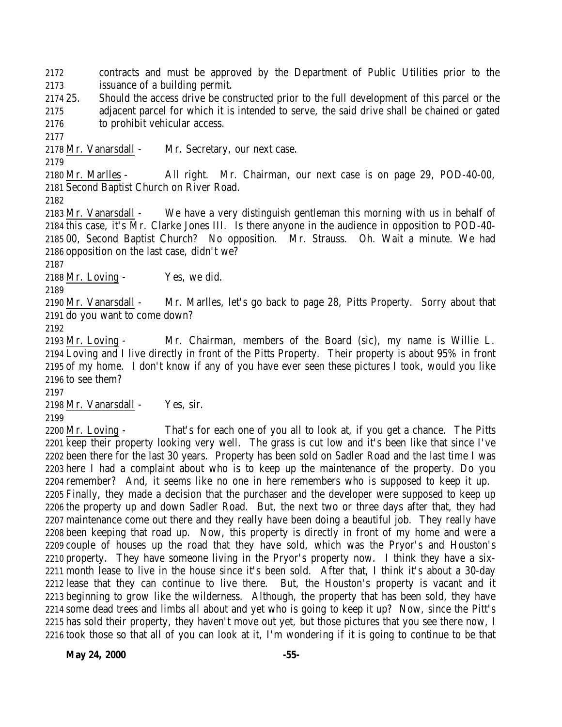contracts and must be approved by the Department of Public Utilities prior to the issuance of a building permit.

25. Should the access drive be constructed prior to the full development of this parcel or the adjacent parcel for which it is intended to serve, the said drive shall be chained or gated to prohibit vehicular access.

Mr. Vanarsdall - Mr. Secretary, our next case.

Mr. Marlles - All right. Mr. Chairman, our next case is on page 29, POD-40-00, Second Baptist Church on River Road.

Mr. Vanarsdall - We have a very distinguish gentleman this morning with us in behalf of this case, it's Mr. Clarke Jones III. Is there anyone in the audience in opposition to POD-40-00, Second Baptist Church? No opposition. Mr. Strauss. Oh. Wait a minute. We had opposition on the last case, didn't we?

Mr. Loving - Yes, we did.

Mr. Vanarsdall - Mr. Marlles, let's go back to page 28, Pitts Property. Sorry about that do you want to come down?

Mr. Loving - Mr. Chairman, members of the Board (sic), my name is Willie L. Loving and I live directly in front of the Pitts Property. Their property is about 95% in front of my home. I don't know if any of you have ever seen these pictures I took, would you like to see them?

Mr. Vanarsdall - Yes, sir.

Mr. Loving - That's for each one of you all to look at, if you get a chance. The Pitts keep their property looking very well. The grass is cut low and it's been like that since I've been there for the last 30 years. Property has been sold on Sadler Road and the last time I was here I had a complaint about who is to keep up the maintenance of the property. Do you remember? And, it seems like no one in here remembers who is supposed to keep it up. Finally, they made a decision that the purchaser and the developer were supposed to keep up the property up and down Sadler Road. But, the next two or three days after that, they had maintenance come out there and they really have been doing a beautiful job. They really have been keeping that road up. Now, this property is directly in front of my home and were a couple of houses up the road that they have sold, which was the Pryor's and Houston's property. They have someone living in the Pryor's property now. I think they have a six-month lease to live in the house since it's been sold. After that, I think it's about a 30-day lease that they can continue to live there. But, the Houston's property is vacant and it beginning to grow like the wilderness. Although, the property that has been sold, they have some dead trees and limbs all about and yet who is going to keep it up? Now, since the Pitt's has sold their property, they haven't move out yet, but those pictures that you see there now, I took those so that all of you can look at it, I'm wondering if it is going to continue to be that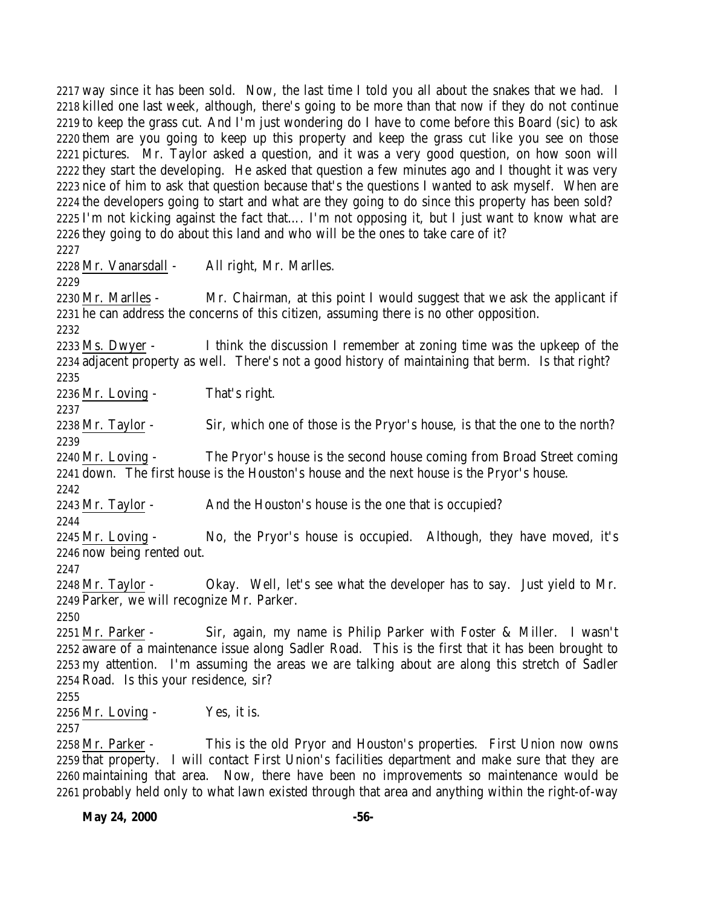way since it has been sold. Now, the last time I told you all about the snakes that we had. I killed one last week, although, there's going to be more than that now if they do not continue to keep the grass cut. And I'm just wondering do I have to come before this Board (sic) to ask them are you going to keep up this property and keep the grass cut like you see on those pictures. Mr. Taylor asked a question, and it was a very good question, on how soon will they start the developing. He asked that question a few minutes ago and I thought it was very nice of him to ask that question because that's the questions I wanted to ask myself. When are the developers going to start and what are they going to do since this property has been sold? I'm not kicking against the fact that.... I'm not opposing it, but I just want to know what are they going to do about this land and who will be the ones to take care of it?

Mr. Vanarsdall - All right, Mr. Marlles.

Mr. Marlles - Mr. Chairman, at this point I would suggest that we ask the applicant if he can address the concerns of this citizen, assuming there is no other opposition.

Ms. Dwyer - I think the discussion I remember at zoning time was the upkeep of the adjacent property as well. There's not a good history of maintaining that berm. Is that right?

Mr. Loving - That's right.

Mr. Taylor - Sir, which one of those is the Pryor's house, is that the one to the north?

Mr. Loving - The Pryor's house is the second house coming from Broad Street coming down. The first house is the Houston's house and the next house is the Pryor's house.

Mr. Taylor - And the Houston's house is the one that is occupied?

Mr. Loving - No, the Pryor's house is occupied. Although, they have moved, it's now being rented out.

Mr. Taylor - Okay. Well, let's see what the developer has to say. Just yield to Mr. Parker, we will recognize Mr. Parker.

Mr. Parker - Sir, again, my name is Philip Parker with Foster & Miller. I wasn't aware of a maintenance issue along Sadler Road. This is the first that it has been brought to my attention. I'm assuming the areas we are talking about are along this stretch of Sadler Road. Is this your residence, sir?

Mr. Loving - Yes, it is.

Mr. Parker - This is the old Pryor and Houston's properties. First Union now owns that property. I will contact First Union's facilities department and make sure that they are maintaining that area. Now, there have been no improvements so maintenance would be probably held only to what lawn existed through that area and anything within the right-of-way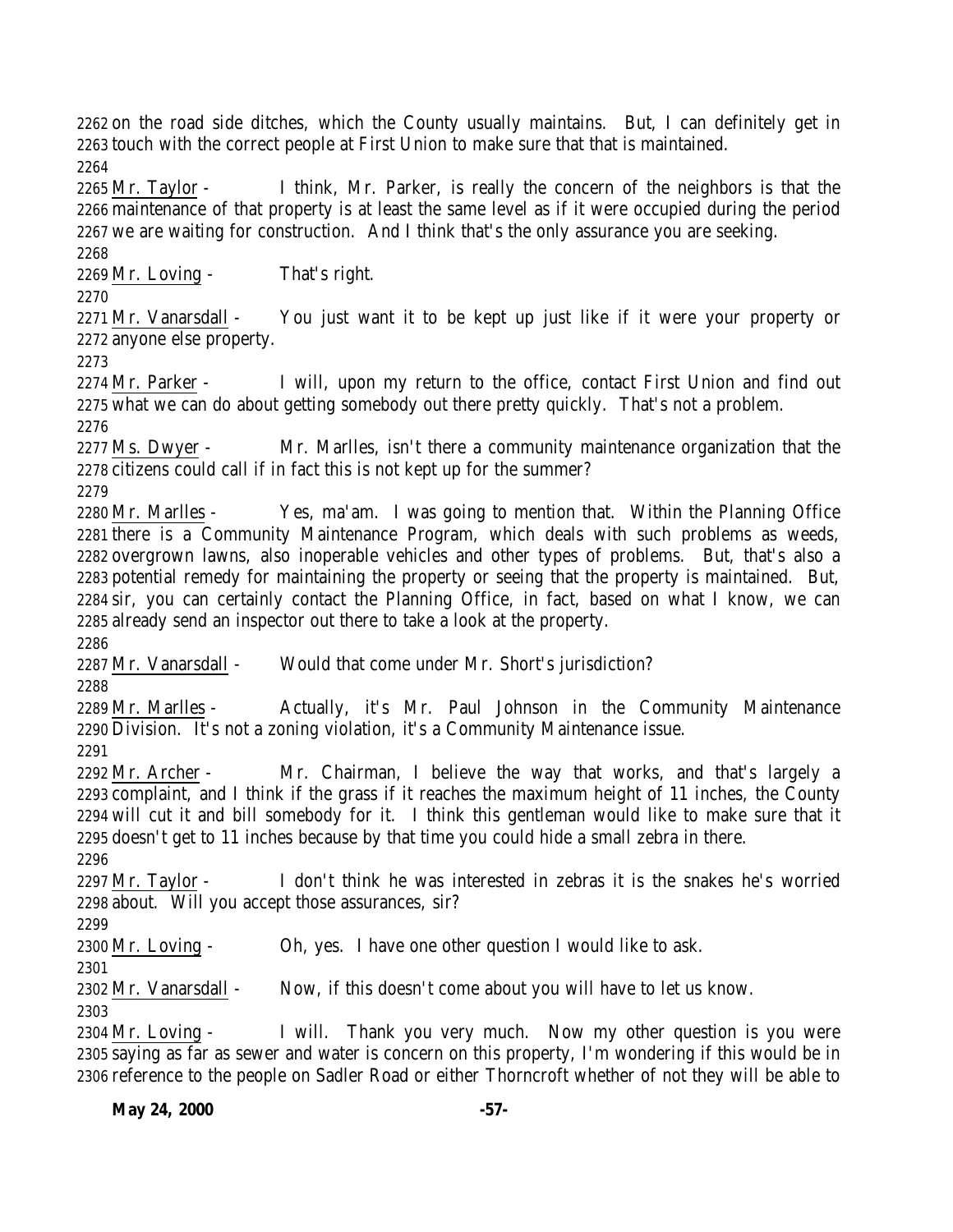on the road side ditches, which the County usually maintains. But, I can definitely get in touch with the correct people at First Union to make sure that that is maintained.

Mr. Taylor - I think, Mr. Parker, is really the concern of the neighbors is that the maintenance of that property is at least the same level as if it were occupied during the period we are waiting for construction. And I think that's the only assurance you are seeking.

Mr. Loving - That's right.

Mr. Vanarsdall - You just want it to be kept up just like if it were your property or anyone else property.

Mr. Parker - I will, upon my return to the office, contact First Union and find out what we can do about getting somebody out there pretty quickly. That's not a problem.

Ms. Dwyer - Mr. Marlles, isn't there a community maintenance organization that the citizens could call if in fact this is not kept up for the summer?

Mr. Marlles - Yes, ma'am. I was going to mention that. Within the Planning Office there is a Community Maintenance Program, which deals with such problems as weeds, overgrown lawns, also inoperable vehicles and other types of problems. But, that's also a potential remedy for maintaining the property or seeing that the property is maintained. But, sir, you can certainly contact the Planning Office, in fact, based on what I know, we can already send an inspector out there to take a look at the property.

Mr. Vanarsdall - Would that come under Mr. Short's jurisdiction?

Mr. Marlles - Actually, it's Mr. Paul Johnson in the Community Maintenance Division. It's not a zoning violation, it's a Community Maintenance issue.

Mr. Archer - Mr. Chairman, I believe the way that works, and that's largely a complaint, and I think if the grass if it reaches the maximum height of 11 inches, the County will cut it and bill somebody for it. I think this gentleman would like to make sure that it doesn't get to 11 inches because by that time you could hide a small zebra in there.

Mr. Taylor - I don't think he was interested in zebras it is the snakes he's worried about. Will you accept those assurances, sir?

Mr. Loving - Oh, yes. I have one other question I would like to ask.

Mr. Vanarsdall - Now, if this doesn't come about you will have to let us know.

Mr. Loving - I will. Thank you very much. Now my other question is you were saying as far as sewer and water is concern on this property, I'm wondering if this would be in reference to the people on Sadler Road or either Thorncroft whether of not they will be able to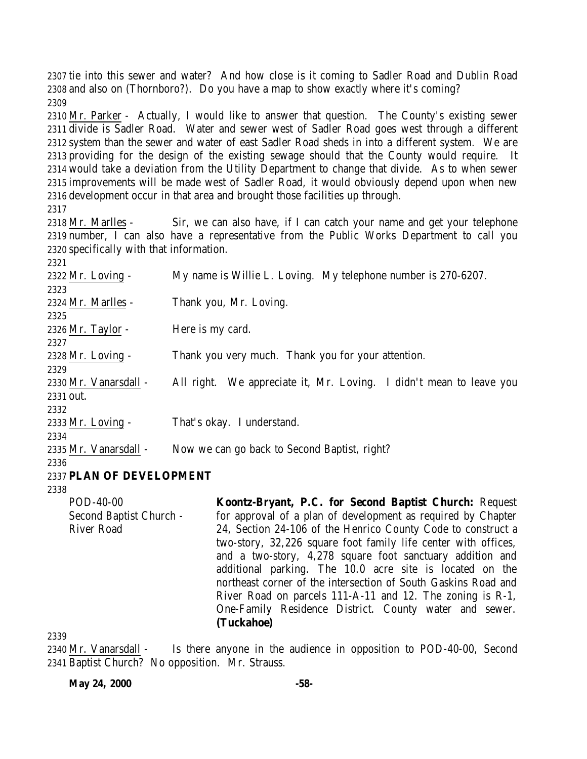tie into this sewer and water? And how close is it coming to Sadler Road and Dublin Road and also on (Thornboro?). Do you have a map to show exactly where it's coming?

Mr. Parker - Actually, I would like to answer that question. The County's existing sewer divide is Sadler Road. Water and sewer west of Sadler Road goes west through a different system than the sewer and water of east Sadler Road sheds in into a different system. We are providing for the design of the existing sewage should that the County would require. It would take a deviation from the Utility Department to change that divide. As to when sewer improvements will be made west of Sadler Road, it would obviously depend upon when new development occur in that area and brought those facilities up through.

Mr. Marlles - Sir, we can also have, if I can catch your name and get your telephone number, I can also have a representative from the Public Works Department to call you specifically with that information.

Mr. Loving - My name is Willie L. Loving. My telephone number is 270-6207.

Mr. Marlles - Thank you, Mr. Loving.

Mr. Taylor - Here is my card.

Mr. Loving - Thank you very much. Thank you for your attention.

Mr. Vanarsdall - All right. We appreciate it, Mr. Loving. I didn't mean to leave you out.

Mr. Loving - That's okay. I understand.

Mr. Vanarsdall - Now we can go back to Second Baptist, right?

**PLAN OF DEVELOPMENT**

POD-40-00
Second Baptist Church - River Road

**Koontz-Bryant, P.C. for Second Baptist Church:** Request for approval of a plan of development as required by Chapter 24, Section 24-106 of the Henrico County Code to construct a two-story, 32,226 square foot family life center with offices, and a two-story, 4,278 square foot sanctuary addition and additional parking. The 10.0 acre site is located on the northeast corner of the intersection of South Gaskins Road and River Road on parcels 111-A-11 and 12. The zoning is R-1, One-Family Residence District. County water and sewer. **(Tuckahoe)**

Mr. Vanarsdall - Is there anyone in the audience in opposition to POD-40-00, Second Baptist Church? No opposition. Mr. Strauss.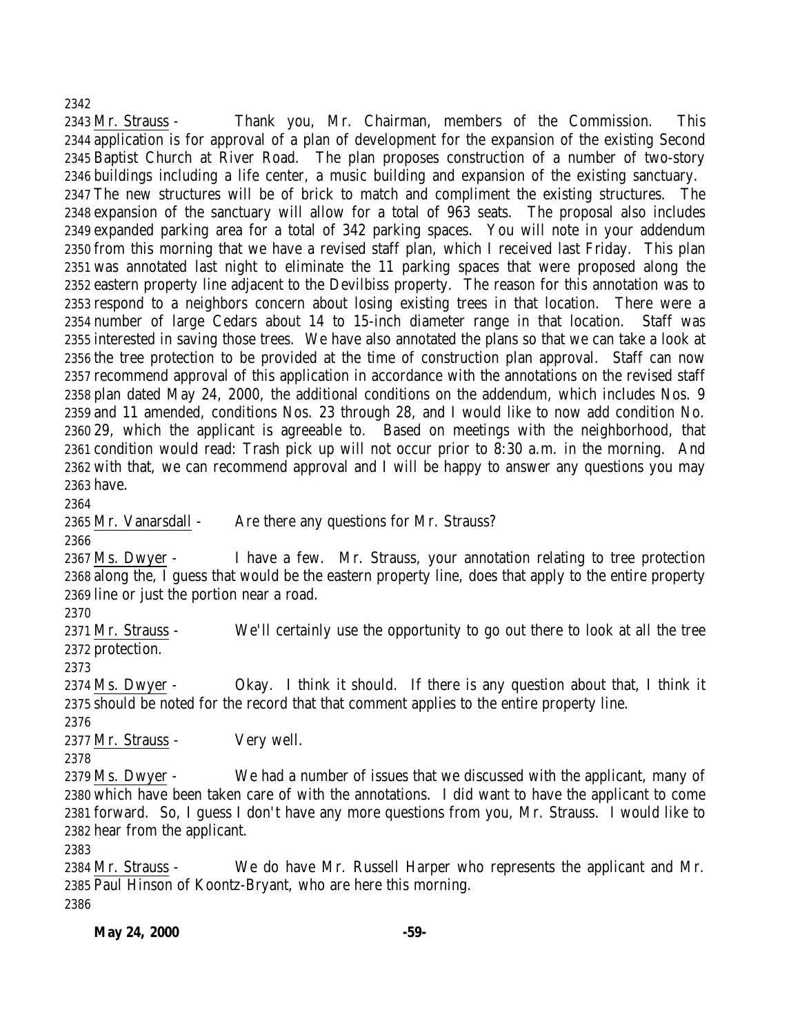Mr. Strauss - Thank you, Mr. Chairman, members of the Commission. This application is for approval of a plan of development for the expansion of the existing Second Baptist Church at River Road. The plan proposes construction of a number of two-story buildings including a life center, a music building and expansion of the existing sanctuary. The new structures will be of brick to match and compliment the existing structures. The expansion of the sanctuary will allow for a total of 963 seats. The proposal also includes expanded parking area for a total of 342 parking spaces. You will note in your addendum from this morning that we have a revised staff plan, which I received last Friday. This plan was annotated last night to eliminate the 11 parking spaces that were proposed along the eastern property line adjacent to the Devilbiss property. The reason for this annotation was to respond to a neighbors concern about losing existing trees in that location. There were a number of large Cedars about 14 to 15-inch diameter range in that location. Staff was interested in saving those trees. We have also annotated the plans so that we can take a look at the tree protection to be provided at the time of construction plan approval. Staff can now recommend approval of this application in accordance with the annotations on the revised staff plan dated May 24, 2000, the additional conditions on the addendum, which includes Nos. 9 and 11 amended, conditions Nos. 23 through 28, and I would like to now add condition No. 29, which the applicant is agreeable to. Based on meetings with the neighborhood, that condition would read: Trash pick up will not occur prior to 8:30 a.m. in the morning. And with that, we can recommend approval and I will be happy to answer any questions you may have.

Mr. Vanarsdall - Are there any questions for Mr. Strauss?

Ms. Dwyer - I have a few. Mr. Strauss, your annotation relating to tree protection along the, I guess that would be the eastern property line, does that apply to the entire property line or just the portion near a road.

Mr. Strauss - We'll certainly use the opportunity to go out there to look at all the tree protection.

Ms. Dwyer - Okay. I think it should. If there is any question about that, I think it should be noted for the record that that comment applies to the entire property line.

Mr. Strauss - Very well.

Ms. Dwyer - We had a number of issues that we discussed with the applicant, many of which have been taken care of with the annotations. I did want to have the applicant to come forward. So, I guess I don't have any more questions from you, Mr. Strauss. I would like to hear from the applicant.

Mr. Strauss - We do have Mr. Russell Harper who represents the applicant and Mr. Paul Hinson of Koontz-Bryant, who are here this morning.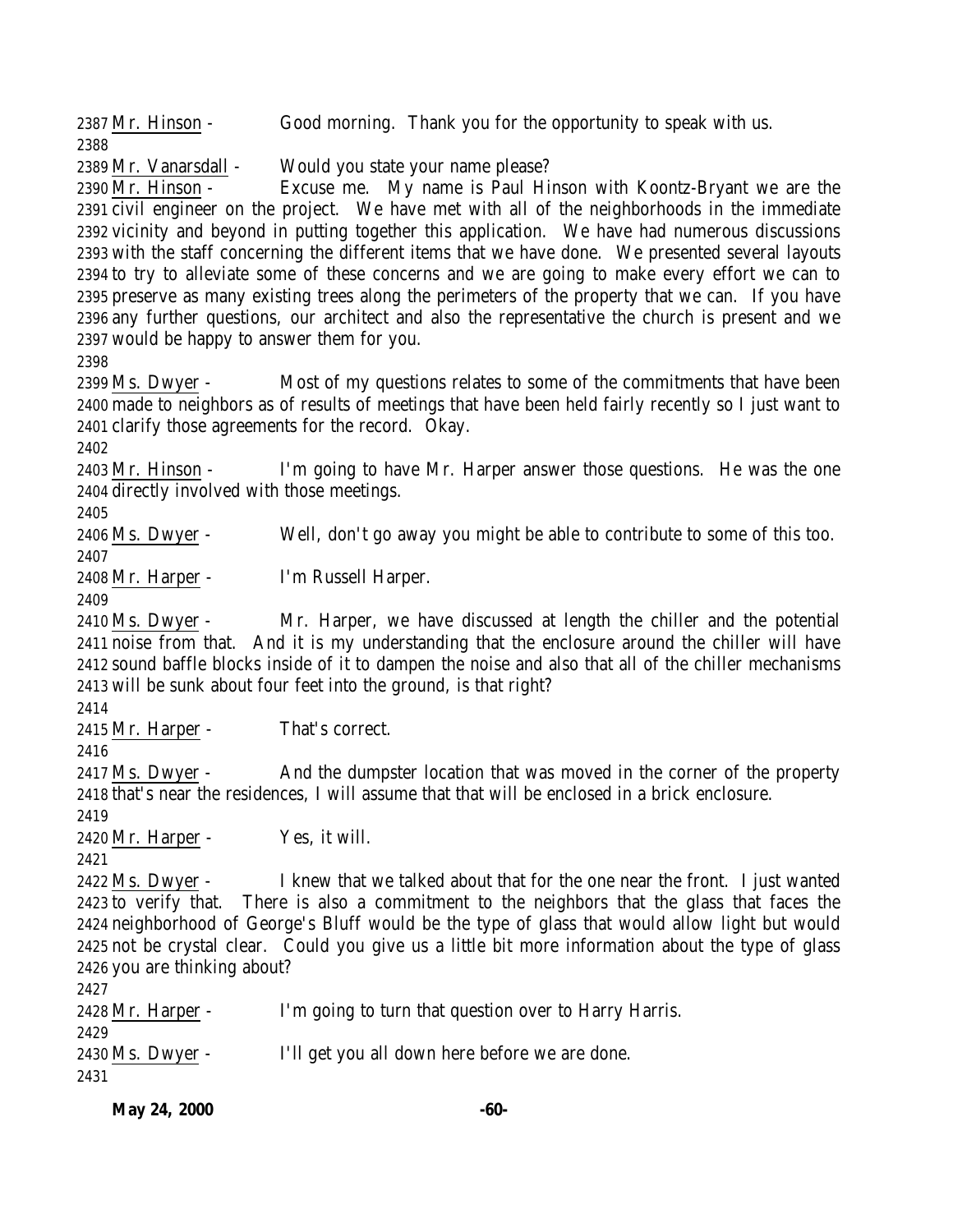2387 Mr. Hinson - Good morning. Thank you for the opportunity to speak with us.

2388

2389 Mr. Vanarsdall - Would you state your name please?

2390 Mr. Hinson - Excuse me. My name is Paul Hinson with Koontz-Bryant we are the
2391 civil engineer on the project. We have met with all of the neighborhoods in the immediate
2392 vicinity and beyond in putting together this application. We have had numerous discussions
2393 with the staff concerning the different items that we have done. We presented several layouts
2394 to try to alleviate some of these concerns and we are going to make every effort we can to
2395 preserve as many existing trees along the perimeters of the property that we can. If you have
2396 any further questions, our architect and also the representative the church is present and we
2397 would be happy to answer them for you.

2398

2399 Ms. Dwyer - Most of my questions relates to some of the commitments that have been
2400 made to neighbors as of results of meetings that have been held fairly recently so I just want to
2401 clarify those agreements for the record. Okay.

2402

2403 Mr. Hinson - I'm going to have Mr. Harper answer those questions. He was the one
2404 directly involved with those meetings.

2405

2406 Ms. Dwyer - Well, don't go away you might be able to contribute to some of this too.

2407

2408 Mr. Harper - I'm Russell Harper.

2409

2410 Ms. Dwyer - Mr. Harper, we have discussed at length the chiller and the potential
2411 noise from that. And it is my understanding that the enclosure around the chiller will have
2412 sound baffle blocks inside of it to dampen the noise and also that all of the chiller mechanisms
2413 will be sunk about four feet into the ground, is that right?

2414

2415 Mr. Harper - That's correct.

2416

2417 Ms. Dwyer - And the dumpster location that was moved in the corner of the property
2418 that's near the residences, I will assume that that will be enclosed in a brick enclosure.

2419

2420 Mr. Harper - Yes, it will.

2421

2422 Ms. Dwyer - I knew that we talked about that for the one near the front. I just wanted
2423 to verify that. There is also a commitment to the neighbors that the glass that faces the
2424 neighborhood of George's Bluff would be the type of glass that would allow light but would
2425 not be crystal clear. Could you give us a little bit more information about the type of glass
2426 you are thinking about?

2427

2428 Mr. Harper - I'm going to turn that question over to Harry Harris.

2429

2430 Ms. Dwyer - I'll get you all down here before we are done.

2431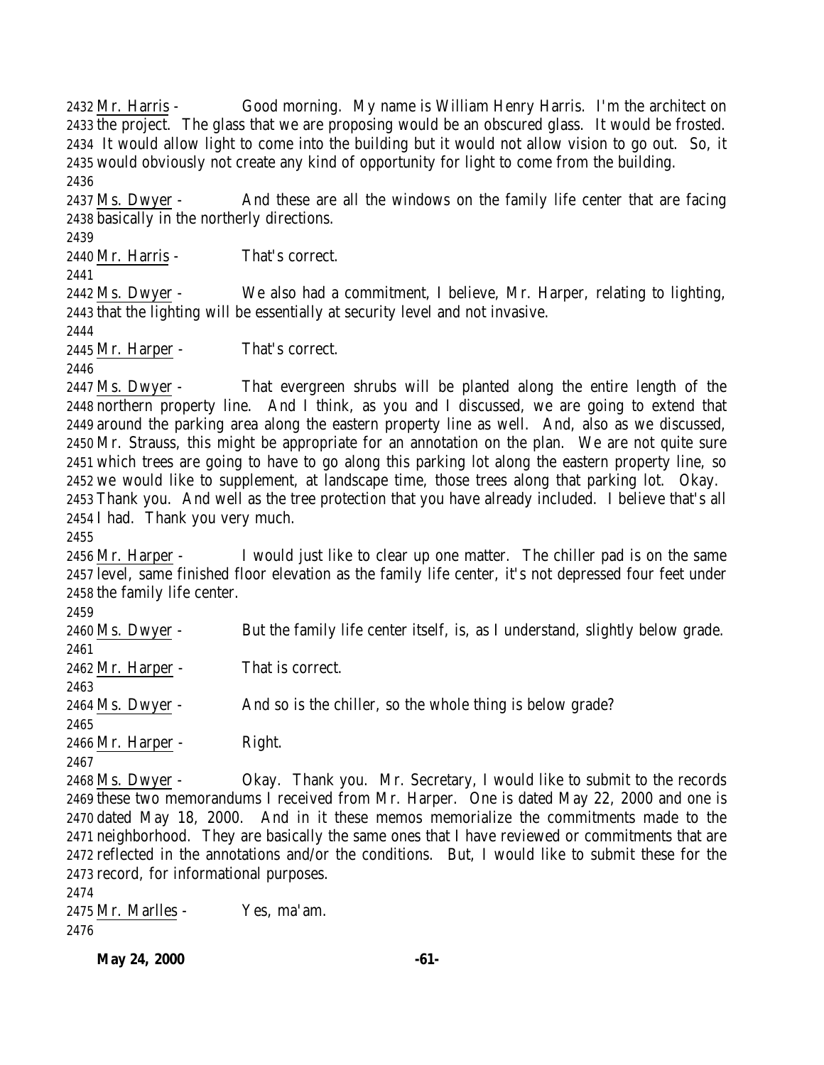2432 Mr. Harris - Good morning. My name is William Henry Harris. I'm the architect on 2433 the project. The glass that we are proposing would be an obscured glass. It would be frosted. 2434 It would allow light to come into the building but it would not allow vision to go out. So, it 2435 would obviously not create any kind of opportunity for light to come from the building.

2436

2437 Ms. Dwyer - And these are all the windows on the family life center that are facing 2438 basically in the northerly directions.

2439

2440 Mr. Harris - That's correct.

2441

2442 Ms. Dwyer - We also had a commitment, I believe, Mr. Harper, relating to lighting, 2443 that the lighting will be essentially at security level and not invasive.

2444

2445 Mr. Harper - That's correct.

2446

2447 Ms. Dwyer - That evergreen shrubs will be planted along the entire length of the 2448 northern property line. And I think, as you and I discussed, we are going to extend that 2449 around the parking area along the eastern property line as well. And, also as we discussed, 2450 Mr. Strauss, this might be appropriate for an annotation on the plan. We are not quite sure 2451 which trees are going to have to go along this parking lot along the eastern property line, so 2452 we would like to supplement, at landscape time, those trees along that parking lot. Okay. 2453 Thank you. And well as the tree protection that you have already included. I believe that's all 2454 I had. Thank you very much.

2455

2456 Mr. Harper - I would just like to clear up one matter. The chiller pad is on the same 2457 level, same finished floor elevation as the family life center, it's not depressed four feet under 2458 the family life center.

2459

2460 Ms. Dwyer - But the family life center itself, is, as I understand, slightly below grade.

2461

2462 Mr. Harper - That is correct.

2463

2464 Ms. Dwyer - And so is the chiller, so the whole thing is below grade?

2465

2466 Mr. Harper - Right.

2467

2468 Ms. Dwyer - Okay. Thank you. Mr. Secretary, I would like to submit to the records 2469 these two memorandums I received from Mr. Harper. One is dated May 22, 2000 and one is 2470 dated May 18, 2000. And in it these memos memorialize the commitments made to the 2471 neighborhood. They are basically the same ones that I have reviewed or commitments that are 2472 reflected in the annotations and/or the conditions. But, I would like to submit these for the 2473 record, for informational purposes.

2474

2475 Mr. Marlles - Yes, ma'am.

2476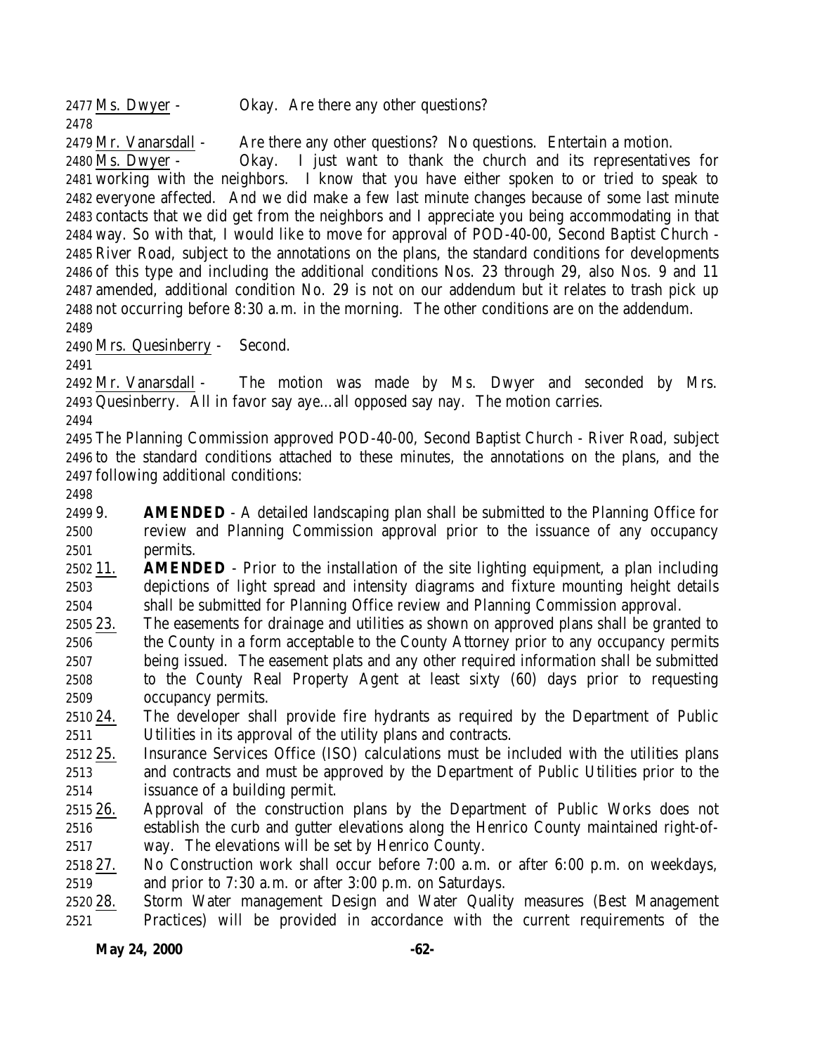Ms. Dwyer - Okay. Are there any other questions?

Mr. Vanarsdall - Are there any other questions? No questions. Entertain a motion.

Ms. Dwyer - Okay. I just want to thank the church and its representatives for working with the neighbors. I know that you have either spoken to or tried to speak to everyone affected. And we did make a few last minute changes because of some last minute contacts that we did get from the neighbors and I appreciate you being accommodating in that way. So with that, I would like to move for approval of POD-40-00, Second Baptist Church - River Road, subject to the annotations on the plans, the standard conditions for developments of this type and including the additional conditions Nos. 23 through 29, also Nos. 9 and 11 amended, additional condition No. 29 is not on our addendum but it relates to trash pick up not occurring before 8:30 a.m. in the morning. The other conditions are on the addendum.

Mrs. Quesinberry - Second.

Mr. Vanarsdall - The motion was made by Ms. Dwyer and seconded by Mrs. Quesinberry. All in favor say aye…all opposed say nay. The motion carries.

The Planning Commission approved POD-40-00, Second Baptist Church - River Road, subject to the standard conditions attached to these minutes, the annotations on the plans, and the following additional conditions:

9. **AMENDED** - A detailed landscaping plan shall be submitted to the Planning Office for review and Planning Commission approval prior to the issuance of any occupancy permits.
11. **AMENDED** - Prior to the installation of the site lighting equipment, a plan including depictions of light spread and intensity diagrams and fixture mounting height details shall be submitted for Planning Office review and Planning Commission approval.
23. The easements for drainage and utilities as shown on approved plans shall be granted to the County in a form acceptable to the County Attorney prior to any occupancy permits being issued. The easement plats and any other required information shall be submitted to the County Real Property Agent at least sixty (60) days prior to requesting occupancy permits.
24. The developer shall provide fire hydrants as required by the Department of Public Utilities in its approval of the utility plans and contracts.
25. Insurance Services Office (ISO) calculations must be included with the utilities plans and contracts and must be approved by the Department of Public Utilities prior to the issuance of a building permit.
26. Approval of the construction plans by the Department of Public Works does not establish the curb and gutter elevations along the Henrico County maintained right-of-way. The elevations will be set by Henrico County.
27. No Construction work shall occur before 7:00 a.m. or after 6:00 p.m. on weekdays, and prior to 7:30 a.m. or after 3:00 p.m. on Saturdays.
28. Storm Water management Design and Water Quality measures (Best Management Practices) will be provided in accordance with the current requirements of the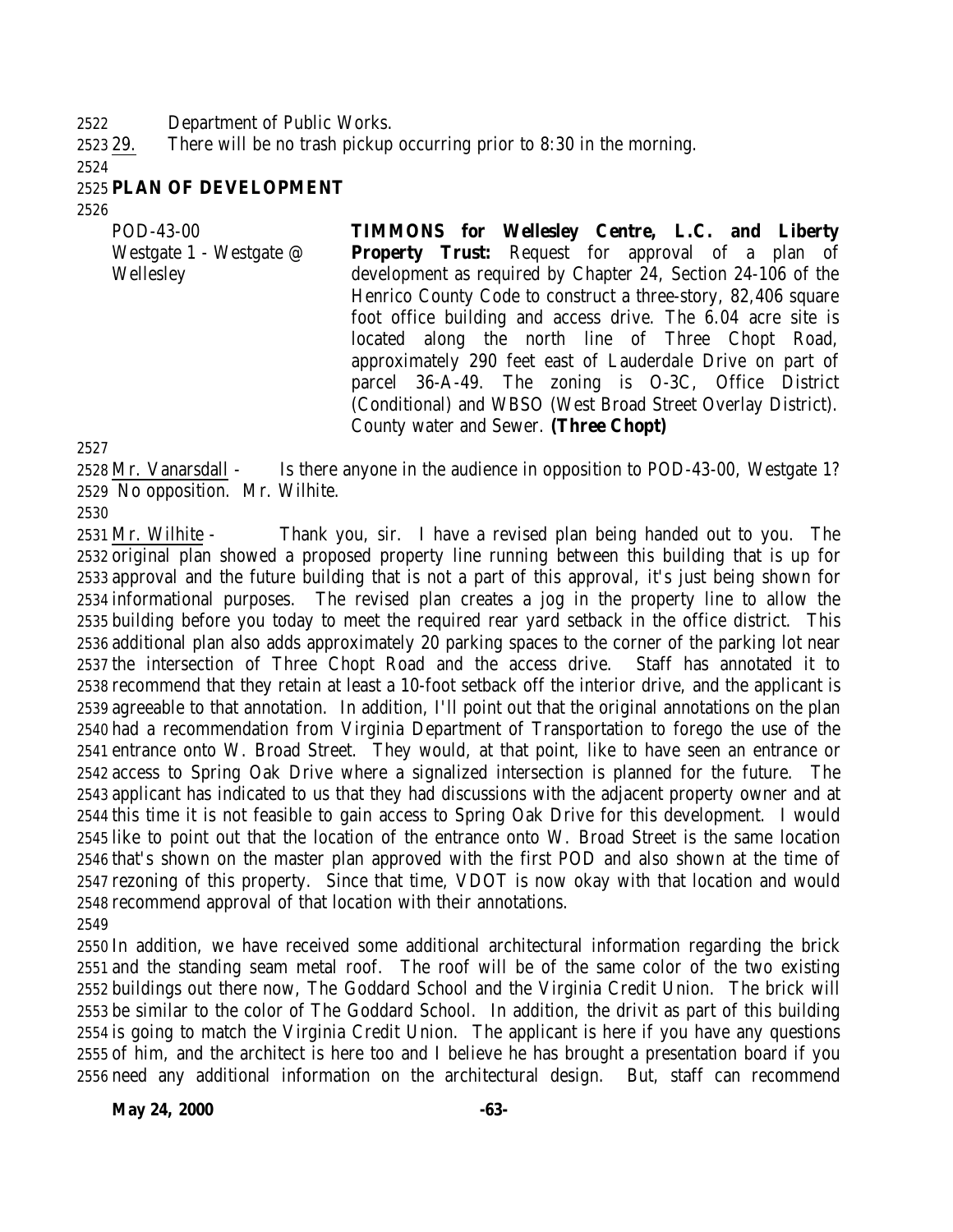Department of Public Works.

29. There will be no trash pickup occurring prior to 8:30 in the morning.

## PLAN OF DEVELOPMENT

| POD-43-00<br>Westgate 1 - Westgate @ Wellesley | **TIMMONS for Wellesley Centre, L.C. and Liberty Property Trust:** Request for approval of a plan of development as required by Chapter 24, Section 24-106 of the Henrico County Code to construct a three-story, 82,406 square foot office building and access drive. The 6.04 acre site is located along the north line of Three Chopt Road, approximately 290 feet east of Lauderdale Drive on part of parcel 36-A-49. The zoning is O-3C, Office District (Conditional) and WBSO (West Broad Street Overlay District). County water and Sewer. **(Three Chopt)** |
|---|---|

Mr. Vanarsdall - Is there anyone in the audience in opposition to POD-43-00, Westgate 1? No opposition. Mr. Wilhite.

Mr. Wilhite - Thank you, sir. I have a revised plan being handed out to you. The original plan showed a proposed property line running between this building that is up for approval and the future building that is not a part of this approval, it's just being shown for informational purposes. The revised plan creates a jog in the property line to allow the building before you today to meet the required rear yard setback in the office district. This additional plan also adds approximately 20 parking spaces to the corner of the parking lot near the intersection of Three Chopt Road and the access drive. Staff has annotated it to recommend that they retain at least a 10-foot setback off the interior drive, and the applicant is agreeable to that annotation. In addition, I'll point out that the original annotations on the plan had a recommendation from Virginia Department of Transportation to forego the use of the entrance onto W. Broad Street. They would, at that point, like to have seen an entrance or access to Spring Oak Drive where a signalized intersection is planned for the future. The applicant has indicated to us that they had discussions with the adjacent property owner and at this time it is not feasible to gain access to Spring Oak Drive for this development. I would like to point out that the location of the entrance onto W. Broad Street is the same location that's shown on the master plan approved with the first POD and also shown at the time of rezoning of this property. Since that time, VDOT is now okay with that location and would recommend approval of that location with their annotations.

In addition, we have received some additional architectural information regarding the brick and the standing seam metal roof. The roof will be of the same color of the two existing buildings out there now, The Goddard School and the Virginia Credit Union. The brick will be similar to the color of The Goddard School. In addition, the drivit as part of this building is going to match the Virginia Credit Union. The applicant is here if you have any questions of him, and the architect is here too and I believe he has brought a presentation board if you need any additional information on the architectural design. But, staff can recommend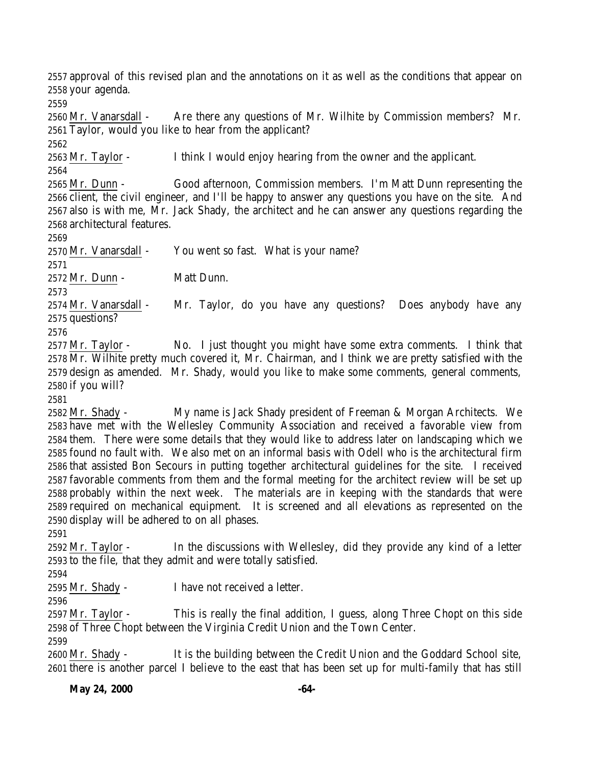approval of this revised plan and the annotations on it as well as the conditions that appear on your agenda.

Mr. Vanarsdall - Are there any questions of Mr. Wilhite by Commission members? Mr. Taylor, would you like to hear from the applicant?

Mr. Taylor - I think I would enjoy hearing from the owner and the applicant.

Mr. Dunn - Good afternoon, Commission members. I'm Matt Dunn representing the client, the civil engineer, and I'll be happy to answer any questions you have on the site. And also is with me, Mr. Jack Shady, the architect and he can answer any questions regarding the architectural features.

Mr. Vanarsdall - You went so fast. What is your name?

Mr. Dunn - Matt Dunn.

Mr. Vanarsdall - Mr. Taylor, do you have any questions? Does anybody have any questions?

Mr. Taylor - No. I just thought you might have some extra comments. I think that Mr. Wilhite pretty much covered it, Mr. Chairman, and I think we are pretty satisfied with the design as amended. Mr. Shady, would you like to make some comments, general comments, if you will?

Mr. Shady - My name is Jack Shady president of Freeman & Morgan Architects. We have met with the Wellesley Community Association and received a favorable view from them. There were some details that they would like to address later on landscaping which we found no fault with. We also met on an informal basis with Odell who is the architectural firm that assisted Bon Secours in putting together architectural guidelines for the site. I received favorable comments from them and the formal meeting for the architect review will be set up probably within the next week. The materials are in keeping with the standards that were required on mechanical equipment. It is screened and all elevations as represented on the display will be adhered to on all phases.

Mr. Taylor - In the discussions with Wellesley, did they provide any kind of a letter to the file, that they admit and were totally satisfied.

Mr. Shady - I have not received a letter.

Mr. Taylor - This is really the final addition, I guess, along Three Chopt on this side of Three Chopt between the Virginia Credit Union and the Town Center.

Mr. Shady - It is the building between the Credit Union and the Goddard School site, there is another parcel I believe to the east that has been set up for multi-family that has still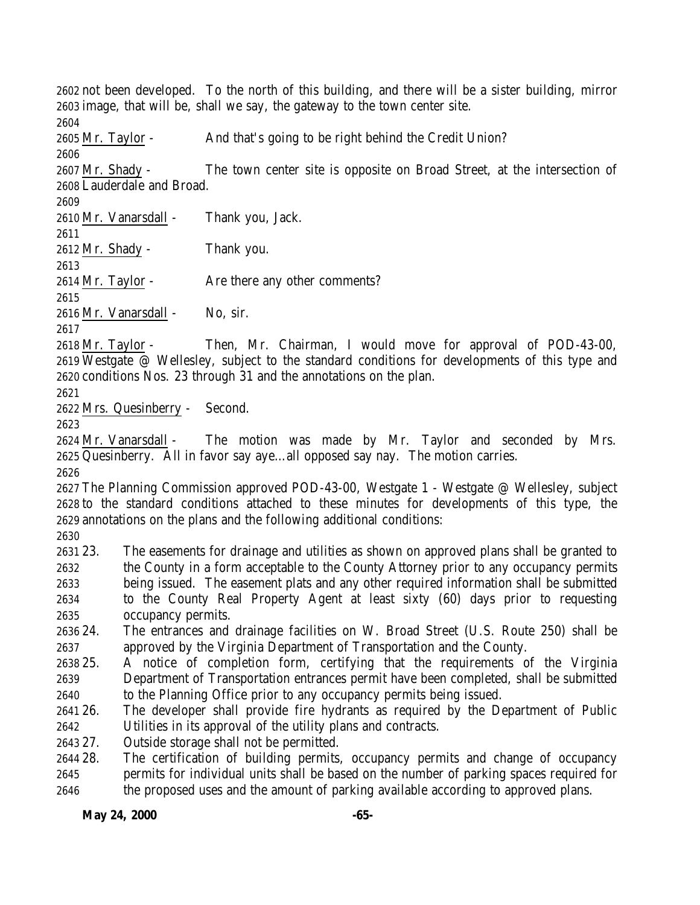not been developed. To the north of this building, and there will be a sister building, mirror image, that will be, shall we say, the gateway to the town center site.

Mr. Taylor - And that's going to be right behind the Credit Union?

Mr. Shady - The town center site is opposite on Broad Street, at the intersection of Lauderdale and Broad.

Mr. Vanarsdall - Thank you, Jack.

Mr. Shady - Thank you.

Mr. Taylor - Are there any other comments?

Mr. Vanarsdall - No, sir.

Mr. Taylor - Then, Mr. Chairman, I would move for approval of POD-43-00, Westgate @ Wellesley, subject to the standard conditions for developments of this type and conditions Nos. 23 through 31 and the annotations on the plan.

Mrs. Quesinberry - Second.

Mr. Vanarsdall - The motion was made by Mr. Taylor and seconded by Mrs. Quesinberry. All in favor say aye…all opposed say nay. The motion carries.

The Planning Commission approved POD-43-00, Westgate 1 - Westgate @ Wellesley, subject to the standard conditions attached to these minutes for developments of this type, the annotations on the plans and the following additional conditions:

23. The easements for drainage and utilities as shown on approved plans shall be granted to the County in a form acceptable to the County Attorney prior to any occupancy permits being issued. The easement plats and any other required information shall be submitted to the County Real Property Agent at least sixty (60) days prior to requesting occupancy permits.
24. The entrances and drainage facilities on W. Broad Street (U.S. Route 250) shall be approved by the Virginia Department of Transportation and the County.
25. A notice of completion form, certifying that the requirements of the Virginia Department of Transportation entrances permit have been completed, shall be submitted to the Planning Office prior to any occupancy permits being issued.
26. The developer shall provide fire hydrants as required by the Department of Public Utilities in its approval of the utility plans and contracts.
27. Outside storage shall not be permitted.
28. The certification of building permits, occupancy permits and change of occupancy permits for individual units shall be based on the number of parking spaces required for the proposed uses and the amount of parking available according to approved plans.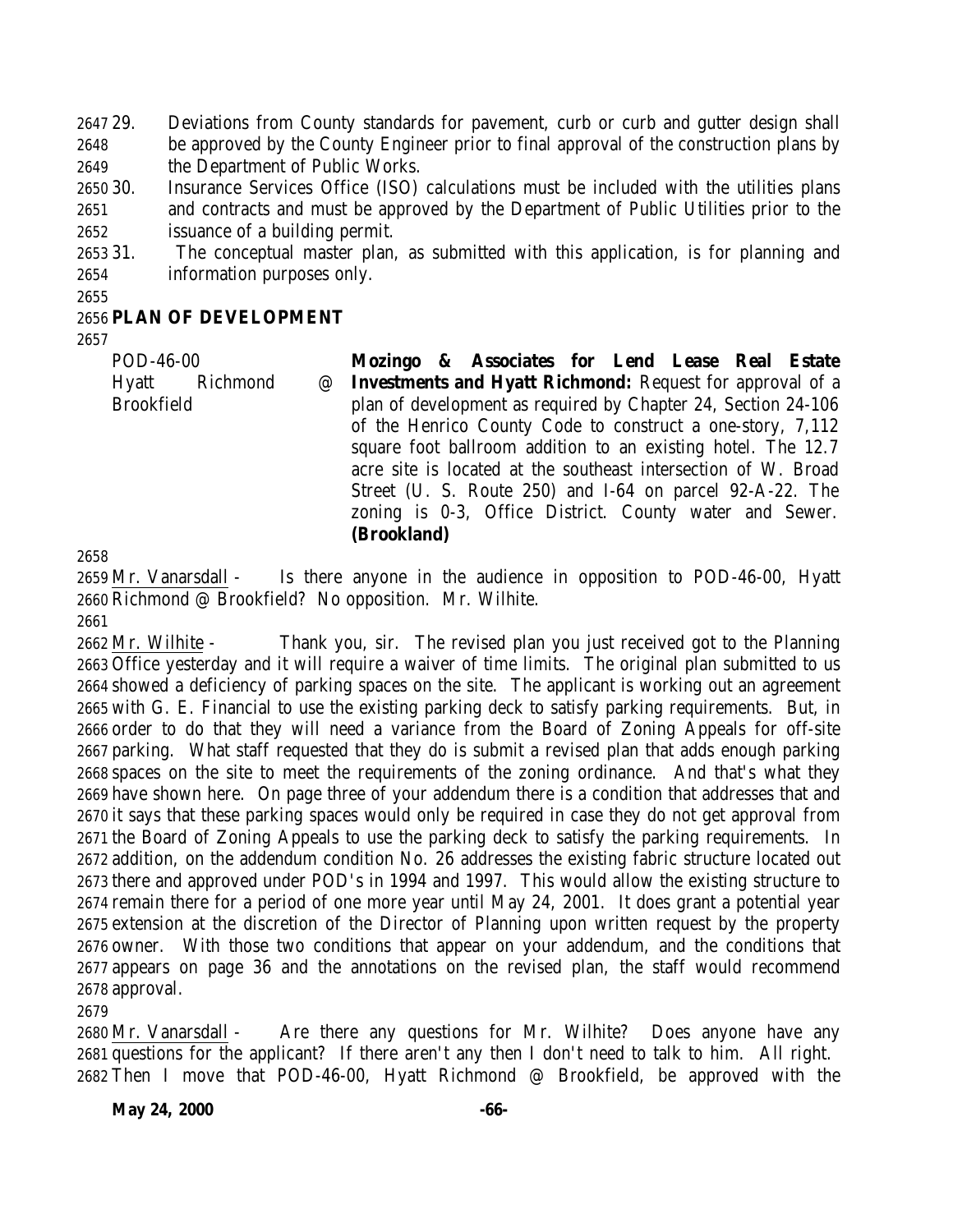29. Deviations from County standards for pavement, curb or curb and gutter design shall be approved by the County Engineer prior to final approval of the construction plans by the Department of Public Works.
30. Insurance Services Office (ISO) calculations must be included with the utilities plans and contracts and must be approved by the Department of Public Utilities prior to the issuance of a building permit.
31. The conceptual master plan, as submitted with this application, is for planning and information purposes only.

## PLAN OF DEVELOPMENT

| | |
|---|---|
| POD-46-00<br>Hyatt Richmond @ Brookfield | **Mozingo & Associates for Lend Lease Real Estate Investments and Hyatt Richmond:** Request for approval of a plan of development as required by Chapter 24, Section 24-106 of the Henrico County Code to construct a one-story, 7,112 square foot ballroom addition to an existing hotel. The 12.7 acre site is located at the southeast intersection of W. Broad Street (U. S. Route 250) and I-64 on parcel 92-A-22. The zoning is 0-3, Office District. County water and Sewer. **(Brookland)** |

Mr. Vanarsdall - Is there anyone in the audience in opposition to POD-46-00, Hyatt Richmond @ Brookfield? No opposition. Mr. Wilhite.

Mr. Wilhite - Thank you, sir. The revised plan you just received got to the Planning Office yesterday and it will require a waiver of time limits. The original plan submitted to us showed a deficiency of parking spaces on the site. The applicant is working out an agreement with G. E. Financial to use the existing parking deck to satisfy parking requirements. But, in order to do that they will need a variance from the Board of Zoning Appeals for off-site parking. What staff requested that they do is submit a revised plan that adds enough parking spaces on the site to meet the requirements of the zoning ordinance. And that's what they have shown here. On page three of your addendum there is a condition that addresses that and it says that these parking spaces would only be required in case they do not get approval from the Board of Zoning Appeals to use the parking deck to satisfy the parking requirements. In addition, on the addendum condition No. 26 addresses the existing fabric structure located out there and approved under POD's in 1994 and 1997. This would allow the existing structure to remain there for a period of one more year until May 24, 2001. It does grant a potential year extension at the discretion of the Director of Planning upon written request by the property owner. With those two conditions that appear on your addendum, and the conditions that appears on page 36 and the annotations on the revised plan, the staff would recommend approval.

Mr. Vanarsdall - Are there any questions for Mr. Wilhite? Does anyone have any questions for the applicant? If there aren't any then I don't need to talk to him. All right. Then I move that POD-46-00, Hyatt Richmond @ Brookfield, be approved with the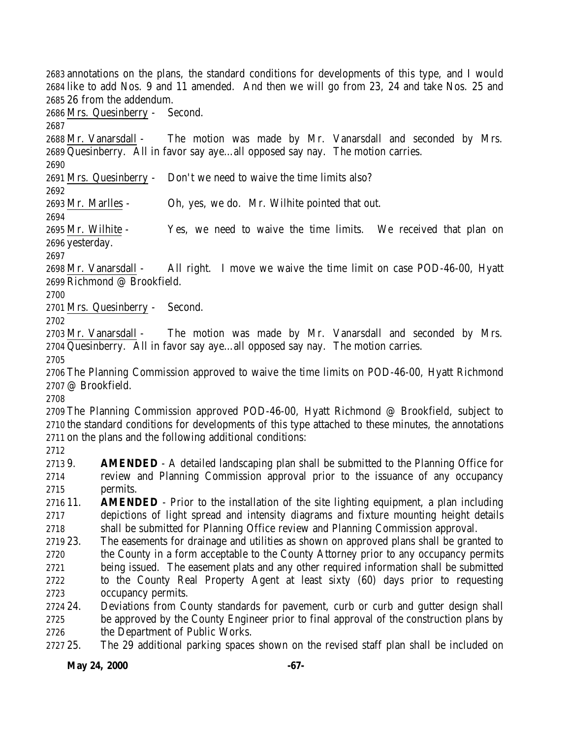annotations on the plans, the standard conditions for developments of this type, and I would like to add Nos. 9 and 11 amended. And then we will go from 23, 24 and take Nos. 25 and 26 from the addendum.

Mrs. Quesinberry - Second.

Mr. Vanarsdall - The motion was made by Mr. Vanarsdall and seconded by Mrs. Quesinberry. All in favor say aye…all opposed say nay. The motion carries.

Mrs. Quesinberry - Don't we need to waive the time limits also?

Mr. Marlles - Oh, yes, we do. Mr. Wilhite pointed that out.

Mr. Wilhite - Yes, we need to waive the time limits. We received that plan on yesterday.

Mr. Vanarsdall - All right. I move we waive the time limit on case POD-46-00, Hyatt Richmond @ Brookfield.

Mrs. Quesinberry - Second.

Mr. Vanarsdall - The motion was made by Mr. Vanarsdall and seconded by Mrs. Quesinberry. All in favor say aye…all opposed say nay. The motion carries.

The Planning Commission approved to waive the time limits on POD-46-00, Hyatt Richmond @ Brookfield.

The Planning Commission approved POD-46-00, Hyatt Richmond @ Brookfield, subject to the standard conditions for developments of this type attached to these minutes, the annotations on the plans and the following additional conditions:

9. **AMENDED** - A detailed landscaping plan shall be submitted to the Planning Office for review and Planning Commission approval prior to the issuance of any occupancy permits.
11. **AMENDED** - Prior to the installation of the site lighting equipment, a plan including depictions of light spread and intensity diagrams and fixture mounting height details shall be submitted for Planning Office review and Planning Commission approval.
23. The easements for drainage and utilities as shown on approved plans shall be granted to the County in a form acceptable to the County Attorney prior to any occupancy permits being issued. The easement plats and any other required information shall be submitted to the County Real Property Agent at least sixty (60) days prior to requesting occupancy permits.
24. Deviations from County standards for pavement, curb or curb and gutter design shall be approved by the County Engineer prior to final approval of the construction plans by the Department of Public Works.
25. The 29 additional parking spaces shown on the revised staff plan shall be included on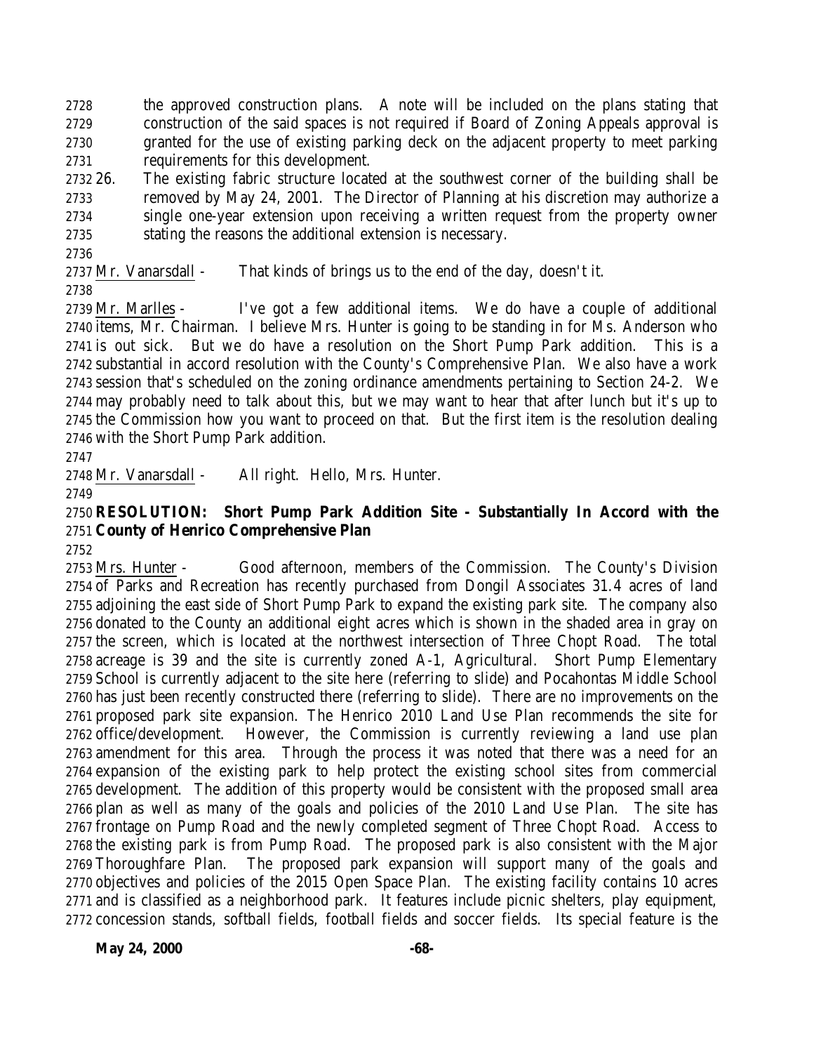the approved construction plans. A note will be included on the plans stating that construction of the said spaces is not required if Board of Zoning Appeals approval is granted for the use of existing parking deck on the adjacent property to meet parking requirements for this development.

26. The existing fabric structure located at the southwest corner of the building shall be removed by May 24, 2001. The Director of Planning at his discretion may authorize a single one-year extension upon receiving a written request from the property owner stating the reasons the additional extension is necessary.

Mr. Vanarsdall - That kinds of brings us to the end of the day, doesn't it.

Mr. Marlles - I've got a few additional items. We do have a couple of additional items, Mr. Chairman. I believe Mrs. Hunter is going to be standing in for Ms. Anderson who is out sick. But we do have a resolution on the Short Pump Park addition. This is a substantial in accord resolution with the County's Comprehensive Plan. We also have a work session that's scheduled on the zoning ordinance amendments pertaining to Section 24-2. We may probably need to talk about this, but we may want to hear that after lunch but it's up to the Commission how you want to proceed on that. But the first item is the resolution dealing with the Short Pump Park addition.

Mr. Vanarsdall - All right. Hello, Mrs. Hunter.

**RESOLUTION: Short Pump Park Addition Site - Substantially In Accord with the County of Henrico Comprehensive Plan**

Mrs. Hunter - Good afternoon, members of the Commission. The County's Division of Parks and Recreation has recently purchased from Dongil Associates 31.4 acres of land adjoining the east side of Short Pump Park to expand the existing park site. The company also donated to the County an additional eight acres which is shown in the shaded area in gray on the screen, which is located at the northwest intersection of Three Chopt Road. The total acreage is 39 and the site is currently zoned A-1, Agricultural. Short Pump Elementary School is currently adjacent to the site here (referring to slide) and Pocahontas Middle School has just been recently constructed there (referring to slide). There are no improvements on the proposed park site expansion. The Henrico 2010 Land Use Plan recommends the site for office/development. However, the Commission is currently reviewing a land use plan amendment for this area. Through the process it was noted that there was a need for an expansion of the existing park to help protect the existing school sites from commercial development. The addition of this property would be consistent with the proposed small area plan as well as many of the goals and policies of the 2010 Land Use Plan. The site has frontage on Pump Road and the newly completed segment of Three Chopt Road. Access to the existing park is from Pump Road. The proposed park is also consistent with the Major Thoroughfare Plan. The proposed park expansion will support many of the goals and objectives and policies of the 2015 Open Space Plan. The existing facility contains 10 acres and is classified as a neighborhood park. It features include picnic shelters, play equipment, concession stands, softball fields, football fields and soccer fields. Its special feature is the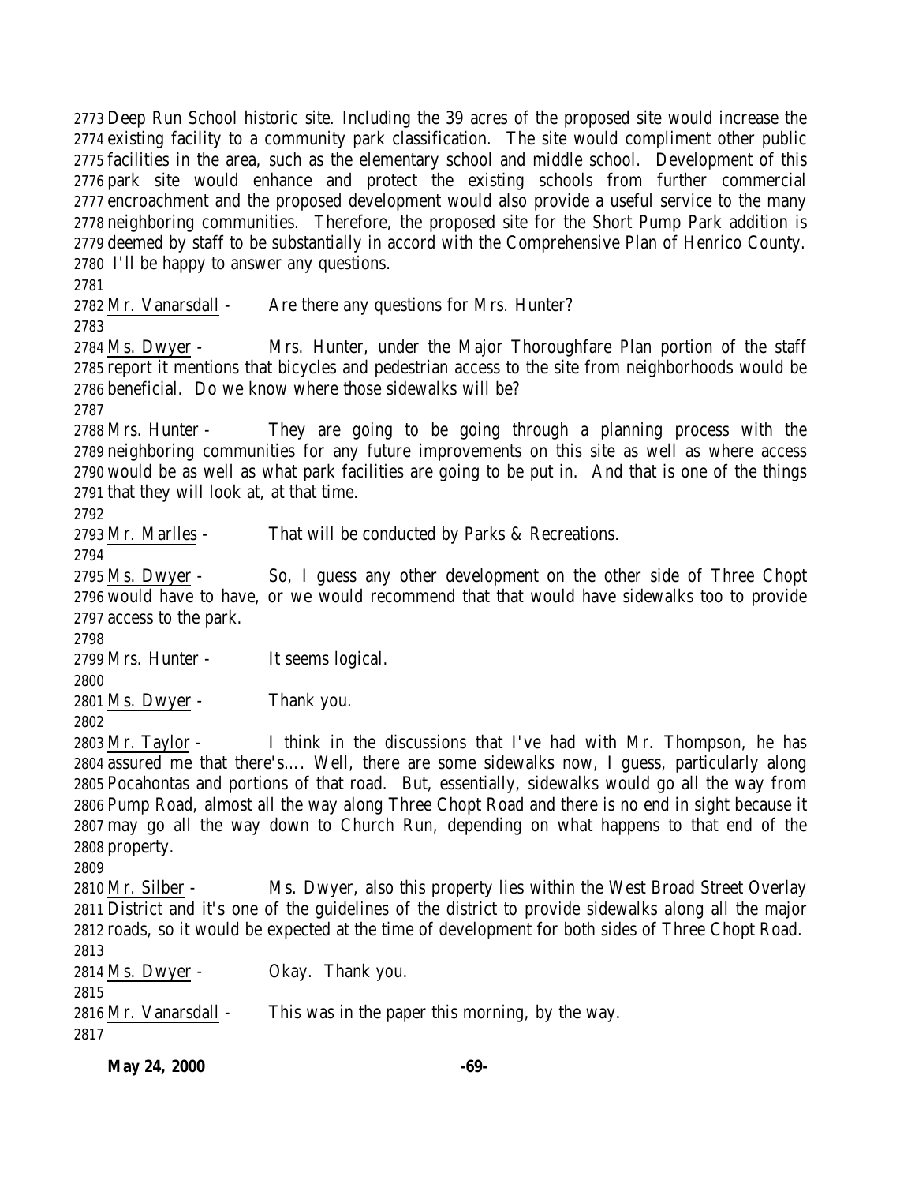Deep Run School historic site. Including the 39 acres of the proposed site would increase the existing facility to a community park classification. The site would compliment other public facilities in the area, such as the elementary school and middle school. Development of this park site would enhance and protect the existing schools from further commercial encroachment and the proposed development would also provide a useful service to the many neighboring communities. Therefore, the proposed site for the Short Pump Park addition is deemed by staff to be substantially in accord with the Comprehensive Plan of Henrico County. I'll be happy to answer any questions.

Mr. Vanarsdall - Are there any questions for Mrs. Hunter?

Ms. Dwyer - Mrs. Hunter, under the Major Thoroughfare Plan portion of the staff report it mentions that bicycles and pedestrian access to the site from neighborhoods would be beneficial. Do we know where those sidewalks will be?

Mrs. Hunter - They are going to be going through a planning process with the neighboring communities for any future improvements on this site as well as where access would be as well as what park facilities are going to be put in. And that is one of the things that they will look at, at that time.

Mr. Marlles - That will be conducted by Parks & Recreations.

Ms. Dwyer - So, I guess any other development on the other side of Three Chopt would have to have, or we would recommend that that would have sidewalks too to provide access to the park.

Mrs. Hunter - It seems logical.

Ms. Dwyer - Thank you.

Mr. Taylor - I think in the discussions that I've had with Mr. Thompson, he has assured me that there's.... Well, there are some sidewalks now, I guess, particularly along Pocahontas and portions of that road. But, essentially, sidewalks would go all the way from Pump Road, almost all the way along Three Chopt Road and there is no end in sight because it may go all the way down to Church Run, depending on what happens to that end of the property.

Mr. Silber - Ms. Dwyer, also this property lies within the West Broad Street Overlay District and it's one of the guidelines of the district to provide sidewalks along all the major roads, so it would be expected at the time of development for both sides of Three Chopt Road.

Ms. Dwyer - Okay. Thank you.

Mr. Vanarsdall - This was in the paper this morning, by the way.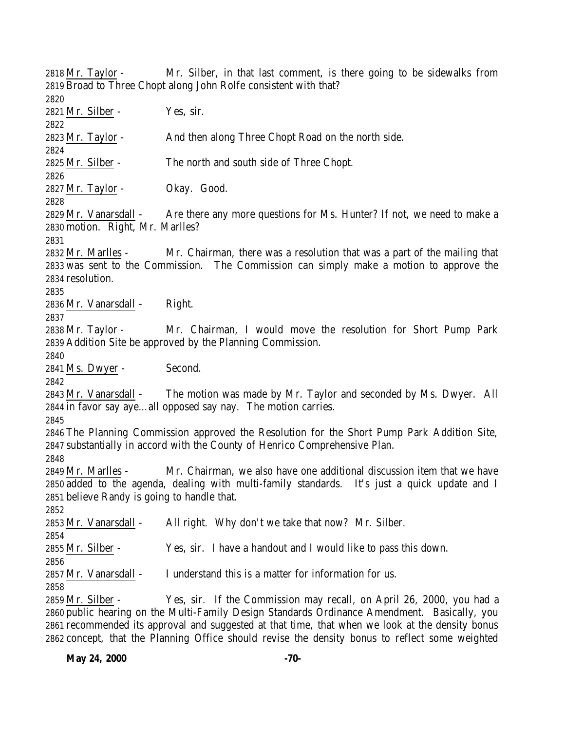2818 Mr. Taylor - Mr. Silber, in that last comment, is there going to be sidewalks from 2819 Broad to Three Chopt along John Rolfe consistent with that?
2820
2821 Mr. Silber - Yes, sir.
2822
2823 Mr. Taylor - And then along Three Chopt Road on the north side.
2824
2825 Mr. Silber - The north and south side of Three Chopt.
2826
2827 Mr. Taylor - Okay. Good.
2828
2829 Mr. Vanarsdall - Are there any more questions for Ms. Hunter? If not, we need to make a 2830 motion. Right, Mr. Marlles?
2831
2832 Mr. Marlles - Mr. Chairman, there was a resolution that was a part of the mailing that 2833 was sent to the Commission. The Commission can simply make a motion to approve the 2834 resolution.
2835
2836 Mr. Vanarsdall - Right.
2837
2838 Mr. Taylor - Mr. Chairman, I would move the resolution for Short Pump Park 2839 Addition Site be approved by the Planning Commission.
2840
2841 Ms. Dwyer - Second.
2842
2843 Mr. Vanarsdall - The motion was made by Mr. Taylor and seconded by Ms. Dwyer. All 2844 in favor say aye…all opposed say nay. The motion carries.
2845
2846 The Planning Commission approved the Resolution for the Short Pump Park Addition Site, 2847 substantially in accord with the County of Henrico Comprehensive Plan.
2848
2849 Mr. Marlles - Mr. Chairman, we also have one additional discussion item that we have 2850 added to the agenda, dealing with multi-family standards. It's just a quick update and I 2851 believe Randy is going to handle that.
2852
2853 Mr. Vanarsdall - All right. Why don't we take that now? Mr. Silber.
2854
2855 Mr. Silber - Yes, sir. I have a handout and I would like to pass this down.
2856
2857 Mr. Vanarsdall - I understand this is a matter for information for us.
2858
2859 Mr. Silber - Yes, sir. If the Commission may recall, on April 26, 2000, you had a 2860 public hearing on the Multi-Family Design Standards Ordinance Amendment. Basically, you 2861 recommended its approval and suggested at that time, that when we look at the density bonus 2862 concept, that the Planning Office should revise the density bonus to reflect some weighted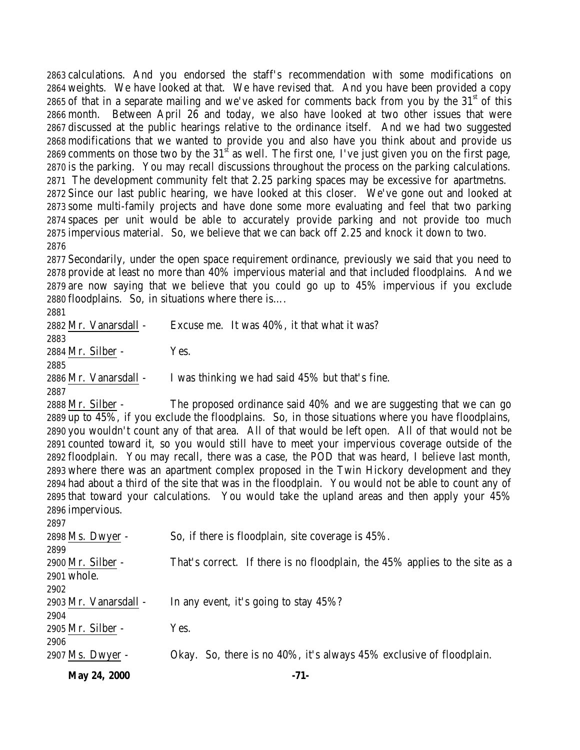calculations. And you endorsed the staff's recommendation with some modifications on weights. We have looked at that. We have revised that. And you have been provided a copy of that in a separate mailing and we've asked for comments back from you by the 31st of this month. Between April 26 and today, we also have looked at two other issues that were discussed at the public hearings relative to the ordinance itself. And we had two suggested modifications that we wanted to provide you and also have you think about and provide us comments on those two by the 31st as well. The first one, I've just given you on the first page, is the parking. You may recall discussions throughout the process on the parking calculations. The development community felt that 2.25 parking spaces may be excessive for apartmetns. Since our last public hearing, we have looked at this closer. We've gone out and looked at some multi-family projects and have done some more evaluating and feel that two parking spaces per unit would be able to accurately provide parking and not provide too much impervious material. So, we believe that we can back off 2.25 and knock it down to two.

Secondarily, under the open space requirement ordinance, previously we said that you need to provide at least no more than 40% impervious material and that included floodplains. And we are now saying that we believe that you could go up to 45% impervious if you exclude floodplains. So, in situations where there is….

Mr. Vanarsdall - Excuse me. It was 40%, it that what it was?

Mr. Silber - Yes.

Mr. Vanarsdall - I was thinking we had said 45% but that's fine.

Mr. Silber - The proposed ordinance said 40% and we are suggesting that we can go up to 45%, if you exclude the floodplains. So, in those situations where you have floodplains, you wouldn't count any of that area. All of that would be left open. All of that would not be counted toward it, so you would still have to meet your impervious coverage outside of the floodplain. You may recall, there was a case, the POD that was heard, I believe last month, where there was an apartment complex proposed in the Twin Hickory development and they had about a third of the site that was in the floodplain. You would not be able to count any of that toward your calculations. You would take the upland areas and then apply your 45% impervious.

Ms. Dwyer - So, if there is floodplain, site coverage is 45%.

Mr. Silber - That's correct. If there is no floodplain, the 45% applies to the site as a whole.

Mr. Vanarsdall - In any event, it's going to stay 45%?

Mr. Silber - Yes.

Ms. Dwyer - Okay. So, there is no 40%, it's always 45% exclusive of floodplain.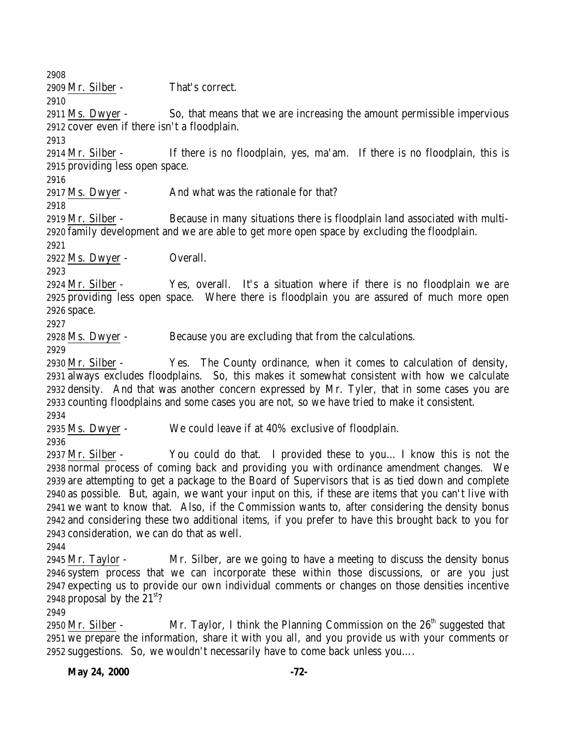Mr. Silber - That's correct.

Ms. Dwyer - So, that means that we are increasing the amount permissible impervious cover even if there isn't a floodplain.

Mr. Silber - If there is no floodplain, yes, ma'am. If there is no floodplain, this is providing less open space.

Ms. Dwyer - And what was the rationale for that?

Mr. Silber - Because in many situations there is floodplain land associated with multi-family development and we are able to get more open space by excluding the floodplain.

Ms. Dwyer - Overall.

Mr. Silber - Yes, overall. It's a situation where if there is no floodplain we are providing less open space. Where there is floodplain you are assured of much more open space.

Ms. Dwyer - Because you are excluding that from the calculations.

Mr. Silber - Yes. The County ordinance, when it comes to calculation of density, always excludes floodplains. So, this makes it somewhat consistent with how we calculate density. And that was another concern expressed by Mr. Tyler, that in some cases you are counting floodplains and some cases you are not, so we have tried to make it consistent.

Ms. Dwyer - We could leave if at 40% exclusive of floodplain.

Mr. Silber - You could do that. I provided these to you… I know this is not the normal process of coming back and providing you with ordinance amendment changes. We are attempting to get a package to the Board of Supervisors that is as tied down and complete as possible. But, again, we want your input on this, if these are items that you can't live with we want to know that. Also, if the Commission wants to, after considering the density bonus and considering these two additional items, if you prefer to have this brought back to you for consideration, we can do that as well.

Mr. Taylor - Mr. Silber, are we going to have a meeting to discuss the density bonus system process that we can incorporate these within those discussions, or are you just expecting us to provide our own individual comments or changes on those densities incentive proposal by the 21st?

Mr. Silber - Mr. Taylor, I think the Planning Commission on the 26th suggested that we prepare the information, share it with you all, and you provide us with your comments or suggestions. So, we wouldn't necessarily have to come back unless you….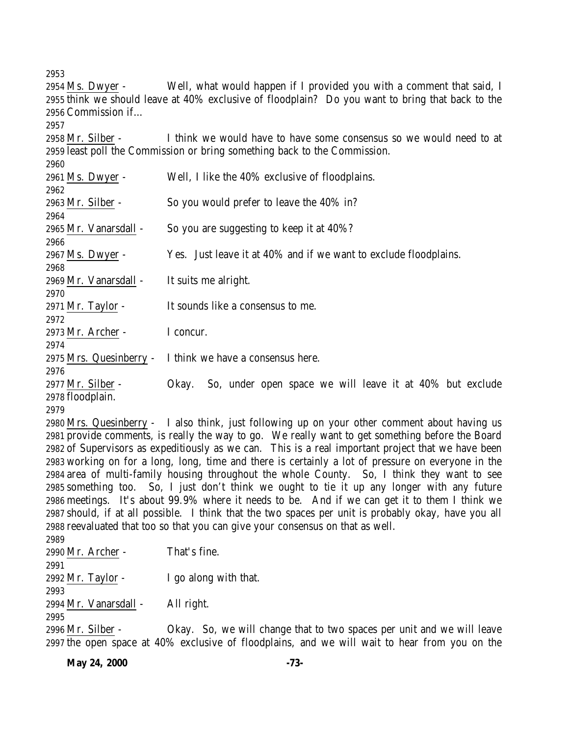2953
2954 Ms. Dwyer - Well, what would happen if I provided you with a comment that said, I
2955 think we should leave at 40% exclusive of floodplain? Do you want to bring that back to the
2956 Commission if…
2957
2958 Mr. Silber - I think we would have to have some consensus so we would need to at
2959 least poll the Commission or bring something back to the Commission.
2960
2961 Ms. Dwyer - Well, I like the 40% exclusive of floodplains.
2962
2963 Mr. Silber - So you would prefer to leave the 40% in?
2964
2965 Mr. Vanarsdall - So you are suggesting to keep it at 40%?
2966
2967 Ms. Dwyer - Yes. Just leave it at 40% and if we want to exclude floodplains.
2968
2969 Mr. Vanarsdall - It suits me alright.
2970
2971 Mr. Taylor - It sounds like a consensus to me.
2972
2973 Mr. Archer - I concur.
2974
2975 Mrs. Quesinberry - I think we have a consensus here.
2976
2977 Mr. Silber - Okay. So, under open space we will leave it at 40% but exclude
2978 floodplain.
2979
2980 Mrs. Quesinberry - I also think, just following up on your other comment about having us
2981 provide comments, is really the way to go. We really want to get something before the Board
2982 of Supervisors as expeditiously as we can. This is a real important project that we have been
2983 working on for a long, long, time and there is certainly a lot of pressure on everyone in the
2984 area of multi-family housing throughout the whole County. So, I think they want to see
2985 something too. So, I just don't think we ought to tie it up any longer with any future
2986 meetings. It's about 99.9% where it needs to be. And if we can get it to them I think we
2987 should, if at all possible. I think that the two spaces per unit is probably okay, have you all
2988 reevaluated that too so that you can give your consensus on that as well.
2989
2990 Mr. Archer - That's fine.
2991
2992 Mr. Taylor - I go along with that.
2993
2994 Mr. Vanarsdall - All right.
2995
2996 Mr. Silber - Okay. So, we will change that to two spaces per unit and we will leave
2997 the open space at 40% exclusive of floodplains, and we will wait to hear from you on the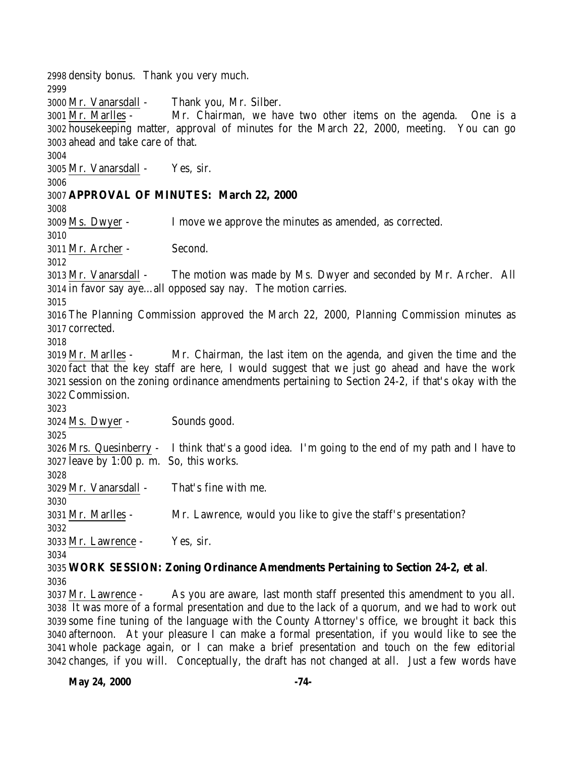density bonus. Thank you very much.

Mr. Vanarsdall - Thank you, Mr. Silber.

Mr. Marlles - Mr. Chairman, we have two other items on the agenda. One is a housekeeping matter, approval of minutes for the March 22, 2000, meeting. You can go ahead and take care of that.

Mr. Vanarsdall - Yes, sir.

**APPROVAL OF MINUTES: March 22, 2000**

Ms. Dwyer - I move we approve the minutes as amended, as corrected.

Mr. Archer - Second.

Mr. Vanarsdall - The motion was made by Ms. Dwyer and seconded by Mr. Archer. All in favor say aye…all opposed say nay. The motion carries.

The Planning Commission approved the March 22, 2000, Planning Commission minutes as corrected.

Mr. Marlles - Mr. Chairman, the last item on the agenda, and given the time and the fact that the key staff are here, I would suggest that we just go ahead and have the work session on the zoning ordinance amendments pertaining to Section 24-2, if that's okay with the Commission.

Ms. Dwyer - Sounds good.

Mrs. Quesinberry - I think that's a good idea. I'm going to the end of my path and I have to leave by 1:00 p. m. So, this works.

Mr. Vanarsdall - That's fine with me.

Mr. Marlles - Mr. Lawrence, would you like to give the staff's presentation?

Mr. Lawrence - Yes, sir.

**WORK SESSION: Zoning Ordinance Amendments Pertaining to Section 24-2, et al**.

Mr. Lawrence - As you are aware, last month staff presented this amendment to you all. It was more of a formal presentation and due to the lack of a quorum, and we had to work out some fine tuning of the language with the County Attorney's office, we brought it back this afternoon. At your pleasure I can make a formal presentation, if you would like to see the whole package again, or I can make a brief presentation and touch on the few editorial changes, if you will. Conceptually, the draft has not changed at all. Just a few words have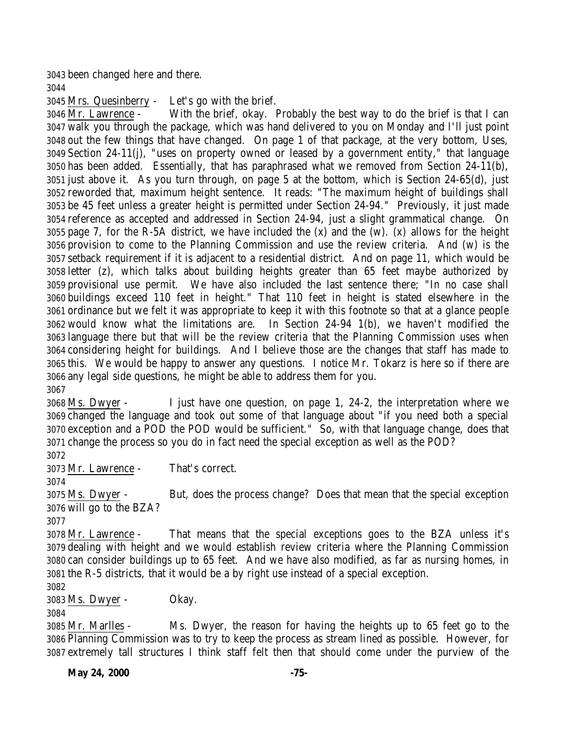been changed here and there.

Mrs. Quesinberry - Let's go with the brief.

Mr. Lawrence - With the brief, okay. Probably the best way to do the brief is that I can walk you through the package, which was hand delivered to you on Monday and I'll just point out the few things that have changed. On page 1 of that package, at the very bottom, Uses, Section 24-11(j), "uses on property owned or leased by a government entity," that language has been added. Essentially, that has paraphrased what we removed from Section 24-11(b), just above it. As you turn through, on page 5 at the bottom, which is Section 24-65(d), just reworded that, maximum height sentence. It reads: "The maximum height of buildings shall be 45 feet unless a greater height is permitted under Section 24-94." Previously, it just made reference as accepted and addressed in Section 24-94, just a slight grammatical change. On page 7, for the R-5A district, we have included the (x) and the (w). (x) allows for the height provision to come to the Planning Commission and use the review criteria. And (w) is the setback requirement if it is adjacent to a residential district. And on page 11, which would be letter (z), which talks about building heights greater than 65 feet maybe authorized by provisional use permit. We have also included the last sentence there; "In no case shall buildings exceed 110 feet in height." That 110 feet in height is stated elsewhere in the ordinance but we felt it was appropriate to keep it with this footnote so that at a glance people would know what the limitations are. In Section 24-94 1(b), we haven't modified the language there but that will be the review criteria that the Planning Commission uses when considering height for buildings. And I believe those are the changes that staff has made to this. We would be happy to answer any questions. I notice Mr. Tokarz is here so if there are any legal side questions, he might be able to address them for you.

Ms. Dwyer - I just have one question, on page 1, 24-2, the interpretation where we changed the language and took out some of that language about "if you need both a special exception and a POD the POD would be sufficient." So, with that language change, does that change the process so you do in fact need the special exception as well as the POD?

Mr. Lawrence - That's correct.

Ms. Dwyer - But, does the process change? Does that mean that the special exception will go to the BZA?

Mr. Lawrence - That means that the special exceptions goes to the BZA unless it's dealing with height and we would establish review criteria where the Planning Commission can consider buildings up to 65 feet. And we have also modified, as far as nursing homes, in the R-5 districts, that it would be a by right use instead of a special exception.

Ms. Dwyer - Okay.

Mr. Marlles - Ms. Dwyer, the reason for having the heights up to 65 feet go to the Planning Commission was to try to keep the process as stream lined as possible. However, for extremely tall structures I think staff felt then that should come under the purview of the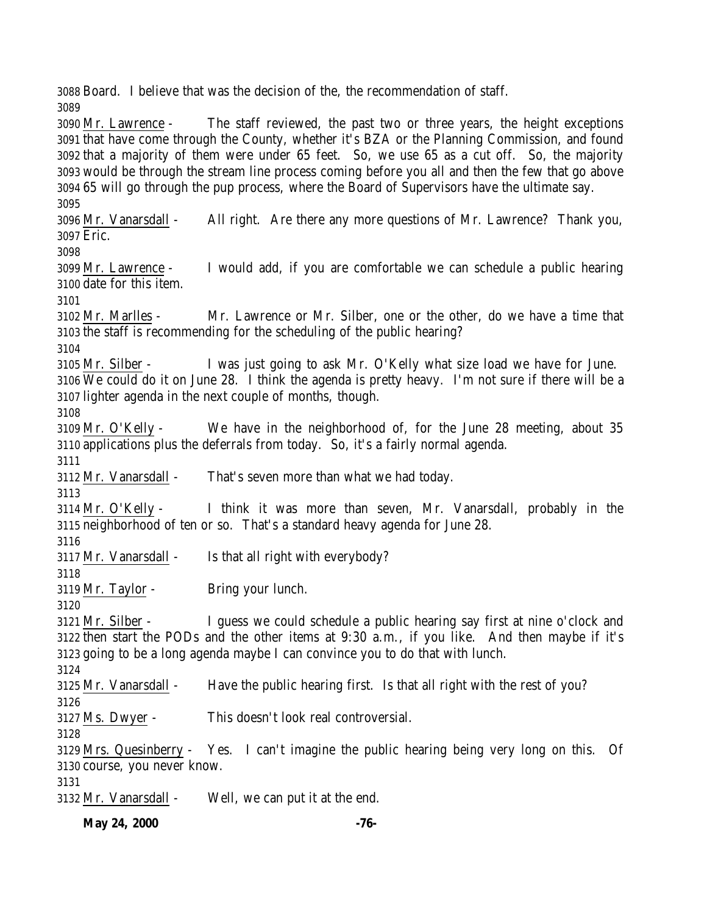3088 Board. I believe that was the decision of the, the recommendation of staff.
3089
3090 Mr. Lawrence - The staff reviewed, the past two or three years, the height exceptions
3091 that have come through the County, whether it's BZA or the Planning Commission, and found
3092 that a majority of them were under 65 feet. So, we use 65 as a cut off. So, the majority
3093 would be through the stream line process coming before you all and then the few that go above
3094 65 will go through the pup process, where the Board of Supervisors have the ultimate say.
3095
3096 Mr. Vanarsdall - All right. Are there any more questions of Mr. Lawrence? Thank you,
3097 Eric.
3098
3099 Mr. Lawrence - I would add, if you are comfortable we can schedule a public hearing
3100 date for this item.
3101
3102 Mr. Marlles - Mr. Lawrence or Mr. Silber, one or the other, do we have a time that
3103 the staff is recommending for the scheduling of the public hearing?
3104
3105 Mr. Silber - I was just going to ask Mr. O'Kelly what size load we have for June.
3106 We could do it on June 28. I think the agenda is pretty heavy. I'm not sure if there will be a
3107 lighter agenda in the next couple of months, though.
3108
3109 Mr. O'Kelly - We have in the neighborhood of, for the June 28 meeting, about 35
3110 applications plus the deferrals from today. So, it's a fairly normal agenda.
3111
3112 Mr. Vanarsdall - That's seven more than what we had today.
3113
3114 Mr. O'Kelly - I think it was more than seven, Mr. Vanarsdall, probably in the
3115 neighborhood of ten or so. That's a standard heavy agenda for June 28.
3116
3117 Mr. Vanarsdall - Is that all right with everybody?
3118
3119 Mr. Taylor - Bring your lunch.
3120
3121 Mr. Silber - I guess we could schedule a public hearing say first at nine o'clock and
3122 then start the PODs and the other items at 9:30 a.m., if you like. And then maybe if it's
3123 going to be a long agenda maybe I can convince you to do that with lunch.
3124
3125 Mr. Vanarsdall - Have the public hearing first. Is that all right with the rest of you?
3126
3127 Ms. Dwyer - This doesn't look real controversial.
3128
3129 Mrs. Quesinberry - Yes. I can't imagine the public hearing being very long on this. Of
3130 course, you never know.
3131
3132 Mr. Vanarsdall - Well, we can put it at the end.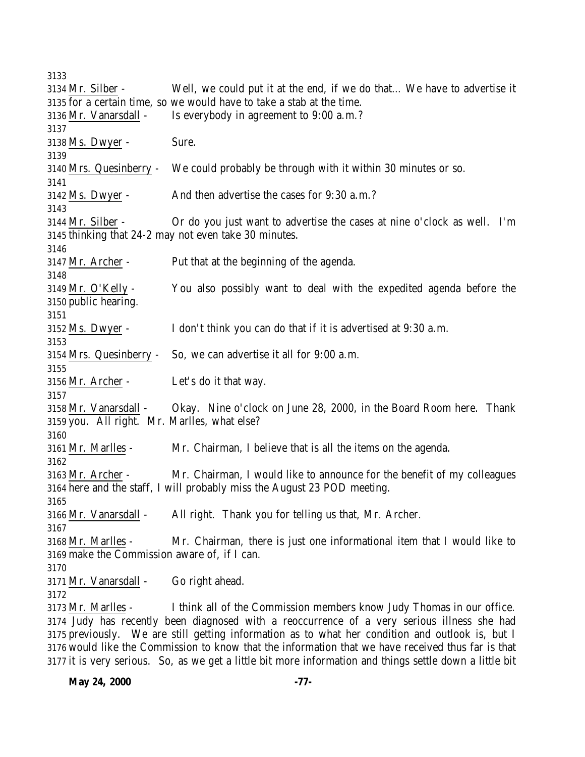Mr. Silber - Well, we could put it at the end, if we do that... We have to advertise it for a certain time, so we would have to take a stab at the time.

Mr. Vanarsdall - Is everybody in agreement to 9:00 a.m.?

Ms. Dwyer - Sure.

Mrs. Quesinberry - We could probably be through with it within 30 minutes or so.

Ms. Dwyer - And then advertise the cases for 9:30 a.m.?

Mr. Silber - Or do you just want to advertise the cases at nine o'clock as well. I'm thinking that 24-2 may not even take 30 minutes.

Mr. Archer - Put that at the beginning of the agenda.

Mr. O'Kelly - You also possibly want to deal with the expedited agenda before the public hearing.

Ms. Dwyer - I don't think you can do that if it is advertised at 9:30 a.m.

Mrs. Quesinberry - So, we can advertise it all for 9:00 a.m.

Mr. Archer - Let's do it that way.

Mr. Vanarsdall - Okay. Nine o'clock on June 28, 2000, in the Board Room here. Thank you. All right. Mr. Marlles, what else?

Mr. Marlles - Mr. Chairman, I believe that is all the items on the agenda.

Mr. Archer - Mr. Chairman, I would like to announce for the benefit of my colleagues here and the staff, I will probably miss the August 23 POD meeting.

Mr. Vanarsdall - All right. Thank you for telling us that, Mr. Archer.

Mr. Marlles - Mr. Chairman, there is just one informational item that I would like to make the Commission aware of, if I can.

Mr. Vanarsdall - Go right ahead.

Mr. Marlles - I think all of the Commission members know Judy Thomas in our office. Judy has recently been diagnosed with a reoccurrence of a very serious illness she had previously. We are still getting information as to what her condition and outlook is, but I would like the Commission to know that the information that we have received thus far is that it is very serious. So, as we get a little bit more information and things settle down a little bit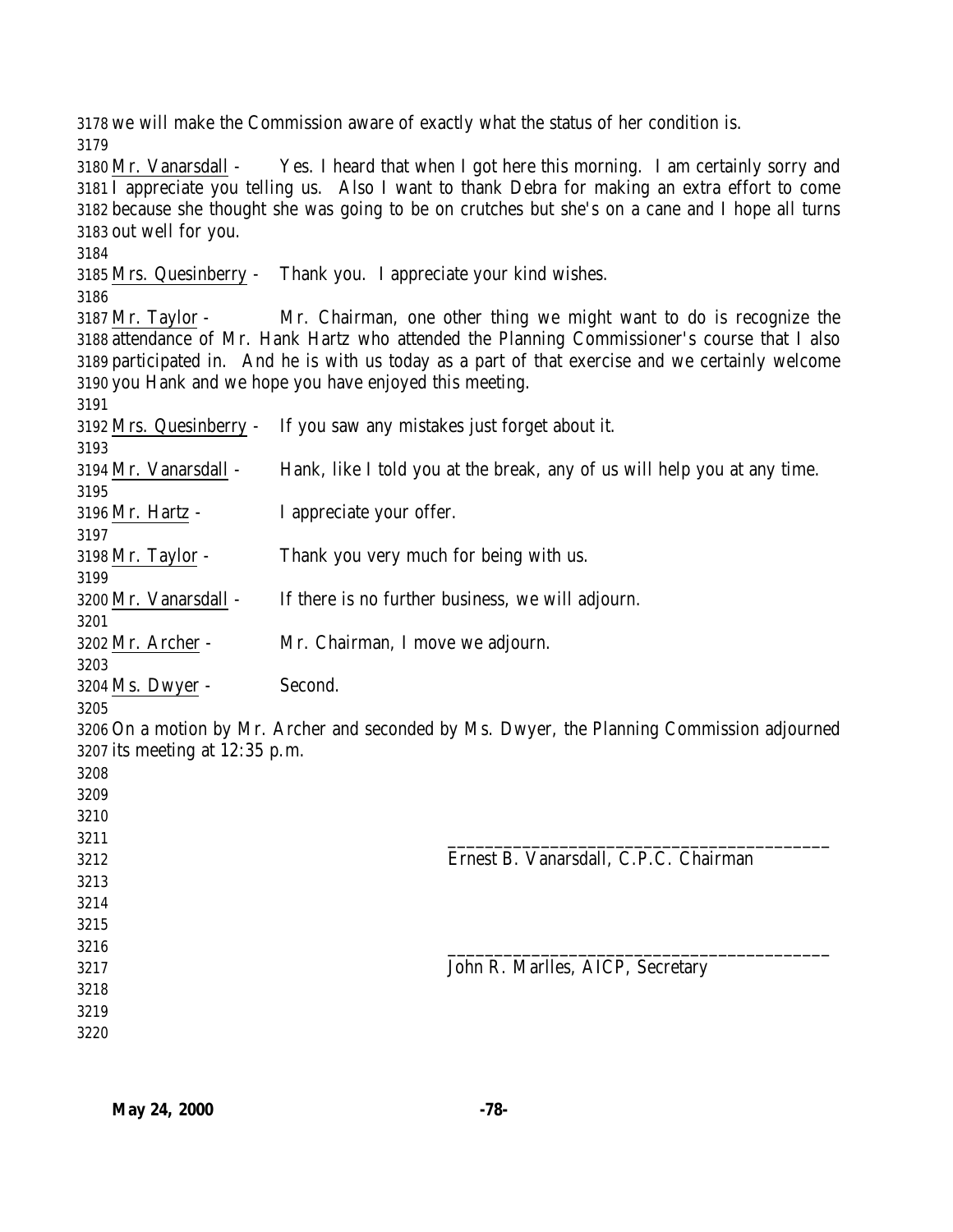we will make the Commission aware of exactly what the status of her condition is.

Mr. Vanarsdall - Yes. I heard that when I got here this morning. I am certainly sorry and I appreciate you telling us. Also I want to thank Debra for making an extra effort to come because she thought she was going to be on crutches but she's on a cane and I hope all turns out well for you.

Mrs. Quesinberry - Thank you. I appreciate your kind wishes.

Mr. Taylor - Mr. Chairman, one other thing we might want to do is recognize the attendance of Mr. Hank Hartz who attended the Planning Commissioner's course that I also participated in. And he is with us today as a part of that exercise and we certainly welcome you Hank and we hope you have enjoyed this meeting.

Mrs. Quesinberry - If you saw any mistakes just forget about it.

Mr. Vanarsdall - Hank, like I told you at the break, any of us will help you at any time.

Mr. Hartz - I appreciate your offer.

Mr. Taylor - Thank you very much for being with us.

Mr. Vanarsdall - If there is no further business, we will adjourn.

Mr. Archer - Mr. Chairman, I move we adjourn.

Ms. Dwyer - Second.

On a motion by Mr. Archer and seconded by Ms. Dwyer, the Planning Commission adjourned its meeting at 12:35 p.m.

_________________________________________
Ernest B. Vanarsdall, C.P.C. Chairman

_________________________________________
John R. Marlles, AICP, Secretary